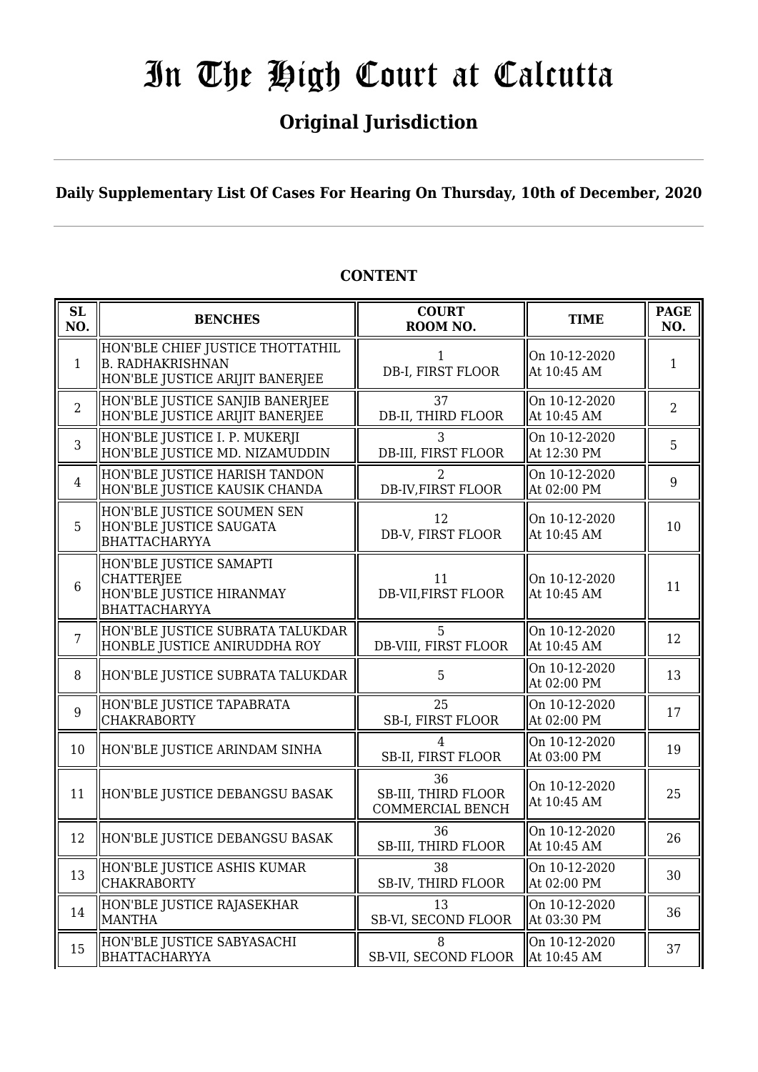# In The High Court at Calcutta

## Original Jurisdiction

**Daily Supplementary List Of Cases For Hearing On Thursday, 10th of December, 2020**

### CONTENT

| SL NO. | BENCHES | COURT ROOM NO. | TIME | PAGE NO. |
|---|---|---|---|---|
| 1 | HON'BLE CHIEF JUSTICE THOTTATHIL B. RADHAKRISHNAN<br>HON'BLE JUSTICE ARIJIT BANERJEE | 1<br>DB-I, FIRST FLOOR | On 10-12-2020<br>At 10:45 AM | 1 |
| 2 | HON'BLE JUSTICE SANJIB BANERJEE<br>HON'BLE JUSTICE ARIJIT BANERJEE | 37<br>DB-II, THIRD FLOOR | On 10-12-2020<br>At 10:45 AM | 2 |
| 3 | HON'BLE JUSTICE I. P. MUKERJI<br>HON'BLE JUSTICE MD. NIZAMUDDIN | 3<br>DB-III, FIRST FLOOR | On 10-12-2020<br>At 12:30 PM | 5 |
| 4 | HON'BLE JUSTICE HARISH TANDON<br>HON'BLE JUSTICE KAUSIK CHANDA | 2<br>DB-IV,FIRST FLOOR | On 10-12-2020<br>At 02:00 PM | 9 |
| 5 | HON'BLE JUSTICE SOUMEN SEN<br>HON'BLE JUSTICE SAUGATA BHATTACHARYYA | 12<br>DB-V, FIRST FLOOR | On 10-12-2020<br>At 10:45 AM | 10 |
| 6 | HON'BLE JUSTICE SAMAPTI CHATTERJEE<br>HON'BLE JUSTICE HIRANMAY BHATTACHARYYA | 11<br>DB-VII,FIRST FLOOR | On 10-12-2020<br>At 10:45 AM | 11 |
| 7 | HON'BLE JUSTICE SUBRATA TALUKDAR<br>HONBLE JUSTICE ANIRUDDHA ROY | 5<br>DB-VIII, FIRST FLOOR | On 10-12-2020<br>At 10:45 AM | 12 |
| 8 | HON'BLE JUSTICE SUBRATA TALUKDAR | 5 | On 10-12-2020<br>At 02:00 PM | 13 |
| 9 | HON'BLE JUSTICE TAPABRATA CHAKRABORTY | 25<br>SB-I, FIRST FLOOR | On 10-12-2020<br>At 02:00 PM | 17 |
| 10 | HON'BLE JUSTICE ARINDAM SINHA | 4<br>SB-II, FIRST FLOOR | On 10-12-2020<br>At 03:00 PM | 19 |
| 11 | HON'BLE JUSTICE DEBANGSU BASAK | 36<br>SB-III, THIRD FLOOR<br>COMMERCIAL BENCH | On 10-12-2020<br>At 10:45 AM | 25 |
| 12 | HON'BLE JUSTICE DEBANGSU BASAK | 36<br>SB-III, THIRD FLOOR | On 10-12-2020<br>At 10:45 AM | 26 |
| 13 | HON'BLE JUSTICE ASHIS KUMAR CHAKRABORTY | 38<br>SB-IV, THIRD FLOOR | On 10-12-2020<br>At 02:00 PM | 30 |
| 14 | HON'BLE JUSTICE RAJASEKHAR MANTHA | 13<br>SB-VI, SECOND FLOOR | On 10-12-2020<br>At 03:30 PM | 36 |
| 15 | HON'BLE JUSTICE SABYASACHI BHATTACHARYYA | 8<br>SB-VII, SECOND FLOOR | On 10-12-2020<br>At 10:45 AM | 37 |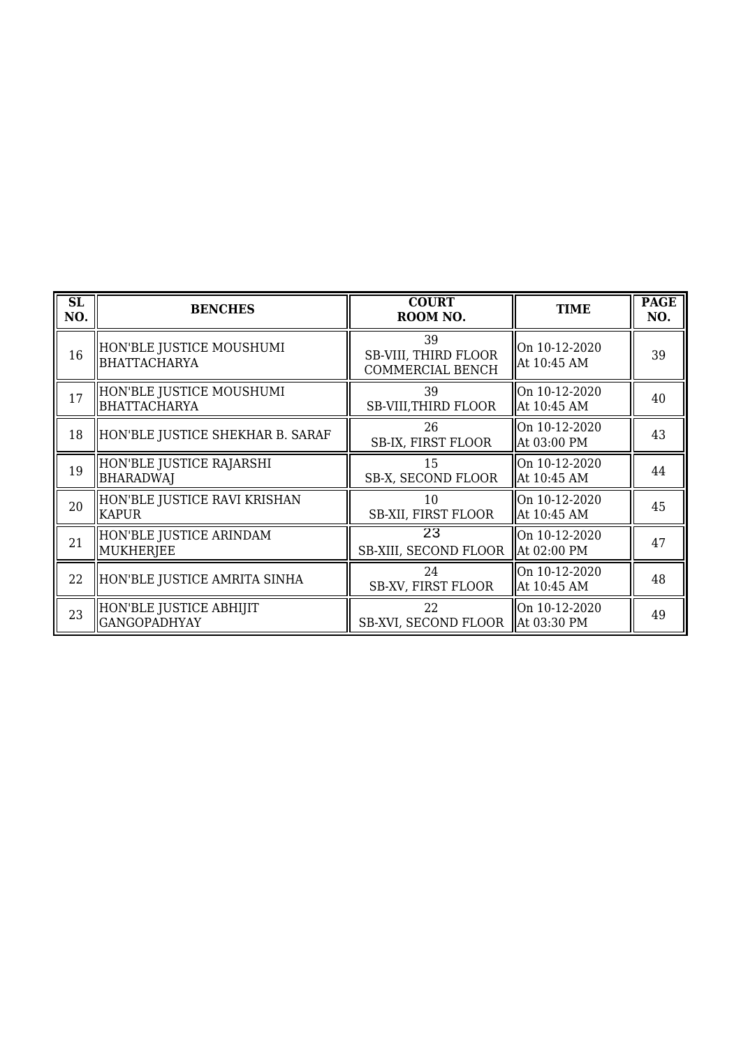| SL NO. | BENCHES | COURT ROOM NO. | TIME | PAGE NO. |
|---|---|---|---|---|
| 16 | HON'BLE JUSTICE MOUSHUMI BHATTACHARYA | 39<br>SB-VIII, THIRD FLOOR<br>COMMERCIAL BENCH | On 10-12-2020<br>At 10:45 AM | 39 |
| 17 | HON'BLE JUSTICE MOUSHUMI BHATTACHARYA | 39<br>SB-VIII,THIRD FLOOR | On 10-12-2020<br>At 10:45 AM | 40 |
| 18 | HON'BLE JUSTICE SHEKHAR B. SARAF | 26<br>SB-IX, FIRST FLOOR | On 10-12-2020<br>At 03:00 PM | 43 |
| 19 | HON'BLE JUSTICE RAJARSHI BHARADWAJ | 15<br>SB-X, SECOND FLOOR | On 10-12-2020<br>At 10:45 AM | 44 |
| 20 | HON'BLE JUSTICE RAVI KRISHAN KAPUR | 10<br>SB-XII, FIRST FLOOR | On 10-12-2020<br>At 10:45 AM | 45 |
| 21 | HON'BLE JUSTICE ARINDAM MUKHERJEE | 23<br>SB-XIII, SECOND FLOOR | On 10-12-2020<br>At 02:00 PM | 47 |
| 22 | HON'BLE JUSTICE AMRITA SINHA | 24<br>SB-XV, FIRST FLOOR | On 10-12-2020<br>At 10:45 AM | 48 |
| 23 | HON'BLE JUSTICE ABHIJIT GANGOPADHYAY | 22<br>SB-XVI, SECOND FLOOR | On 10-12-2020<br>At 03:30 PM | 49 |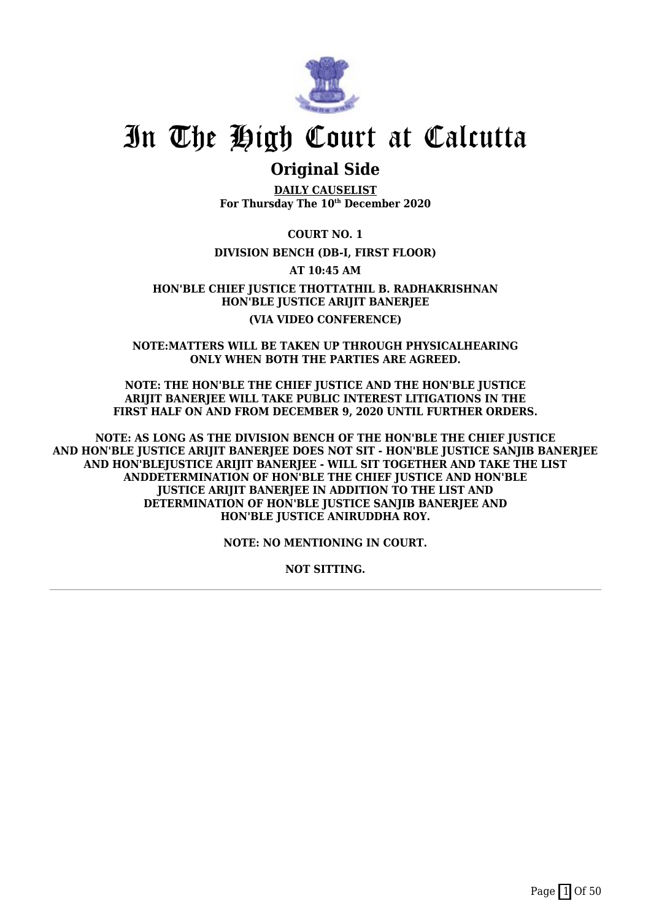# In The High Court at Calcutta

## Original Side

**DAILY CAUSELIST**
**For Thursday The 10th December 2020**

**COURT NO. 1**

**DIVISION BENCH (DB-I, FIRST FLOOR)**

**AT 10:45 AM**

**HON'BLE CHIEF JUSTICE THOTTATHIL B. RADHAKRISHNAN**
**HON'BLE JUSTICE ARIJIT BANERJEE**

**(VIA VIDEO CONFERENCE)**

**NOTE:MATTERS WILL BE TAKEN UP THROUGH PHYSICALHEARING ONLY WHEN BOTH THE PARTIES ARE AGREED.**

**NOTE: THE HON'BLE THE CHIEF JUSTICE AND THE HON'BLE JUSTICE ARIJIT BANERJEE WILL TAKE PUBLIC INTEREST LITIGATIONS IN THE FIRST HALF ON AND FROM DECEMBER 9, 2020 UNTIL FURTHER ORDERS.**

**NOTE: AS LONG AS THE DIVISION BENCH OF THE HON'BLE THE CHIEF JUSTICE AND HON'BLE JUSTICE ARIJIT BANERJEE DOES NOT SIT - HON'BLE JUSTICE SANJIB BANERJEE AND HON'BLEJUSTICE ARIJIT BANERJEE - WILL SIT TOGETHER AND TAKE THE LIST ANDDETERMINATION OF HON'BLE THE CHIEF JUSTICE AND HON'BLE JUSTICE ARIJIT BANERJEE IN ADDITION TO THE LIST AND DETERMINATION OF HON'BLE JUSTICE SANJIB BANERJEE AND HON'BLE JUSTICE ANIRUDDHA ROY.**

**NOTE: NO MENTIONING IN COURT.**

**NOT SITTING.**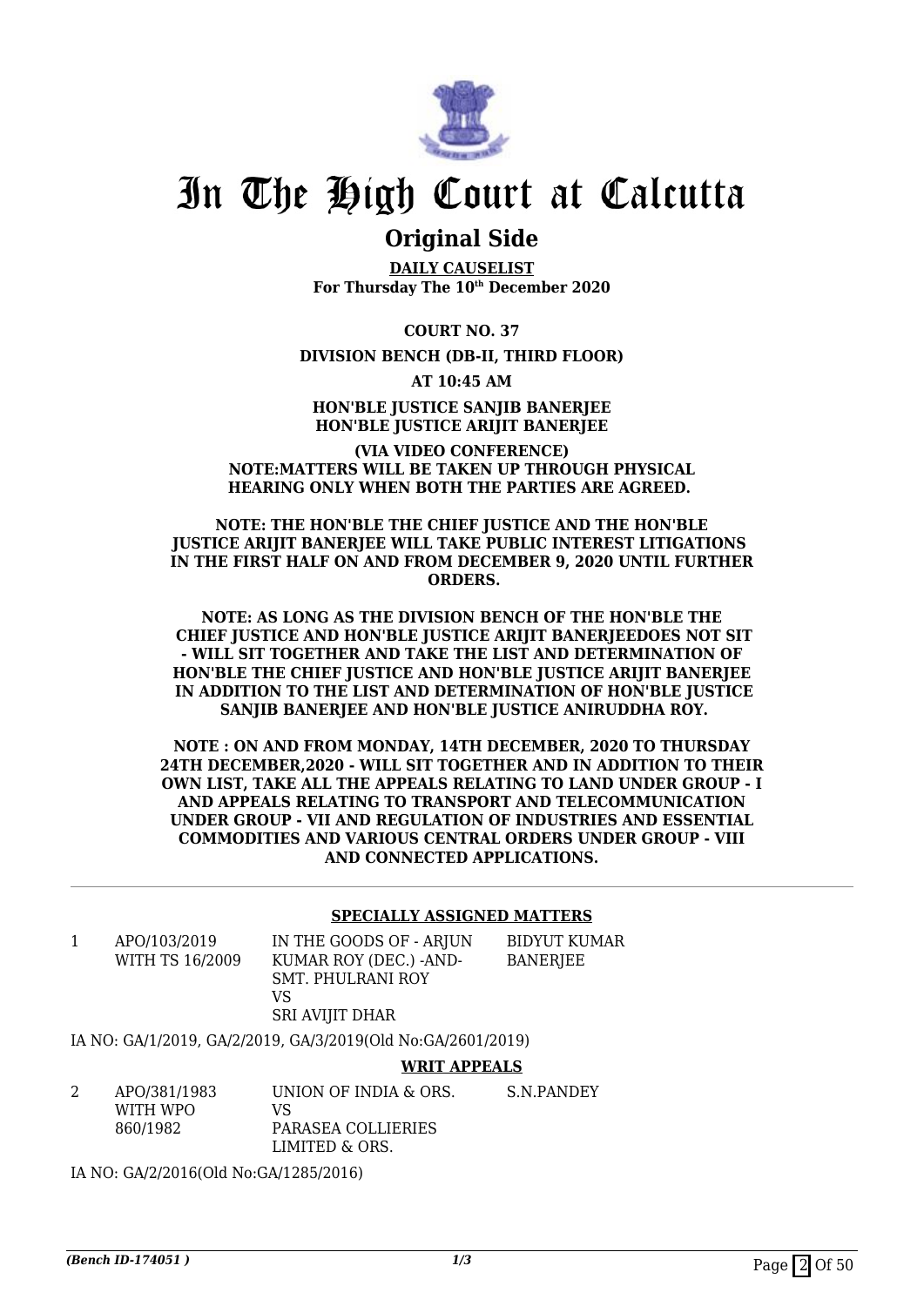# In The High Court at Calcutta

## Original Side

**DAILY CAUSELIST**
**For Thursday The 10th December 2020**

**COURT NO. 37**

**DIVISION BENCH (DB-II, THIRD FLOOR)**

**AT 10:45 AM**

**HON'BLE JUSTICE SANJIB BANERJEE**
**HON'BLE JUSTICE ARIJIT BANERJEE**

**(VIA VIDEO CONFERENCE)**
**NOTE:MATTERS WILL BE TAKEN UP THROUGH PHYSICAL HEARING ONLY WHEN BOTH THE PARTIES ARE AGREED.**

**NOTE: THE HON'BLE THE CHIEF JUSTICE AND THE HON'BLE JUSTICE ARIJIT BANERJEE WILL TAKE PUBLIC INTEREST LITIGATIONS IN THE FIRST HALF ON AND FROM DECEMBER 9, 2020 UNTIL FURTHER ORDERS.**

**NOTE: AS LONG AS THE DIVISION BENCH OF THE HON'BLE THE CHIEF JUSTICE AND HON'BLE JUSTICE ARIJIT BANERJEEDOES NOT SIT - WILL SIT TOGETHER AND TAKE THE LIST AND DETERMINATION OF HON'BLE THE CHIEF JUSTICE AND HON'BLE JUSTICE ARIJIT BANERJEE IN ADDITION TO THE LIST AND DETERMINATION OF HON'BLE JUSTICE SANJIB BANERJEE AND HON'BLE JUSTICE ANIRUDDHA ROY.**

**NOTE : ON AND FROM MONDAY, 14TH DECEMBER, 2020 TO THURSDAY 24TH DECEMBER,2020 - WILL SIT TOGETHER AND IN ADDITION TO THEIR OWN LIST, TAKE ALL THE APPEALS RELATING TO LAND UNDER GROUP - I AND APPEALS RELATING TO TRANSPORT AND TELECOMMUNICATION UNDER GROUP - VII AND REGULATION OF INDUSTRIES AND ESSENTIAL COMMODITIES AND VARIOUS CENTRAL ORDERS UNDER GROUP - VIII AND CONNECTED APPLICATIONS.**

---

**SPECIALLY ASSIGNED MATTERS**

| | | | |
|---|---|---|---|
| 1 | APO/103/2019 WITH TS 16/2009 | IN THE GOODS OF - ARJUN KUMAR ROY (DEC.) -AND- SMT. PHULRANI ROY VS SRI AVIJIT DHAR | BIDYUT KUMAR BANERJEE |

IA NO: GA/1/2019, GA/2/2019, GA/3/2019(Old No:GA/2601/2019)

**WRIT APPEALS**

| | | | |
|---|---|---|---|
| 2 | APO/381/1983 WITH WPO 860/1982 | UNION OF INDIA & ORS. VS PARASEA COLLIERIES LIMITED & ORS. | S.N.PANDEY |

IA NO: GA/2/2016(Old No:GA/1285/2016)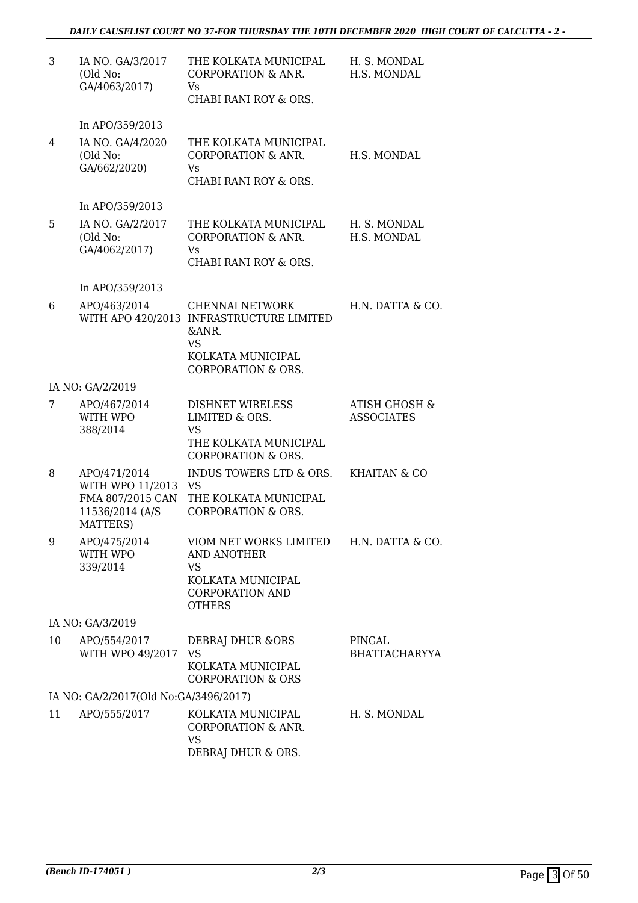| | | | |
|---|---|---|---|
| 3 | IA NO. GA/3/2017 (Old No: GA/4063/2017) | THE KOLKATA MUNICIPAL CORPORATION & ANR. Vs CHABI RANI ROY & ORS. | H. S. MONDAL H.S. MONDAL |
| | In APO/359/2013 | | |
| 4 | IA NO. GA/4/2020 (Old No: GA/662/2020) | THE KOLKATA MUNICIPAL CORPORATION & ANR. Vs CHABI RANI ROY & ORS. | H.S. MONDAL |
| | In APO/359/2013 | | |
| 5 | IA NO. GA/2/2017 (Old No: GA/4062/2017) | THE KOLKATA MUNICIPAL CORPORATION & ANR. Vs CHABI RANI ROY & ORS. | H. S. MONDAL H.S. MONDAL |
| | In APO/359/2013 | | |
| 6 | APO/463/2014 WITH APO 420/2013 | CHENNAI NETWORK INFRASTRUCTURE LIMITED &ANR. VS KOLKATA MUNICIPAL CORPORATION & ORS. | H.N. DATTA & CO. |
| | IA NO: GA/2/2019 | | |
| 7 | APO/467/2014 WITH WPO 388/2014 | DISHNET WIRELESS LIMITED & ORS. VS THE KOLKATA MUNICIPAL CORPORATION & ORS. | ATISH GHOSH & ASSOCIATES |
| 8 | APO/471/2014 WITH WPO 11/2013 FMA 807/2015 CAN 11536/2014 (A/S MATTERS) | INDUS TOWERS LTD & ORS. VS THE KOLKATA MUNICIPAL CORPORATION & ORS. | KHAITAN & CO |
| 9 | APO/475/2014 WITH WPO 339/2014 | VIOM NET WORKS LIMITED AND ANOTHER VS KOLKATA MUNICIPAL CORPORATION AND OTHERS | H.N. DATTA & CO. |
| | IA NO: GA/3/2019 | | |
| 10 | APO/554/2017 WITH WPO 49/2017 | DEBRAJ DHUR &ORS VS KOLKATA MUNICIPAL CORPORATION & ORS | PINGAL BHATTACHARYYA |
| | IA NO: GA/2/2017(Old No:GA/3496/2017) | | |
| 11 | APO/555/2017 | KOLKATA MUNICIPAL CORPORATION & ANR. VS DEBRAJ DHUR & ORS. | H. S. MONDAL |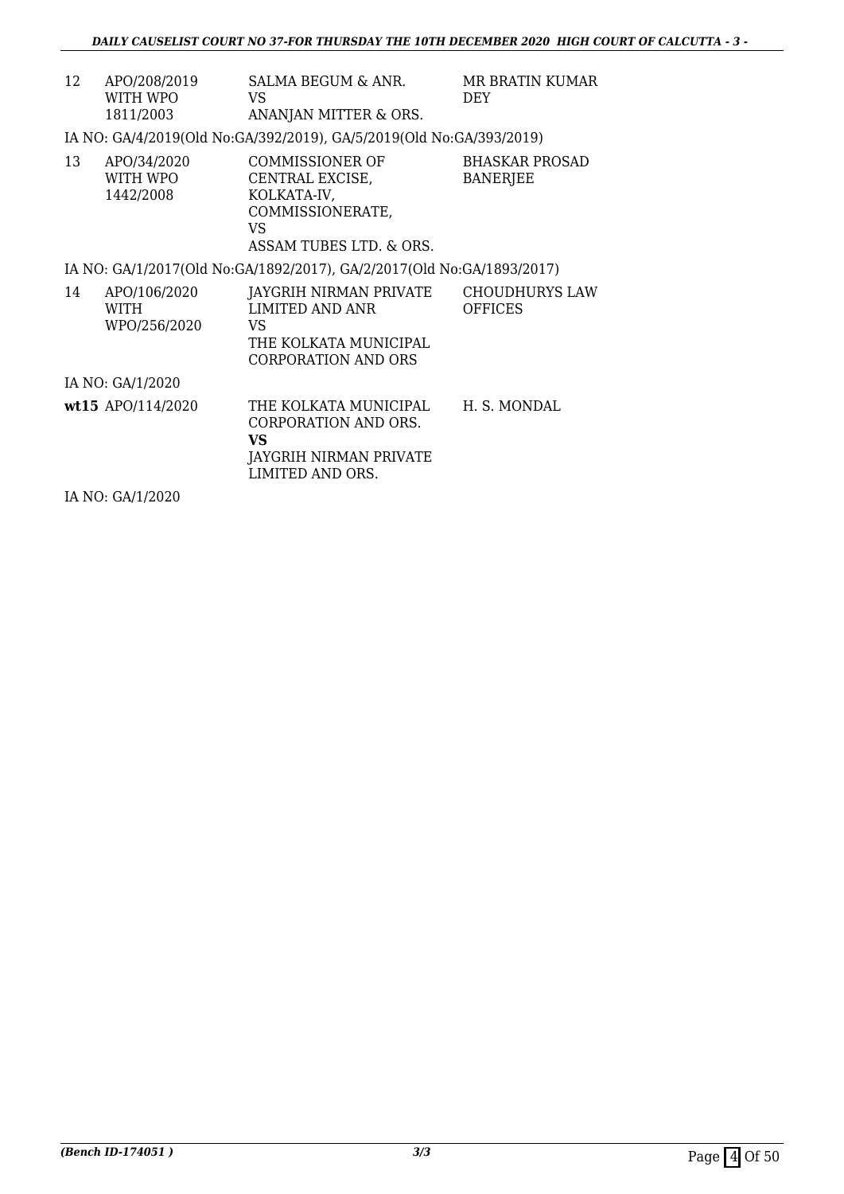| | | | |
|---|---|---|---|
| 12 | APO/208/2019 WITH WPO 1811/2003 | SALMA BEGUM & ANR. VS ANANJAN MITTER & ORS. | MR BRATIN KUMAR DEY |

IA NO: GA/4/2019(Old No:GA/392/2019), GA/5/2019(Old No:GA/393/2019)

| | | | |
|---|---|---|---|
| 13 | APO/34/2020 WITH WPO 1442/2008 | COMMISSIONER OF CENTRAL EXCISE, KOLKATA-IV, COMMISSIONERATE, VS ASSAM TUBES LTD. & ORS. | BHASKAR PROSAD BANERJEE |

IA NO: GA/1/2017(Old No:GA/1892/2017), GA/2/2017(Old No:GA/1893/2017)

| | | | |
|---|---|---|---|
| 14 | APO/106/2020 WITH WPO/256/2020 | JAYGRIH NIRMAN PRIVATE LIMITED AND ANR VS THE KOLKATA MUNICIPAL CORPORATION AND ORS | CHOUDHURYS LAW OFFICES |

IA NO: GA/1/2020

| | | | |
|---|---|---|---|
| **wt15** | APO/114/2020 | THE KOLKATA MUNICIPAL CORPORATION AND ORS. **VS** JAYGRIH NIRMAN PRIVATE LIMITED AND ORS. | H. S. MONDAL |

IA NO: GA/1/2020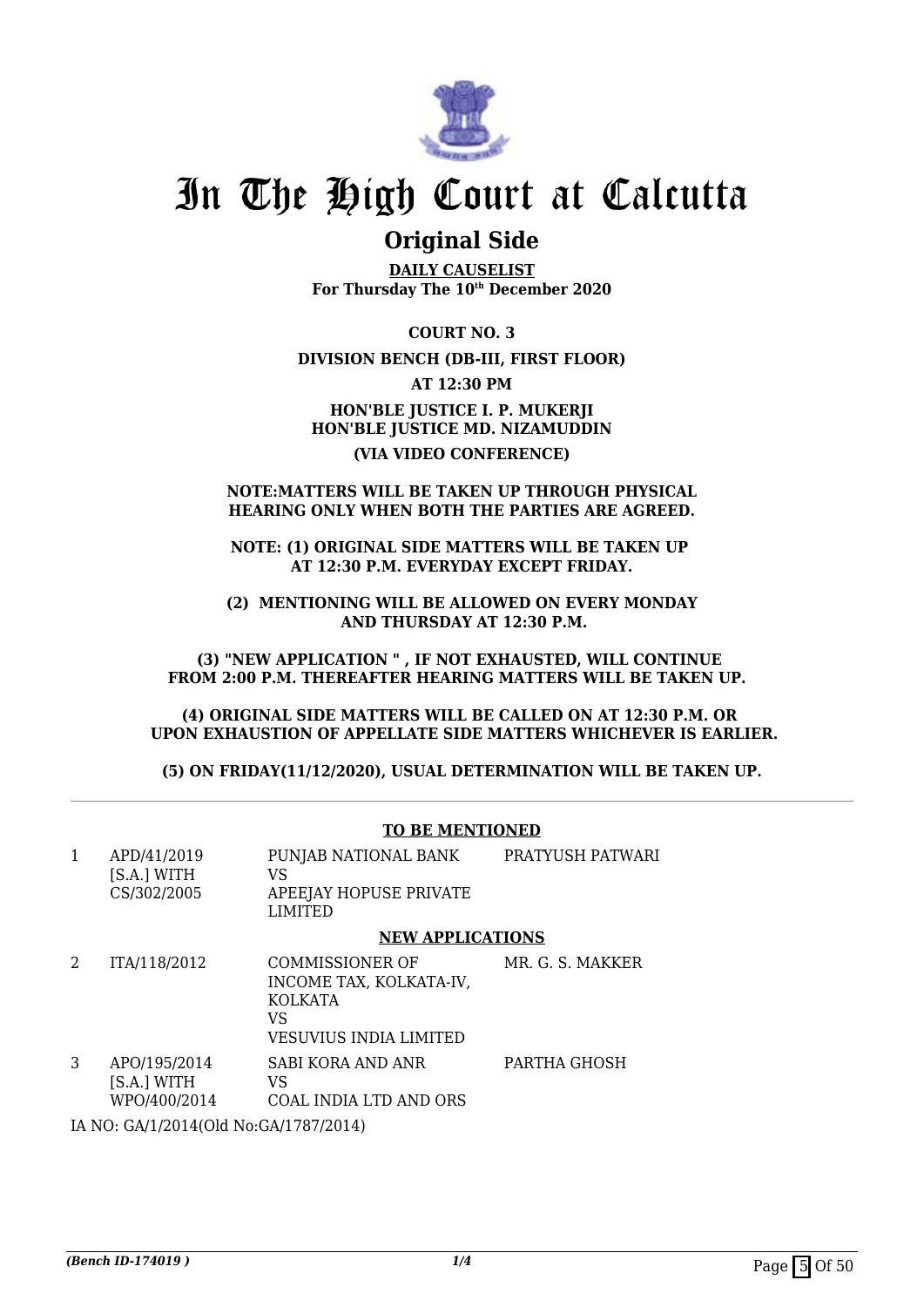# In The High Court at Calcutta

## Original Side

**DAILY CAUSELIST**
**For Thursday The 10th December 2020**

**COURT NO. 3**

**DIVISION BENCH (DB-III, FIRST FLOOR)**

**AT 12:30 PM**

**HON'BLE JUSTICE I. P. MUKERJI**
**HON'BLE JUSTICE MD. NIZAMUDDIN**

**(VIA VIDEO CONFERENCE)**

**NOTE:MATTERS WILL BE TAKEN UP THROUGH PHYSICAL HEARING ONLY WHEN BOTH THE PARTIES ARE AGREED.**

**NOTE: (1) ORIGINAL SIDE MATTERS WILL BE TAKEN UP AT 12:30 P.M. EVERYDAY EXCEPT FRIDAY.**

**(2) MENTIONING WILL BE ALLOWED ON EVERY MONDAY AND THURSDAY AT 12:30 P.M.**

**(3) "NEW APPLICATION " , IF NOT EXHAUSTED, WILL CONTINUE FROM 2:00 P.M. THEREAFTER HEARING MATTERS WILL BE TAKEN UP.**

**(4) ORIGINAL SIDE MATTERS WILL BE CALLED ON AT 12:30 P.M. OR UPON EXHAUSTION OF APPELLATE SIDE MATTERS WHICHEVER IS EARLIER.**

**(5) ON FRIDAY(11/12/2020), USUAL DETERMINATION WILL BE TAKEN UP.**

**TO BE MENTIONED**

| | | | |
|---|---|---|---|
| 1 | APD/41/2019 [S.A.] WITH CS/302/2005 | PUNJAB NATIONAL BANK VS APEEJAY HOPUSE PRIVATE LIMITED | PRATYUSH PATWARI |

**NEW APPLICATIONS**

| | | | |
|---|---|---|---|
| 2 | ITA/118/2012 | COMMISSIONER OF INCOME TAX, KOLKATA-IV, KOLKATA VS VESUVIUS INDIA LIMITED | MR. G. S. MAKKER |
| 3 | APO/195/2014 [S.A.] WITH WPO/400/2014 | SABI KORA AND ANR VS COAL INDIA LTD AND ORS | PARTHA GHOSH |

IA NO: GA/1/2014(Old No:GA/1787/2014)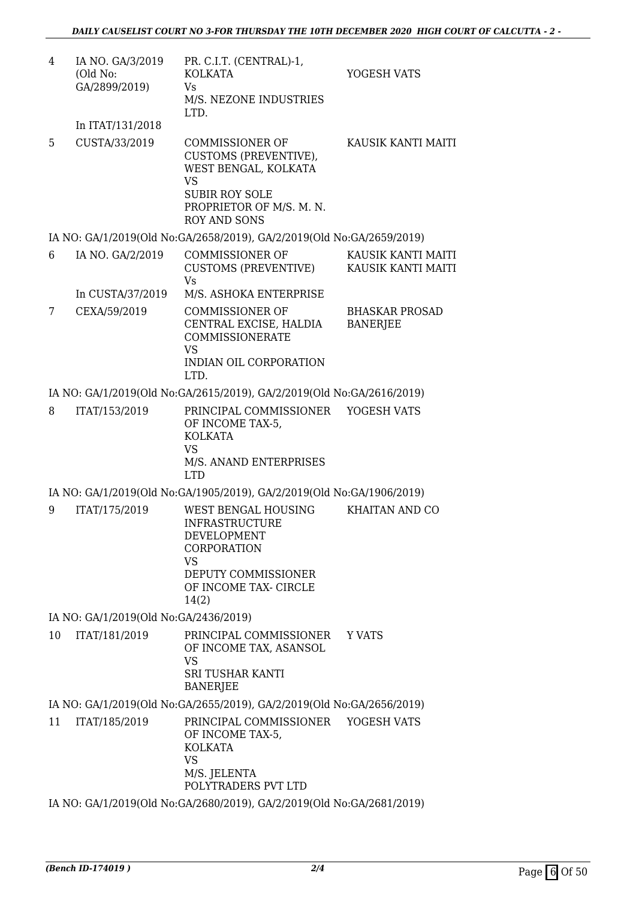| | | | |
|---|---|---|---|
| 4 | IA NO. GA/3/2019 (Old No: GA/2899/2019) In ITAT/131/2018 | PR. C.I.T. (CENTRAL)-1, KOLKATA Vs M/S. NEZONE INDUSTRIES LTD. | YOGESH VATS |
| 5 | CUSTA/33/2019 | COMMISSIONER OF CUSTOMS (PREVENTIVE), WEST BENGAL, KOLKATA VS SUBIR ROY SOLE PROPRIETOR OF M/S. M. N. ROY AND SONS | KAUSIK KANTI MAITI |

IA NO: GA/1/2019(Old No:GA/2658/2019), GA/2/2019(Old No:GA/2659/2019)

| | | | |
|---|---|---|---|
| 6 | IA NO. GA/2/2019 In CUSTA/37/2019 | COMMISSIONER OF CUSTOMS (PREVENTIVE) Vs M/S. ASHOKA ENTERPRISE | KAUSIK KANTI MAITI KAUSIK KANTI MAITI |
| 7 | CEXA/59/2019 | COMMISSIONER OF CENTRAL EXCISE, HALDIA COMMISSIONERATE VS INDIAN OIL CORPORATION LTD. | BHASKAR PROSAD BANERJEE |

IA NO: GA/1/2019(Old No:GA/2615/2019), GA/2/2019(Old No:GA/2616/2019)

| | | | |
|---|---|---|---|
| 8 | ITAT/153/2019 | PRINCIPAL COMMISSIONER OF INCOME TAX-5, KOLKATA VS M/S. ANAND ENTERPRISES LTD | YOGESH VATS |

IA NO: GA/1/2019(Old No:GA/1905/2019), GA/2/2019(Old No:GA/1906/2019)

| | | | |
|---|---|---|---|
| 9 | ITAT/175/2019 | WEST BENGAL HOUSING INFRASTRUCTURE DEVELOPMENT CORPORATION VS DEPUTY COMMISSIONER OF INCOME TAX- CIRCLE 14(2) | KHAITAN AND CO |

IA NO: GA/1/2019(Old No:GA/2436/2019)

| | | | |
|---|---|---|---|
| 10 | ITAT/181/2019 | PRINCIPAL COMMISSIONER OF INCOME TAX, ASANSOL VS SRI TUSHAR KANTI BANERJEE | Y VATS |

IA NO: GA/1/2019(Old No:GA/2655/2019), GA/2/2019(Old No:GA/2656/2019)

| | | | |
|---|---|---|---|
| 11 | ITAT/185/2019 | PRINCIPAL COMMISSIONER OF INCOME TAX-5, KOLKATA VS M/S. JELENTA POLYTRADERS PVT LTD | YOGESH VATS |

IA NO: GA/1/2019(Old No:GA/2680/2019), GA/2/2019(Old No:GA/2681/2019)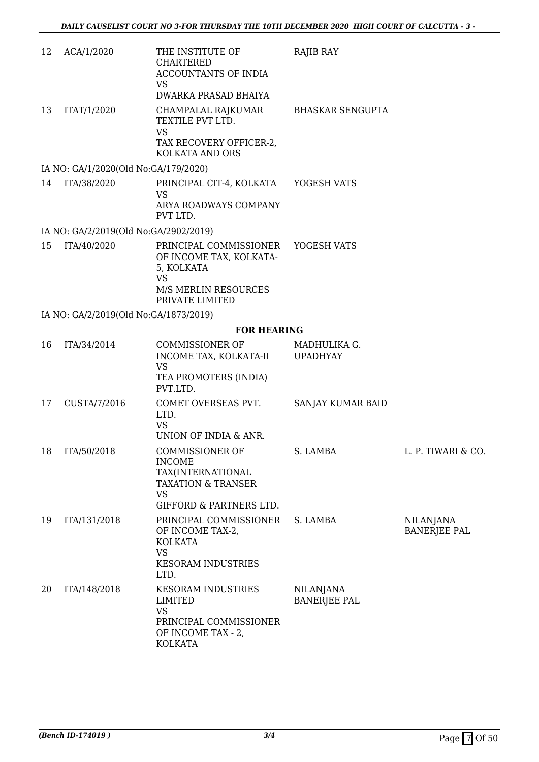| | | | | |
|---|---|---|---|---|
| 12 | ACA/1/2020 | THE INSTITUTE OF CHARTERED ACCOUNTANTS OF INDIA<br>VS<br>DWARKA PRASAD BHAIYA | RAJIB RAY | |
| 13 | ITAT/1/2020 | CHAMPALAL RAJKUMAR TEXTILE PVT LTD.<br>VS<br>TAX RECOVERY OFFICER-2, KOLKATA AND ORS | BHASKAR SENGUPTA | |

IA NO: GA/1/2020(Old No:GA/179/2020)

| | | | | |
|---|---|---|---|---|
| 14 | ITA/38/2020 | PRINCIPAL CIT-4, KOLKATA<br>VS<br>ARYA ROADWAYS COMPANY PVT LTD. | YOGESH VATS | |

IA NO: GA/2/2019(Old No:GA/2902/2019)

| | | | | |
|---|---|---|---|---|
| 15 | ITA/40/2020 | PRINCIPAL COMMISSIONER OF INCOME TAX, KOLKATA-5, KOLKATA<br>VS<br>M/S MERLIN RESOURCES PRIVATE LIMITED | YOGESH VATS | |

IA NO: GA/2/2019(Old No:GA/1873/2019)

**FOR HEARING**

| | | | | |
|---|---|---|---|---|
| 16 | ITA/34/2014 | COMMISSIONER OF INCOME TAX, KOLKATA-II<br>VS<br>TEA PROMOTERS (INDIA) PVT.LTD. | MADHULIKA G. UPADHYAY | |
| 17 | CUSTA/7/2016 | COMET OVERSEAS PVT. LTD.<br>VS<br>UNION OF INDIA & ANR. | SANJAY KUMAR BAID | |
| 18 | ITA/50/2018 | COMMISSIONER OF INCOME TAX(INTERNATIONAL TAXATION & TRANSER<br>VS<br>GIFFORD & PARTNERS LTD. | S. LAMBA | L. P. TIWARI & CO. |
| 19 | ITA/131/2018 | PRINCIPAL COMMISSIONER OF INCOME TAX-2, KOLKATA<br>VS<br>KESORAM INDUSTRIES LTD. | S. LAMBA | NILANJANA BANERJEE PAL |
| 20 | ITA/148/2018 | KESORAM INDUSTRIES LIMITED<br>VS<br>PRINCIPAL COMMISSIONER OF INCOME TAX - 2, KOLKATA | NILANJANA BANERJEE PAL | |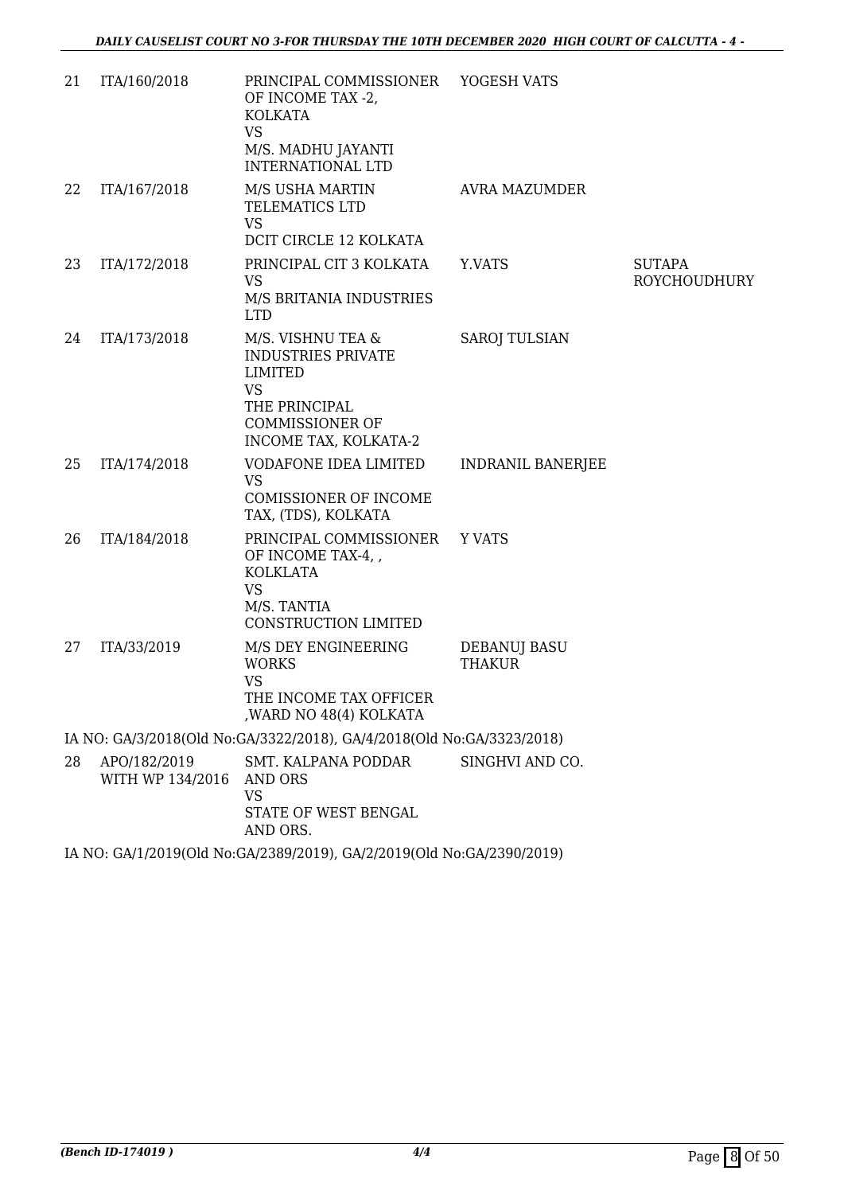| 21 | ITA/160/2018 | PRINCIPAL COMMISSIONER OF INCOME TAX -2, KOLKATA VS M/S. MADHU JAYANTI INTERNATIONAL LTD | YOGESH VATS | |
|---|---|---|---|---|
| 22 | ITA/167/2018 | M/S USHA MARTIN TELEMATICS LTD VS DCIT CIRCLE 12 KOLKATA | AVRA MAZUMDER | |
| 23 | ITA/172/2018 | PRINCIPAL CIT 3 KOLKATA VS M/S BRITANIA INDUSTRIES LTD | Y.VATS | SUTAPA ROYCHOUDHURY |
| 24 | ITA/173/2018 | M/S. VISHNU TEA & INDUSTRIES PRIVATE LIMITED VS THE PRINCIPAL COMMISSIONER OF INCOME TAX, KOLKATA-2 | SAROJ TULSIAN | |
| 25 | ITA/174/2018 | VODAFONE IDEA LIMITED VS COMISSIONER OF INCOME TAX, (TDS), KOLKATA | INDRANIL BANERJEE | |
| 26 | ITA/184/2018 | PRINCIPAL COMMISSIONER OF INCOME TAX-4, , KOLKLATA VS M/S. TANTIA CONSTRUCTION LIMITED | Y VATS | |
| 27 | ITA/33/2019 | M/S DEY ENGINEERING WORKS VS THE INCOME TAX OFFICER ,WARD NO 48(4) KOLKATA | DEBANUJ BASU THAKUR | |

IA NO: GA/3/2018(Old No:GA/3322/2018), GA/4/2018(Old No:GA/3323/2018)

| 28 | APO/182/2019 WITH WP 134/2016 | SMT. KALPANA PODDAR AND ORS VS STATE OF WEST BENGAL AND ORS. | SINGHVI AND CO. | |
|---|---|---|---|---|

IA NO: GA/1/2019(Old No:GA/2389/2019), GA/2/2019(Old No:GA/2390/2019)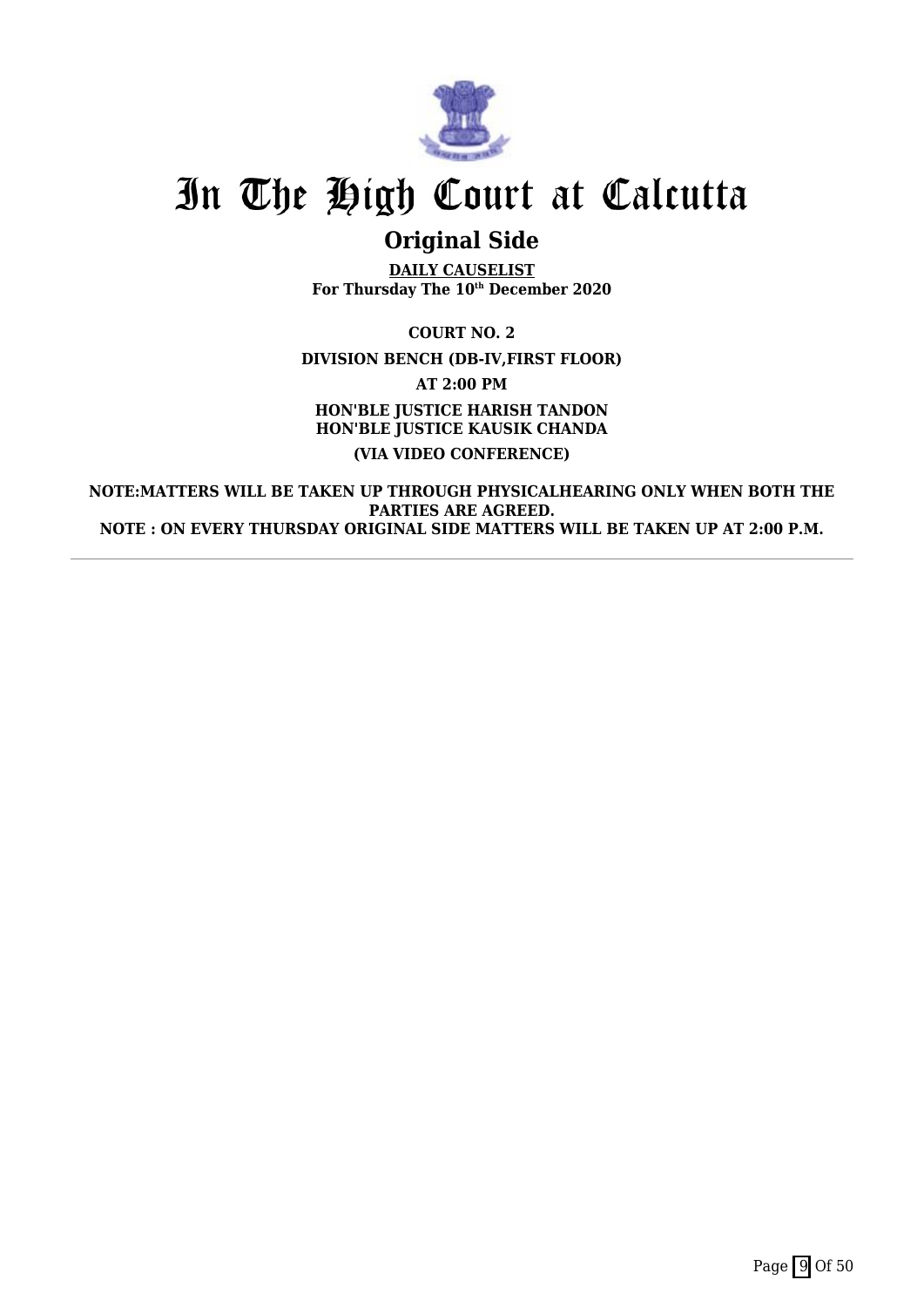# In The High Court at Calcutta

## Original Side

**DAILY CAUSELIST**
**For Thursday The 10th December 2020**

**COURT NO. 2**

**DIVISION BENCH (DB-IV,FIRST FLOOR)**

**AT 2:00 PM**

**HON'BLE JUSTICE HARISH TANDON**
**HON'BLE JUSTICE KAUSIK CHANDA**

**(VIA VIDEO CONFERENCE)**

**NOTE:MATTERS WILL BE TAKEN UP THROUGH PHYSICALHEARING ONLY WHEN BOTH THE PARTIES ARE AGREED.**
**NOTE : ON EVERY THURSDAY ORIGINAL SIDE MATTERS WILL BE TAKEN UP AT 2:00 P.M.**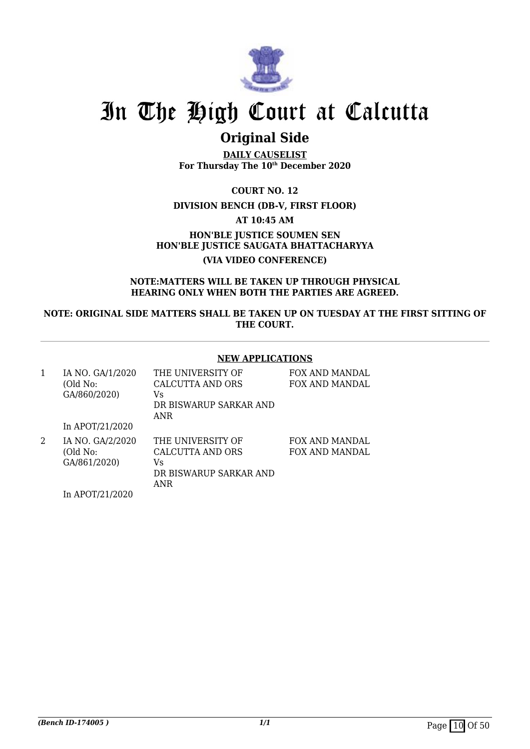# In The High Court at Calcutta

## Original Side

**DAILY CAUSELIST**
**For Thursday The 10th December 2020**

**COURT NO. 12**

**DIVISION BENCH (DB-V, FIRST FLOOR)**

**AT 10:45 AM**

**HON'BLE JUSTICE SOUMEN SEN**
**HON'BLE JUSTICE SAUGATA BHATTACHARYYA**

**(VIA VIDEO CONFERENCE)**

**NOTE:MATTERS WILL BE TAKEN UP THROUGH PHYSICAL HEARING ONLY WHEN BOTH THE PARTIES ARE AGREED.**

**NOTE: ORIGINAL SIDE MATTERS SHALL BE TAKEN UP ON TUESDAY AT THE FIRST SITTING OF THE COURT.**

### NEW APPLICATIONS

| | | | |
|---|---|---|---|
| 1 | IA NO. GA/1/2020 (Old No: GA/860/2020)<br><br>In APOT/21/2020 | THE UNIVERSITY OF CALCUTTA AND ORS<br>Vs<br>DR BISWARUP SARKAR AND ANR | FOX AND MANDAL<br>FOX AND MANDAL |
| 2 | IA NO. GA/2/2020 (Old No: GA/861/2020)<br><br>In APOT/21/2020 | THE UNIVERSITY OF CALCUTTA AND ORS<br>Vs<br>DR BISWARUP SARKAR AND ANR | FOX AND MANDAL<br>FOX AND MANDAL |

*(Bench ID-174005 )*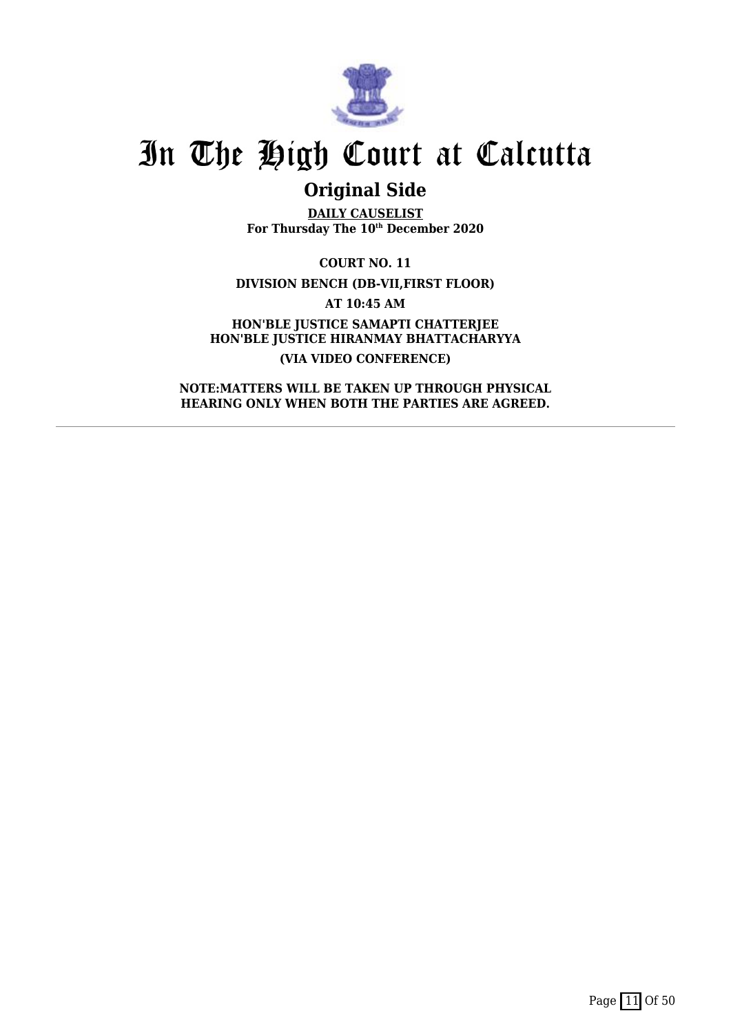# In The High Court at Calcutta

## Original Side

**DAILY CAUSELIST**
**For Thursday The 10th December 2020**

**COURT NO. 11**

**DIVISION BENCH (DB-VII,FIRST FLOOR)**

**AT 10:45 AM**

**HON'BLE JUSTICE SAMAPTI CHATTERJEE**
**HON'BLE JUSTICE HIRANMAY BHATTACHARYYA**

**(VIA VIDEO CONFERENCE)**

**NOTE:MATTERS WILL BE TAKEN UP THROUGH PHYSICAL HEARING ONLY WHEN BOTH THE PARTIES ARE AGREED.**

---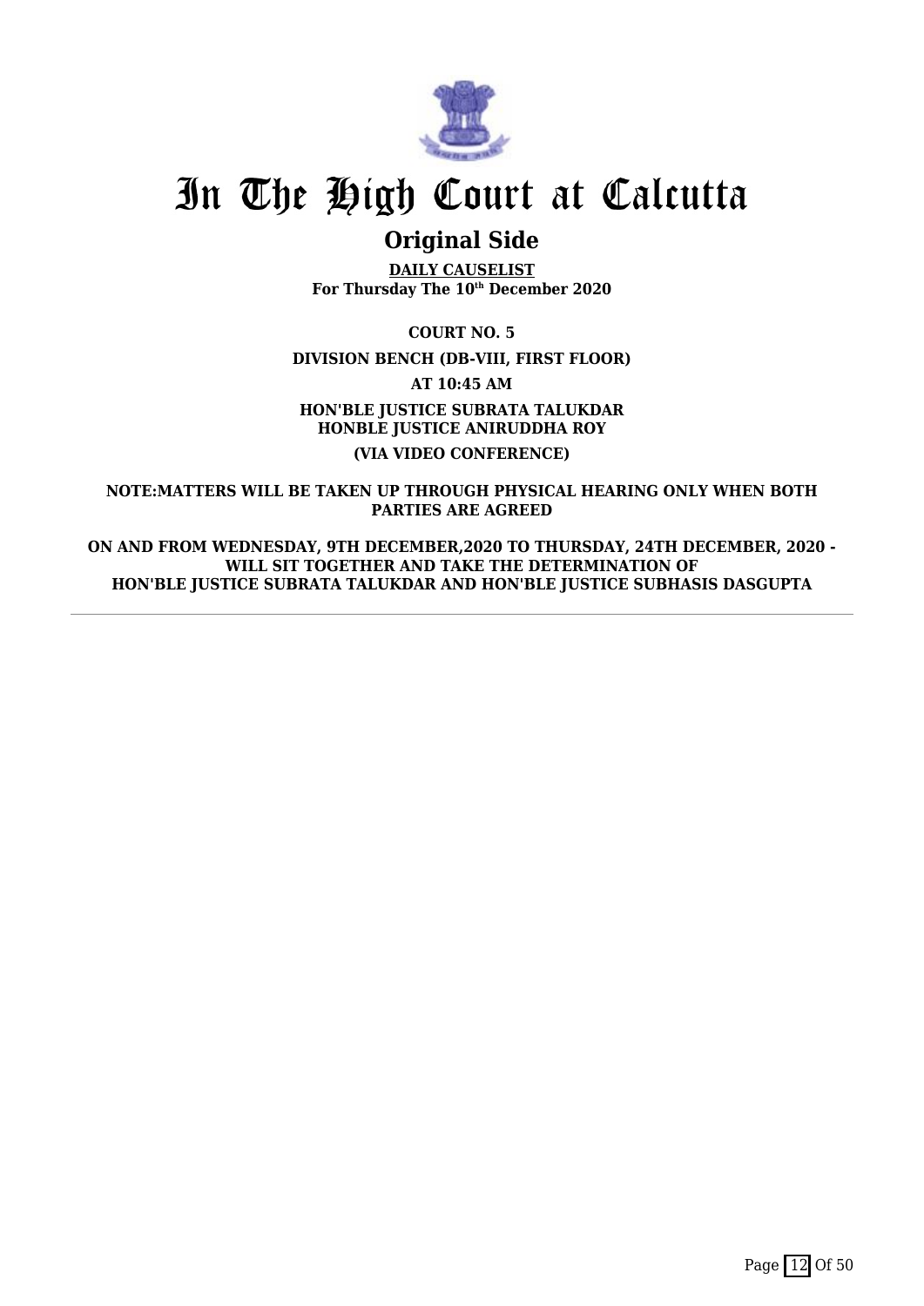# In The High Court at Calcutta

## Original Side

**DAILY CAUSELIST**
**For Thursday The 10th December 2020**

**COURT NO. 5**

**DIVISION BENCH (DB-VIII, FIRST FLOOR)**

**AT 10:45 AM**

**HON'BLE JUSTICE SUBRATA TALUKDAR**
**HONBLE JUSTICE ANIRUDDHA ROY**

**(VIA VIDEO CONFERENCE)**

**NOTE:MATTERS WILL BE TAKEN UP THROUGH PHYSICAL HEARING ONLY WHEN BOTH PARTIES ARE AGREED**

**ON AND FROM WEDNESDAY, 9TH DECEMBER,2020 TO THURSDAY, 24TH DECEMBER, 2020 - WILL SIT TOGETHER AND TAKE THE DETERMINATION OF HON'BLE JUSTICE SUBRATA TALUKDAR AND HON'BLE JUSTICE SUBHASIS DASGUPTA**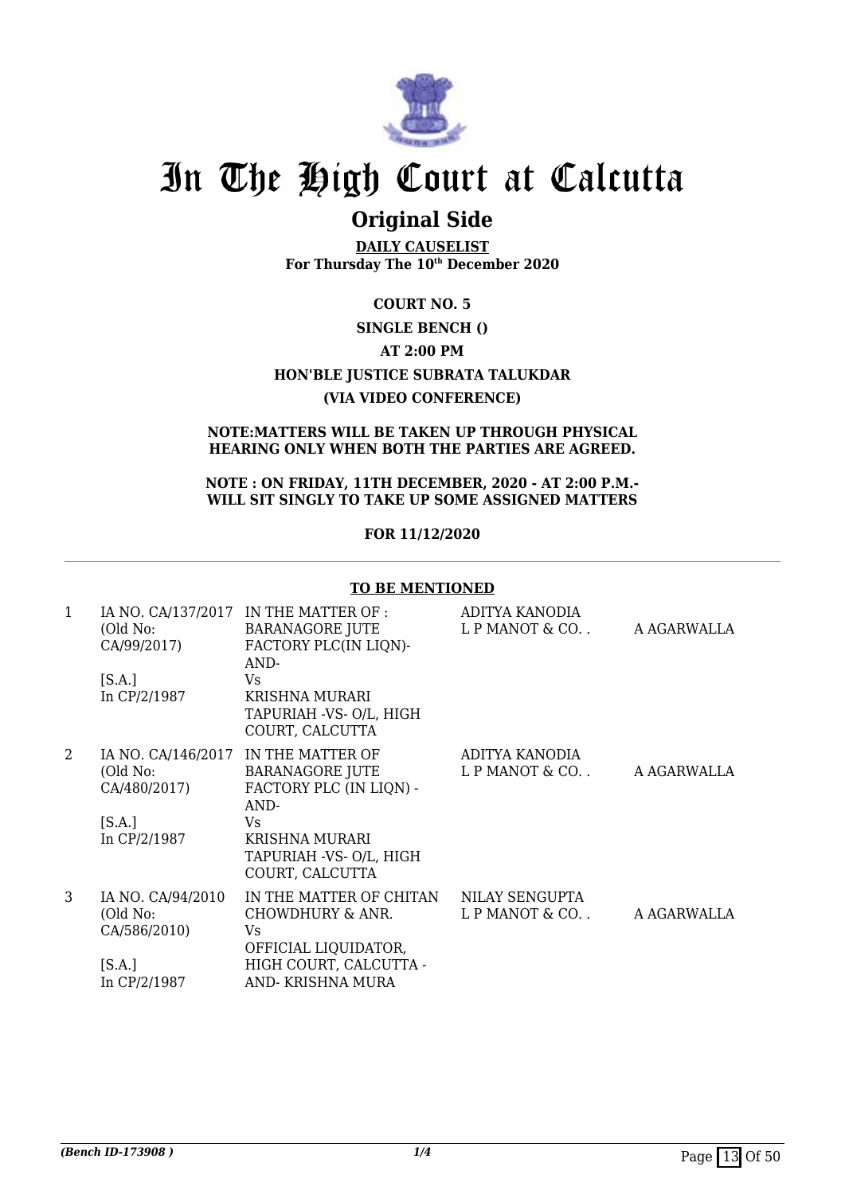# In The High Court at Calcutta

## Original Side

**DAILY CAUSELIST**
**For Thursday The 10th December 2020**

**COURT NO. 5**

**SINGLE BENCH ()**

**AT 2:00 PM**

**HON'BLE JUSTICE SUBRATA TALUKDAR**

**(VIA VIDEO CONFERENCE)**

**NOTE:MATTERS WILL BE TAKEN UP THROUGH PHYSICAL HEARING ONLY WHEN BOTH THE PARTIES ARE AGREED.**

**NOTE : ON FRIDAY, 11TH DECEMBER, 2020 - AT 2:00 P.M.- WILL SIT SINGLY TO TAKE UP SOME ASSIGNED MATTERS**

**FOR 11/12/2020**

**TO BE MENTIONED**

| | | | | |
|---|---|---|---|---|
| 1 | IA NO. CA/137/2017 (Old No: CA/99/2017) [S.A.] In CP/2/1987 | IN THE MATTER OF : BARANAGORE JUTE FACTORY PLC(IN LIQN)- AND- Vs KRISHNA MURARI TAPURIAH -VS- O/L, HIGH COURT, CALCUTTA | ADITYA KANODIA L P MANOT & CO. . | A AGARWALLA |
| 2 | IA NO. CA/146/2017 (Old No: CA/480/2017) [S.A.] In CP/2/1987 | IN THE MATTER OF BARANAGORE JUTE FACTORY PLC (IN LIQN) - AND- Vs KRISHNA MURARI TAPURIAH -VS- O/L, HIGH COURT, CALCUTTA | ADITYA KANODIA L P MANOT & CO. . | A AGARWALLA |
| 3 | IA NO. CA/94/2010 (Old No: CA/586/2010) [S.A.] In CP/2/1987 | IN THE MATTER OF CHITAN CHOWDHURY & ANR. Vs OFFICIAL LIQUIDATOR, HIGH COURT, CALCUTTA - AND- KRISHNA MURA | NILAY SENGUPTA L P MANOT & CO. . | A AGARWALLA |

*(Bench ID-173908 )*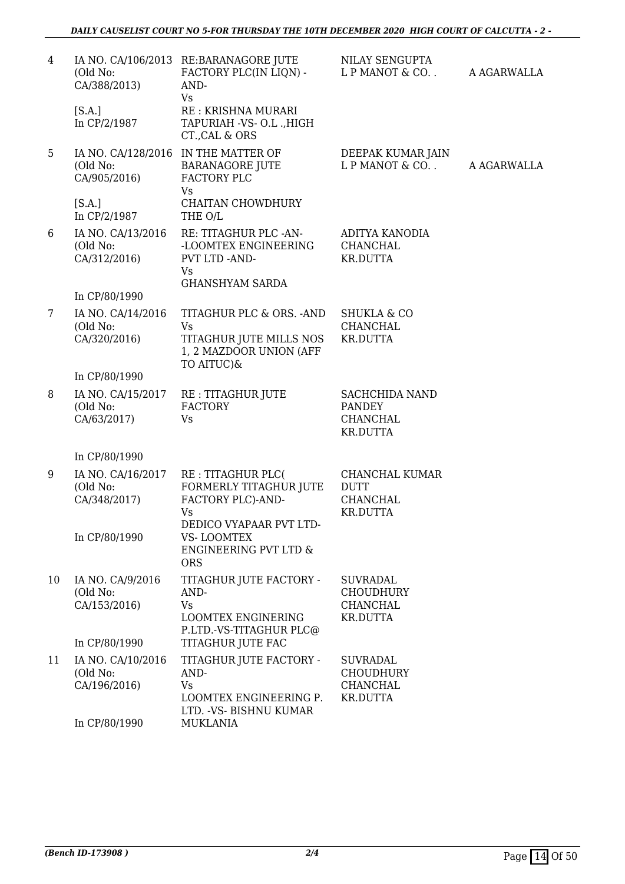| | | | | |
|---|---|---|---|---|
| 4 | IA NO. CA/106/2013 (Old No: CA/388/2013) [S.A.] In CP/2/1987 | RE:BARANAGORE JUTE FACTORY PLC(IN LIQN) -AND- Vs RE : KRISHNA MURARI TAPURIAH -VS- O.L .,HIGH CT.,CAL & ORS | NILAY SENGUPTA L P MANOT & CO. . | A AGARWALLA |
| 5 | IA NO. CA/128/2016 (Old No: CA/905/2016) [S.A.] In CP/2/1987 | IN THE MATTER OF BARANAGORE JUTE FACTORY PLC Vs CHAITAN CHOWDHURY THE O/L | DEEPAK KUMAR JAIN L P MANOT & CO. . | A AGARWALLA |
| 6 | IA NO. CA/13/2016 (Old No: CA/312/2016) In CP/80/1990 | RE: TITAGHUR PLC -AN- -LOOMTEX ENGINEERING PVT LTD -AND- Vs GHANSHYAM SARDA | ADITYA KANODIA CHANCHAL KR.DUTTA | |
| 7 | IA NO. CA/14/2016 (Old No: CA/320/2016) In CP/80/1990 | TITAGHUR PLC & ORS. -AND Vs TITAGHUR JUTE MILLS NOS 1, 2 MAZDOOR UNION (AFF TO AITUC)& | SHUKLA & CO CHANCHAL KR.DUTTA | |
| 8 | IA NO. CA/15/2017 (Old No: CA/63/2017) In CP/80/1990 | RE : TITAGHUR JUTE FACTORY Vs | SACHCHIDA NAND PANDEY CHANCHAL KR.DUTTA | |
| 9 | IA NO. CA/16/2017 (Old No: CA/348/2017) In CP/80/1990 | RE : TITAGHUR PLC( FORMERLY TITAGHUR JUTE FACTORY PLC)-AND- Vs DEDICO VYAPAAR PVT LTD- VS- LOOMTEX ENGINEERING PVT LTD & ORS | CHANCHAL KUMAR DUTT CHANCHAL KR.DUTTA | |
| 10 | IA NO. CA/9/2016 (Old No: CA/153/2016) In CP/80/1990 | TITAGHUR JUTE FACTORY -AND- Vs LOOMTEX ENGINERING P.LTD.-VS-TITAGHUR PLC@ TITAGHUR JUTE FAC | SUVRADAL CHOUDHURY CHANCHAL KR.DUTTA | |
| 11 | IA NO. CA/10/2016 (Old No: CA/196/2016) In CP/80/1990 | TITAGHUR JUTE FACTORY -AND- Vs LOOMTEX ENGINEERING P. LTD. -VS- BISHNU KUMAR MUKLANIA | SUVRADAL CHOUDHURY CHANCHAL KR.DUTTA | |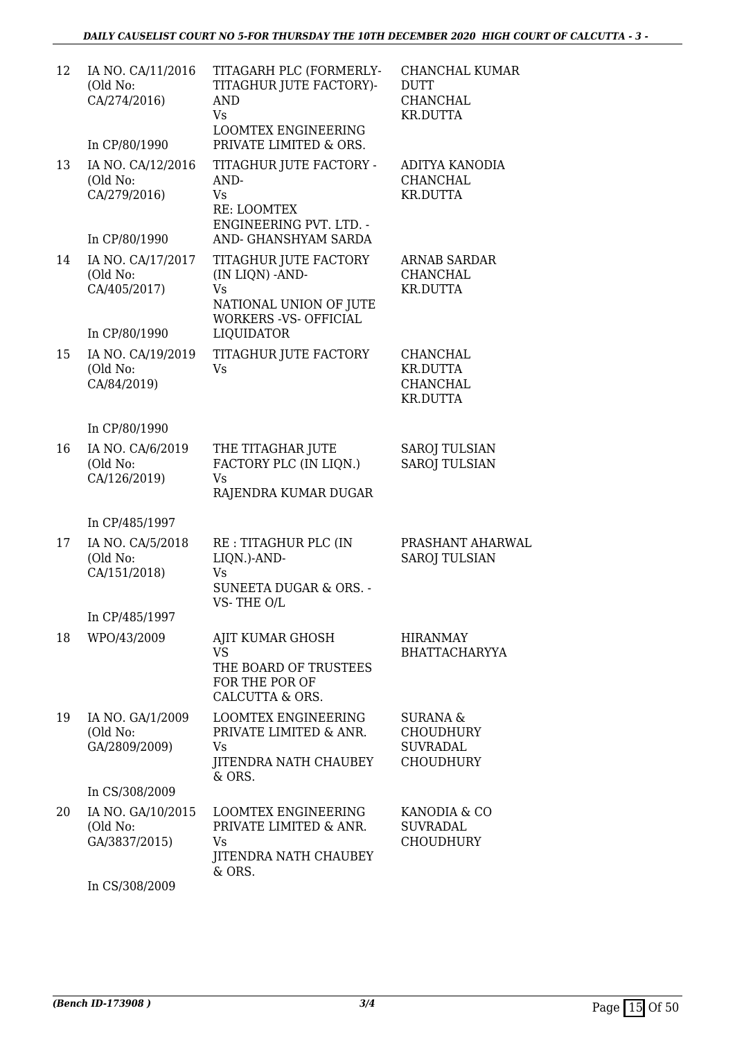| 12 | IA NO. CA/11/2016 (Old No: CA/274/2016) In CP/80/1990 | TITAGARH PLC (FORMERLY-TITAGHUR JUTE FACTORY)-AND Vs LOOMTEX ENGINEERING PRIVATE LIMITED & ORS. | CHANCHAL KUMAR DUTT CHANCHAL KR.DUTTA |
|---|---|---|---|
| 13 | IA NO. CA/12/2016 (Old No: CA/279/2016) In CP/80/1990 | TITAGHUR JUTE FACTORY -AND- Vs RE: LOOMTEX ENGINEERING PVT. LTD. -AND- GHANSHYAM SARDA | ADITYA KANODIA CHANCHAL KR.DUTTA |
| 14 | IA NO. CA/17/2017 (Old No: CA/405/2017) In CP/80/1990 | TITAGHUR JUTE FACTORY (IN LIQN) -AND- Vs NATIONAL UNION OF JUTE WORKERS -VS- OFFICIAL LIQUIDATOR | ARNAB SARDAR CHANCHAL KR.DUTTA |
| 15 | IA NO. CA/19/2019 (Old No: CA/84/2019) In CP/80/1990 | TITAGHUR JUTE FACTORY Vs | CHANCHAL KR.DUTTA CHANCHAL KR.DUTTA |
| 16 | IA NO. CA/6/2019 (Old No: CA/126/2019) In CP/485/1997 | THE TITAGHAR JUTE FACTORY PLC (IN LIQN.) Vs RAJENDRA KUMAR DUGAR | SAROJ TULSIAN SAROJ TULSIAN |
| 17 | IA NO. CA/5/2018 (Old No: CA/151/2018) In CP/485/1997 | RE : TITAGHUR PLC (IN LIQN.)-AND- Vs SUNEETA DUGAR & ORS. -VS- THE O/L | PRASHANT AHARWAL SAROJ TULSIAN |
| 18 | WPO/43/2009 | AJIT KUMAR GHOSH VS THE BOARD OF TRUSTEES FOR THE POR OF CALCUTTA & ORS. | HIRANMAY BHATTACHARYYA |
| 19 | IA NO. GA/1/2009 (Old No: GA/2809/2009) In CS/308/2009 | LOOMTEX ENGINEERING PRIVATE LIMITED & ANR. Vs JITENDRA NATH CHAUBEY & ORS. | SURANA & CHOUDHURY SUVRADAL CHOUDHURY |
| 20 | IA NO. GA/10/2015 (Old No: GA/3837/2015) In CS/308/2009 | LOOMTEX ENGINEERING PRIVATE LIMITED & ANR. Vs JITENDRA NATH CHAUBEY & ORS. | KANODIA & CO SUVRADAL CHOUDHURY |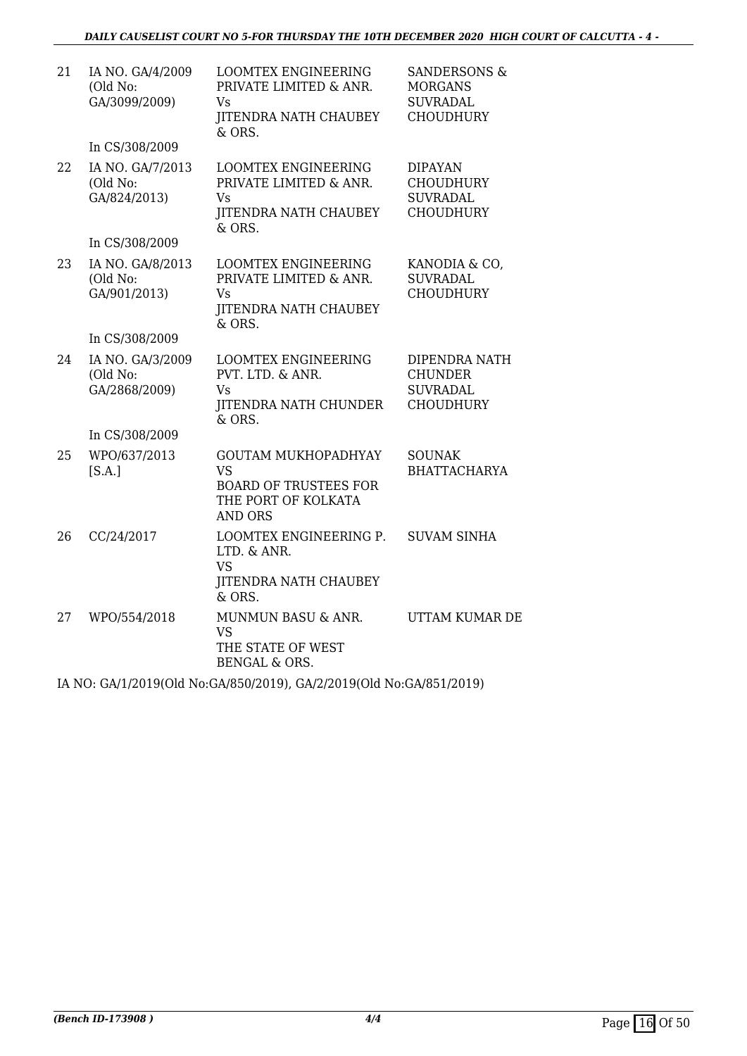| | | | |
|---|---|---|---|
| 21 | IA NO. GA/4/2009 (Old No: GA/3099/2009)<br><br>In CS/308/2009 | LOOMTEX ENGINEERING PRIVATE LIMITED & ANR. Vs JITENDRA NATH CHAUBEY & ORS. | SANDERSONS & MORGANS SUVRADAL CHOUDHURY |
| 22 | IA NO. GA/7/2013 (Old No: GA/824/2013)<br><br>In CS/308/2009 | LOOMTEX ENGINEERING PRIVATE LIMITED & ANR. Vs JITENDRA NATH CHAUBEY & ORS. | DIPAYAN CHOUDHURY SUVRADAL CHOUDHURY |
| 23 | IA NO. GA/8/2013 (Old No: GA/901/2013)<br><br>In CS/308/2009 | LOOMTEX ENGINEERING PRIVATE LIMITED & ANR. Vs JITENDRA NATH CHAUBEY & ORS. | KANODIA & CO, SUVRADAL CHOUDHURY |
| 24 | IA NO. GA/3/2009 (Old No: GA/2868/2009)<br><br>In CS/308/2009 | LOOMTEX ENGINEERING PVT. LTD. & ANR. Vs JITENDRA NATH CHUNDER & ORS. | DIPENDRA NATH CHUNDER SUVRADAL CHOUDHURY |
| 25 | WPO/637/2013 [S.A.] | GOUTAM MUKHOPADHYAY VS BOARD OF TRUSTEES FOR THE PORT OF KOLKATA AND ORS | SOUNAK BHATTACHARYA |
| 26 | CC/24/2017 | LOOMTEX ENGINEERING P. LTD. & ANR. VS JITENDRA NATH CHAUBEY & ORS. | SUVAM SINHA |
| 27 | WPO/554/2018 | MUNMUN BASU & ANR. VS THE STATE OF WEST BENGAL & ORS. | UTTAM KUMAR DE |

IA NO: GA/1/2019(Old No:GA/850/2019), GA/2/2019(Old No:GA/851/2019)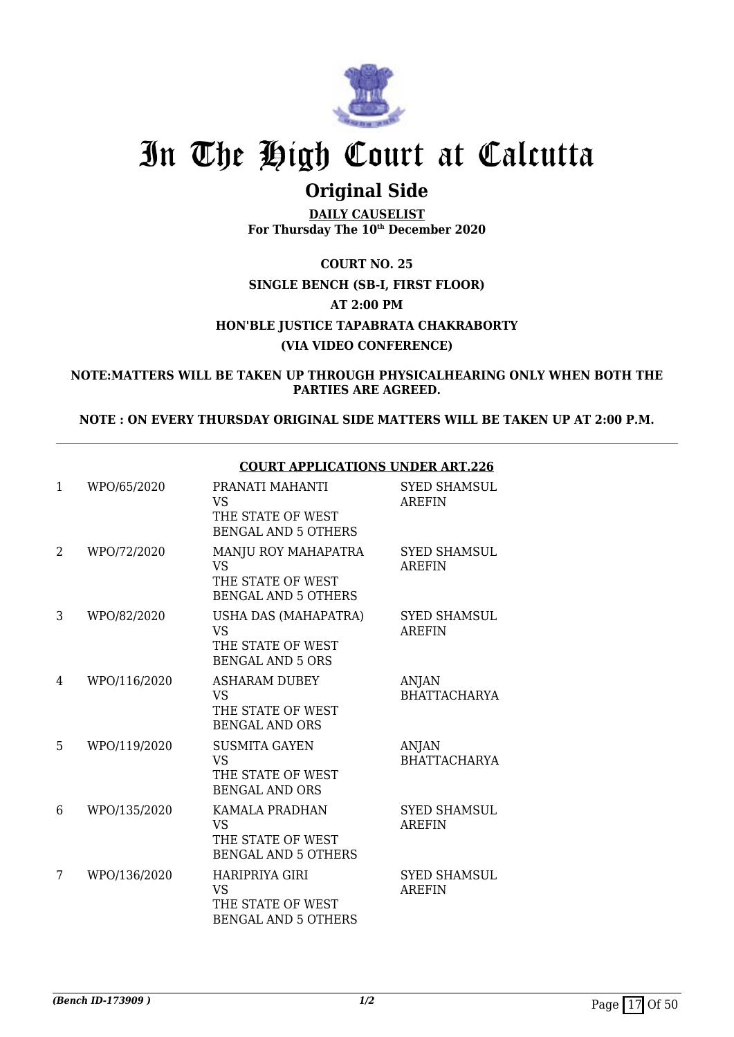# In The High Court at Calcutta

## Original Side

**DAILY CAUSELIST**
**For Thursday The 10th December 2020**

**COURT NO. 25**
**SINGLE BENCH (SB-I, FIRST FLOOR)**
**AT 2:00 PM**
**HON'BLE JUSTICE TAPABRATA CHAKRABORTY**
**(VIA VIDEO CONFERENCE)**

**NOTE:MATTERS WILL BE TAKEN UP THROUGH PHYSICALHEARING ONLY WHEN BOTH THE PARTIES ARE AGREED.**

**NOTE : ON EVERY THURSDAY ORIGINAL SIDE MATTERS WILL BE TAKEN UP AT 2:00 P.M.**

**COURT APPLICATIONS UNDER ART.226**

| | | | |
|---|---|---|---|
| 1 | WPO/65/2020 | PRANATI MAHANTI VS THE STATE OF WEST BENGAL AND 5 OTHERS | SYED SHAMSUL AREFIN |
| 2 | WPO/72/2020 | MANJU ROY MAHAPATRA VS THE STATE OF WEST BENGAL AND 5 OTHERS | SYED SHAMSUL AREFIN |
| 3 | WPO/82/2020 | USHA DAS (MAHAPATRA) VS THE STATE OF WEST BENGAL AND 5 ORS | SYED SHAMSUL AREFIN |
| 4 | WPO/116/2020 | ASHARAM DUBEY VS THE STATE OF WEST BENGAL AND ORS | ANJAN BHATTACHARYA |
| 5 | WPO/119/2020 | SUSMITA GAYEN VS THE STATE OF WEST BENGAL AND ORS | ANJAN BHATTACHARYA |
| 6 | WPO/135/2020 | KAMALA PRADHAN VS THE STATE OF WEST BENGAL AND 5 OTHERS | SYED SHAMSUL AREFIN |
| 7 | WPO/136/2020 | HARIPRIYA GIRI VS THE STATE OF WEST BENGAL AND 5 OTHERS | SYED SHAMSUL AREFIN |

*(Bench ID-173909 )*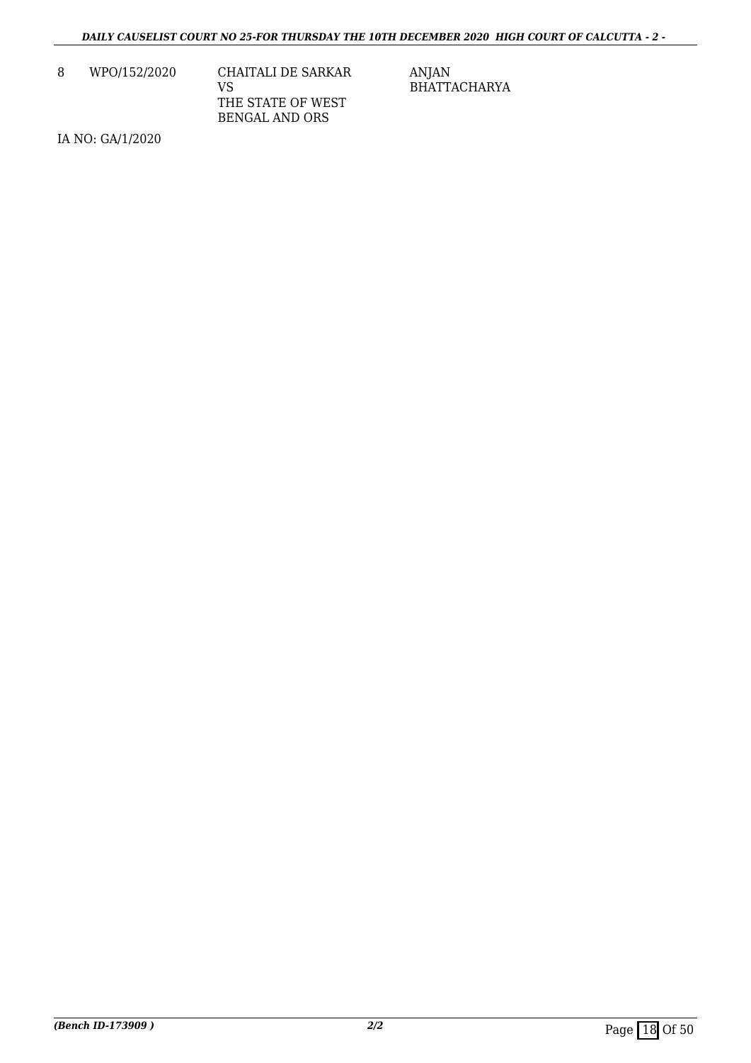| 8 | WPO/152/2020 | CHAITALI DE SARKAR<br>VS<br>THE STATE OF WEST<br>BENGAL AND ORS | ANJAN<br>BHATTACHARYA |
|---|---|---|---|

IA NO: GA/1/2020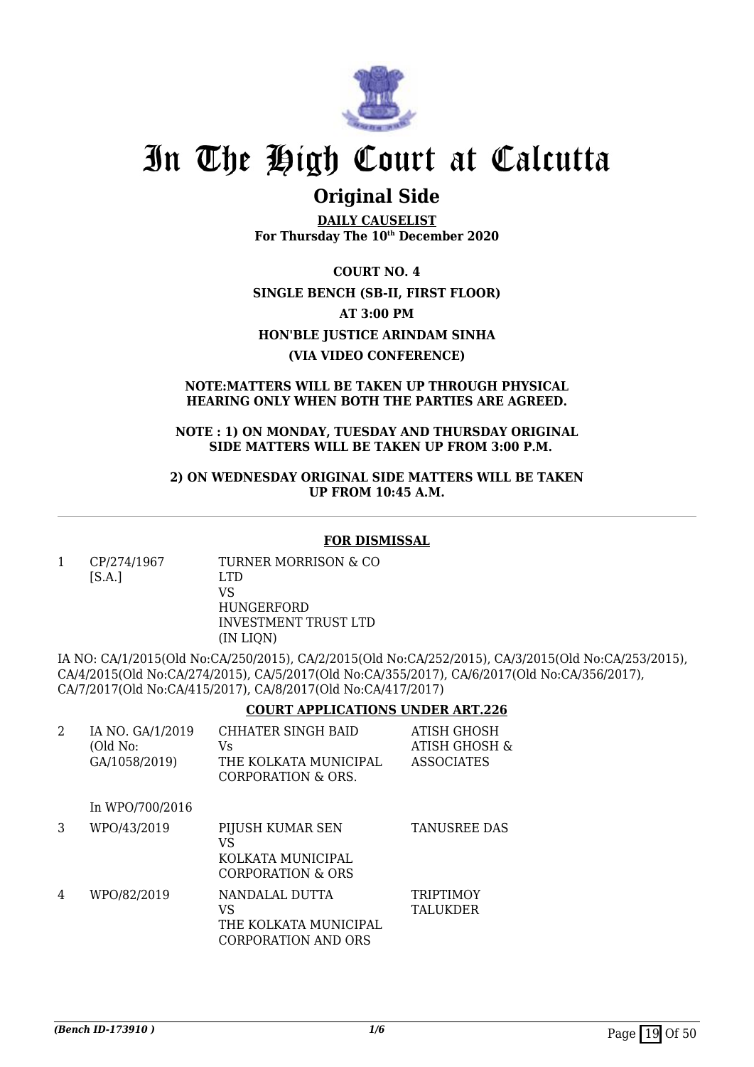# In The High Court at Calcutta

## Original Side

**DAILY CAUSELIST**
**For Thursday The 10th December 2020**

**COURT NO. 4**
**SINGLE BENCH (SB-II, FIRST FLOOR)**
**AT 3:00 PM**
**HON'BLE JUSTICE ARINDAM SINHA**
**(VIA VIDEO CONFERENCE)**

**NOTE:MATTERS WILL BE TAKEN UP THROUGH PHYSICAL HEARING ONLY WHEN BOTH THE PARTIES ARE AGREED.**

**NOTE : 1) ON MONDAY, TUESDAY AND THURSDAY ORIGINAL SIDE MATTERS WILL BE TAKEN UP FROM 3:00 P.M.**

**2) ON WEDNESDAY ORIGINAL SIDE MATTERS WILL BE TAKEN UP FROM 10:45 A.M.**

---

### FOR DISMISSAL

| | | | |
|---|---|---|---|
| 1 | CP/274/1967 [S.A.] | TURNER MORRISON & CO LTD VS HUNGERFORD INVESTMENT TRUST LTD (IN LIQN) | |

IA NO: CA/1/2015(Old No:CA/250/2015), CA/2/2015(Old No:CA/252/2015), CA/3/2015(Old No:CA/253/2015), CA/4/2015(Old No:CA/274/2015), CA/5/2017(Old No:CA/355/2017), CA/6/2017(Old No:CA/356/2017), CA/7/2017(Old No:CA/415/2017), CA/8/2017(Old No:CA/417/2017)

### COURT APPLICATIONS UNDER ART.226

| | | | |
|---|---|---|---|
| 2 | IA NO. GA/1/2019 (Old No: GA/1058/2019) In WPO/700/2016 | CHHATER SINGH BAID Vs THE KOLKATA MUNICIPAL CORPORATION & ORS. | ATISH GHOSH ATISH GHOSH & ASSOCIATES |
| 3 | WPO/43/2019 | PIJUSH KUMAR SEN VS KOLKATA MUNICIPAL CORPORATION & ORS | TANUSREE DAS |
| 4 | WPO/82/2019 | NANDALAL DUTTA VS THE KOLKATA MUNICIPAL CORPORATION AND ORS | TRIPTIMOY TALUKDER |

*(Bench ID-173910 )*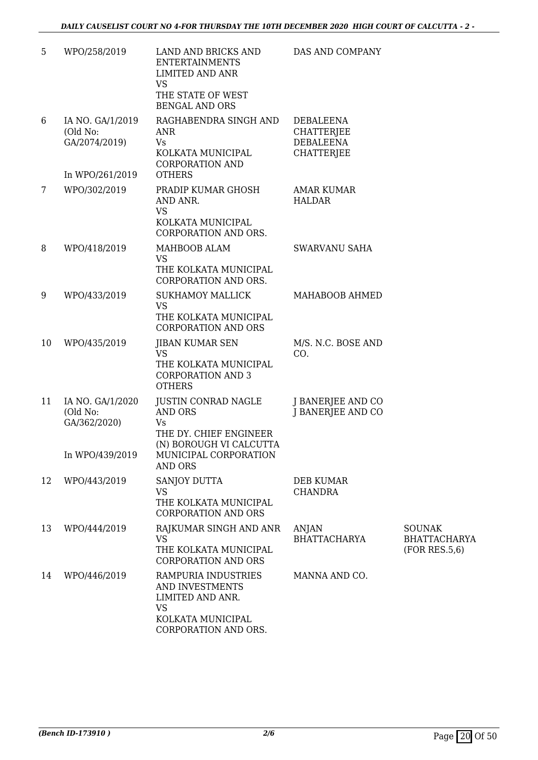| | | | | |
|---|---|---|---|---|
| 5 | WPO/258/2019 | LAND AND BRICKS AND ENTERTAINMENTS LIMITED AND ANR<br>VS<br>THE STATE OF WEST BENGAL AND ORS | DAS AND COMPANY | |
| 6 | IA NO. GA/1/2019 (Old No: GA/2074/2019)<br><br>In WPO/261/2019 | RAGHABENDRA SINGH AND ANR<br>Vs<br>KOLKATA MUNICIPAL CORPORATION AND OTHERS | DEBALEENA CHATTERJEE<br>DEBALEENA CHATTERJEE | |
| 7 | WPO/302/2019 | PRADIP KUMAR GHOSH AND ANR.<br>VS<br>KOLKATA MUNICIPAL CORPORATION AND ORS. | AMAR KUMAR HALDAR | |
| 8 | WPO/418/2019 | MAHBOOB ALAM<br>VS<br>THE KOLKATA MUNICIPAL CORPORATION AND ORS. | SWARVANU SAHA | |
| 9 | WPO/433/2019 | SUKHAMOY MALLICK<br>VS<br>THE KOLKATA MUNICIPAL CORPORATION AND ORS | MAHABOOB AHMED | |
| 10 | WPO/435/2019 | JIBAN KUMAR SEN<br>VS<br>THE KOLKATA MUNICIPAL CORPORATION AND 3 OTHERS | M/S. N.C. BOSE AND CO. | |
| 11 | IA NO. GA/1/2020 (Old No: GA/362/2020)<br><br>In WPO/439/2019 | JUSTIN CONRAD NAGLE AND ORS<br>Vs<br>THE DY. CHIEF ENGINEER (N) BOROUGH VI CALCUTTA MUNICIPAL CORPORATION AND ORS | J BANERJEE AND CO<br>J BANERJEE AND CO | |
| 12 | WPO/443/2019 | SANJOY DUTTA<br>VS<br>THE KOLKATA MUNICIPAL CORPORATION AND ORS | DEB KUMAR CHANDRA | |
| 13 | WPO/444/2019 | RAJKUMAR SINGH AND ANR<br>VS<br>THE KOLKATA MUNICIPAL CORPORATION AND ORS | ANJAN BHATTACHARYA | SOUNAK BHATTACHARYA (FOR RES.5,6) |
| 14 | WPO/446/2019 | RAMPURIA INDUSTRIES AND INVESTMENTS LIMITED AND ANR.<br>VS<br>KOLKATA MUNICIPAL CORPORATION AND ORS. | MANNA AND CO. | |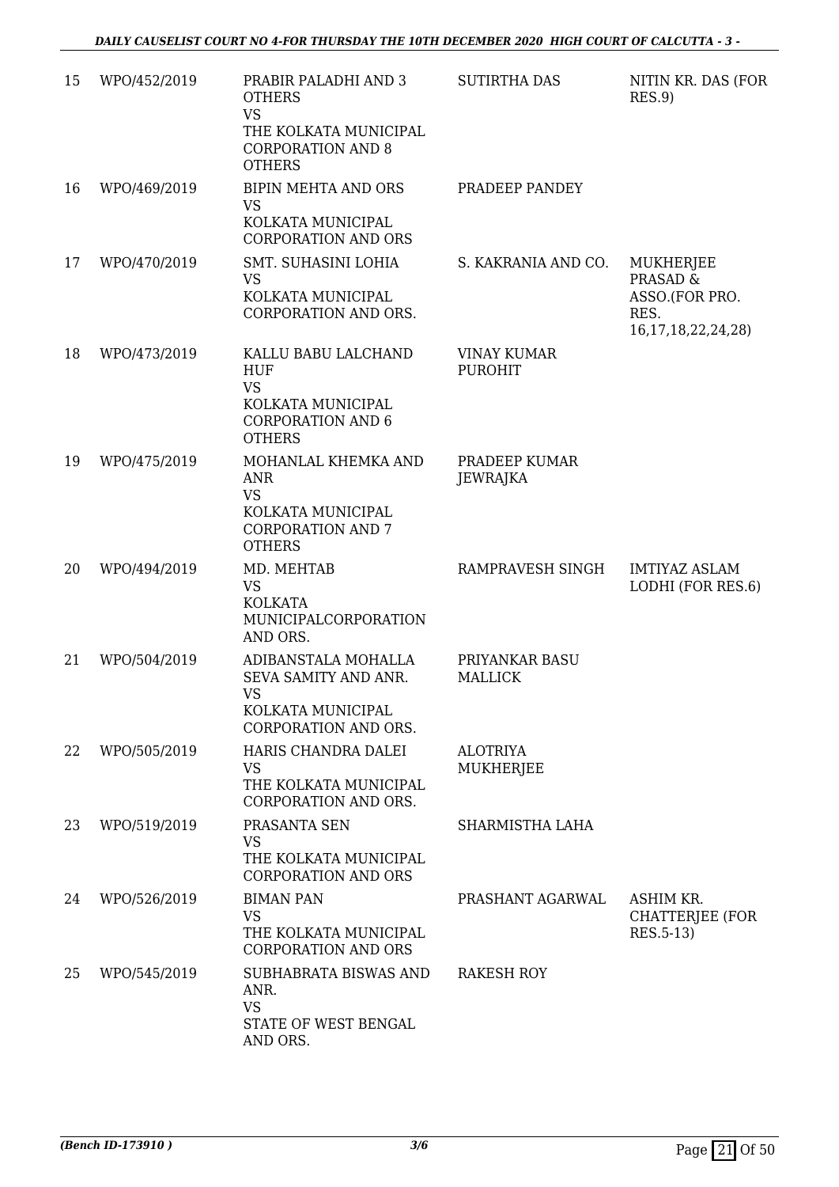| 15 | WPO/452/2019 | PRABIR PALADHI AND 3 OTHERS<br>VS<br>THE KOLKATA MUNICIPAL CORPORATION AND 8 OTHERS | SUTIRTHA DAS | NITIN KR. DAS (FOR RES.9) |
|---|---|---|---|---|
| 16 | WPO/469/2019 | BIPIN MEHTA AND ORS<br>VS<br>KOLKATA MUNICIPAL CORPORATION AND ORS | PRADEEP PANDEY | |
| 17 | WPO/470/2019 | SMT. SUHASINI LOHIA<br>VS<br>KOLKATA MUNICIPAL CORPORATION AND ORS. | S. KAKRANIA AND CO. | MUKHERJEE PRASAD & ASSO.(FOR PRO. RES. 16,17,18,22,24,28) |
| 18 | WPO/473/2019 | KALLU BABU LALCHAND HUF<br>VS<br>KOLKATA MUNICIPAL CORPORATION AND 6 OTHERS | VINAY KUMAR PUROHIT | |
| 19 | WPO/475/2019 | MOHANLAL KHEMKA AND ANR<br>VS<br>KOLKATA MUNICIPAL CORPORATION AND 7 OTHERS | PRADEEP KUMAR JEWRAJKA | |
| 20 | WPO/494/2019 | MD. MEHTAB<br>VS<br>KOLKATA MUNICIPALCORPORATION AND ORS. | RAMPRAVESH SINGH | IMTIYAZ ASLAM LODHI (FOR RES.6) |
| 21 | WPO/504/2019 | ADIBANSTALA MOHALLA SEVA SAMITY AND ANR.<br>VS<br>KOLKATA MUNICIPAL CORPORATION AND ORS. | PRIYANKAR BASU MALLICK | |
| 22 | WPO/505/2019 | HARIS CHANDRA DALEI<br>VS<br>THE KOLKATA MUNICIPAL CORPORATION AND ORS. | ALOTRIYA MUKHERJEE | |
| 23 | WPO/519/2019 | PRASANTA SEN<br>VS<br>THE KOLKATA MUNICIPAL CORPORATION AND ORS | SHARMISTHA LAHA | |
| 24 | WPO/526/2019 | BIMAN PAN<br>VS<br>THE KOLKATA MUNICIPAL CORPORATION AND ORS | PRASHANT AGARWAL | ASHIM KR. CHATTERJEE (FOR RES.5-13) |
| 25 | WPO/545/2019 | SUBHABRATA BISWAS AND ANR.<br>VS<br>STATE OF WEST BENGAL AND ORS. | RAKESH ROY | |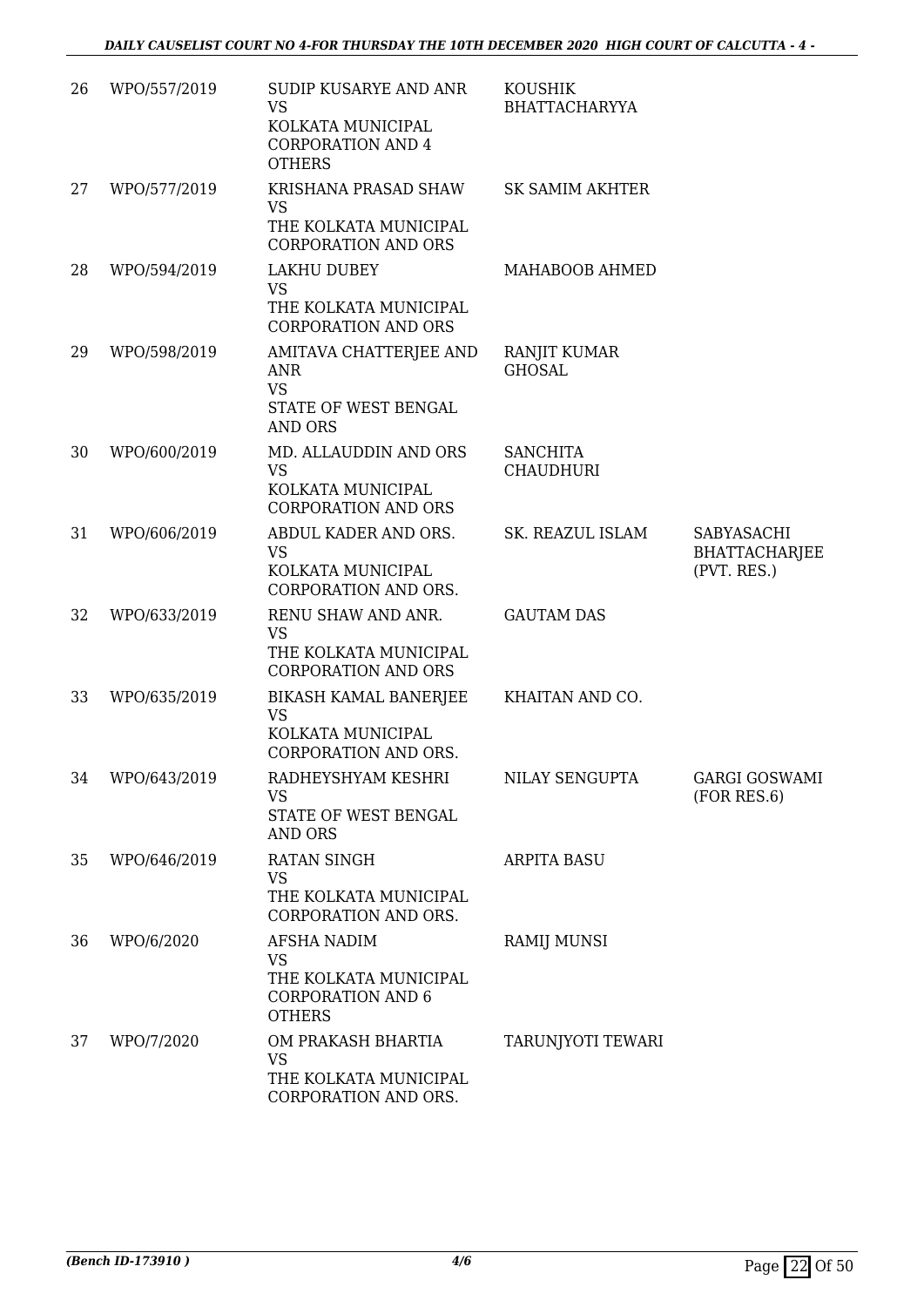| 26 | WPO/557/2019 | SUDIP KUSARYE AND ANR<br>VS<br>KOLKATA MUNICIPAL CORPORATION AND 4 OTHERS | KOUSHIK BHATTACHARYYA | |
|---|---|---|---|---|
| 27 | WPO/577/2019 | KRISHANA PRASAD SHAW<br>VS<br>THE KOLKATA MUNICIPAL CORPORATION AND ORS | SK SAMIM AKHTER | |
| 28 | WPO/594/2019 | LAKHU DUBEY<br>VS<br>THE KOLKATA MUNICIPAL CORPORATION AND ORS | MAHABOOB AHMED | |
| 29 | WPO/598/2019 | AMITAVA CHATTERJEE AND ANR<br>VS<br>STATE OF WEST BENGAL AND ORS | RANJIT KUMAR GHOSAL | |
| 30 | WPO/600/2019 | MD. ALLAUDDIN AND ORS<br>VS<br>KOLKATA MUNICIPAL CORPORATION AND ORS | SANCHITA CHAUDHURI | |
| 31 | WPO/606/2019 | ABDUL KADER AND ORS.<br>VS<br>KOLKATA MUNICIPAL CORPORATION AND ORS. | SK. REAZUL ISLAM | SABYASACHI BHATTACHARJEE (PVT. RES.) |
| 32 | WPO/633/2019 | RENU SHAW AND ANR.<br>VS<br>THE KOLKATA MUNICIPAL CORPORATION AND ORS | GAUTAM DAS | |
| 33 | WPO/635/2019 | BIKASH KAMAL BANERJEE<br>VS<br>KOLKATA MUNICIPAL CORPORATION AND ORS. | KHAITAN AND CO. | |
| 34 | WPO/643/2019 | RADHEYSHYAM KESHRI<br>VS<br>STATE OF WEST BENGAL AND ORS | NILAY SENGUPTA | GARGI GOSWAMI (FOR RES.6) |
| 35 | WPO/646/2019 | RATAN SINGH<br>VS<br>THE KOLKATA MUNICIPAL CORPORATION AND ORS. | ARPITA BASU | |
| 36 | WPO/6/2020 | AFSHA NADIM<br>VS<br>THE KOLKATA MUNICIPAL CORPORATION AND 6 OTHERS | RAMIJ MUNSI | |
| 37 | WPO/7/2020 | OM PRAKASH BHARTIA<br>VS<br>THE KOLKATA MUNICIPAL CORPORATION AND ORS. | TARUNJYOTI TEWARI | |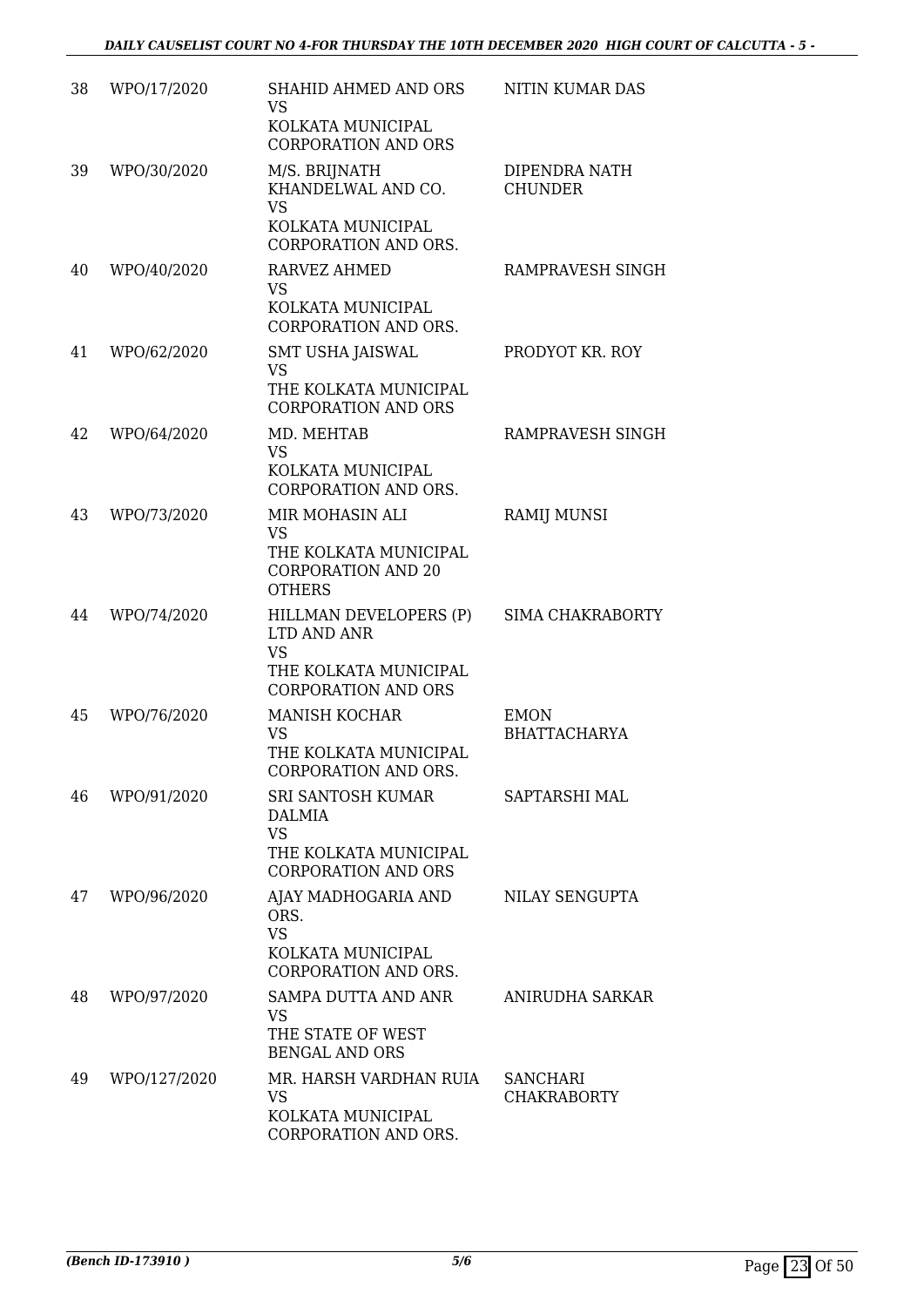| | | | |
|---|---|---|---|
| 38 | WPO/17/2020 | SHAHID AHMED AND ORS<br>VS<br>KOLKATA MUNICIPAL CORPORATION AND ORS | NITIN KUMAR DAS |
| 39 | WPO/30/2020 | M/S. BRIJNATH KHANDELWAL AND CO.<br>VS<br>KOLKATA MUNICIPAL CORPORATION AND ORS. | DIPENDRA NATH CHUNDER |
| 40 | WPO/40/2020 | RARVEZ AHMED<br>VS<br>KOLKATA MUNICIPAL CORPORATION AND ORS. | RAMPRAVESH SINGH |
| 41 | WPO/62/2020 | SMT USHA JAISWAL<br>VS<br>THE KOLKATA MUNICIPAL CORPORATION AND ORS | PRODYOT KR. ROY |
| 42 | WPO/64/2020 | MD. MEHTAB<br>VS<br>KOLKATA MUNICIPAL CORPORATION AND ORS. | RAMPRAVESH SINGH |
| 43 | WPO/73/2020 | MIR MOHASIN ALI<br>VS<br>THE KOLKATA MUNICIPAL CORPORATION AND 20 OTHERS | RAMIJ MUNSI |
| 44 | WPO/74/2020 | HILLMAN DEVELOPERS (P) LTD AND ANR<br>VS<br>THE KOLKATA MUNICIPAL CORPORATION AND ORS | SIMA CHAKRABORTY |
| 45 | WPO/76/2020 | MANISH KOCHAR<br>VS<br>THE KOLKATA MUNICIPAL CORPORATION AND ORS. | EMON BHATTACHARYA |
| 46 | WPO/91/2020 | SRI SANTOSH KUMAR DALMIA<br>VS<br>THE KOLKATA MUNICIPAL CORPORATION AND ORS | SAPTARSHI MAL |
| 47 | WPO/96/2020 | AJAY MADHOGARIA AND ORS.<br>VS<br>KOLKATA MUNICIPAL CORPORATION AND ORS. | NILAY SENGUPTA |
| 48 | WPO/97/2020 | SAMPA DUTTA AND ANR<br>VS<br>THE STATE OF WEST BENGAL AND ORS | ANIRUDHA SARKAR |
| 49 | WPO/127/2020 | MR. HARSH VARDHAN RUIA<br>VS<br>KOLKATA MUNICIPAL CORPORATION AND ORS. | SANCHARI CHAKRABORTY |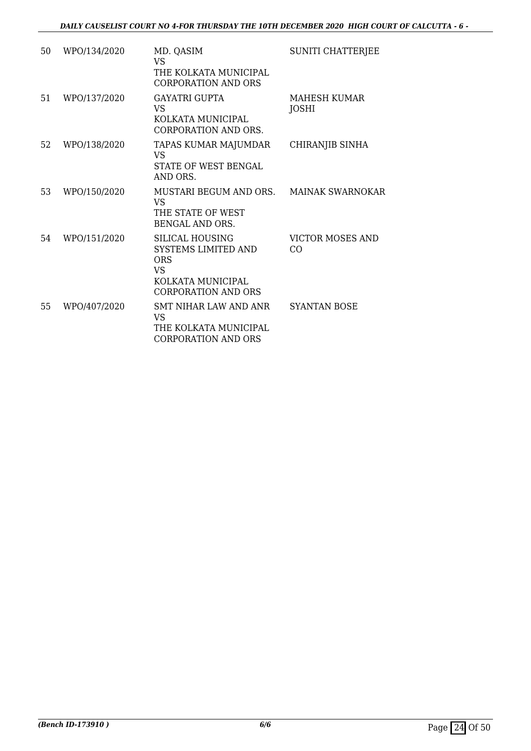| 50 | WPO/134/2020 | MD. QASIM<br>VS<br>THE KOLKATA MUNICIPAL CORPORATION AND ORS | SUNITI CHATTERJEE |
|---|---|---|---|
| 51 | WPO/137/2020 | GAYATRI GUPTA<br>VS<br>KOLKATA MUNICIPAL CORPORATION AND ORS. | MAHESH KUMAR JOSHI |
| 52 | WPO/138/2020 | TAPAS KUMAR MAJUMDAR<br>VS<br>STATE OF WEST BENGAL AND ORS. | CHIRANJIB SINHA |
| 53 | WPO/150/2020 | MUSTARI BEGUM AND ORS.<br>VS<br>THE STATE OF WEST BENGAL AND ORS. | MAINAK SWARNOKAR |
| 54 | WPO/151/2020 | SILICAL HOUSING SYSTEMS LIMITED AND ORS<br>VS<br>KOLKATA MUNICIPAL CORPORATION AND ORS | VICTOR MOSES AND CO |
| 55 | WPO/407/2020 | SMT NIHAR LAW AND ANR<br>VS<br>THE KOLKATA MUNICIPAL CORPORATION AND ORS | SYANTAN BOSE |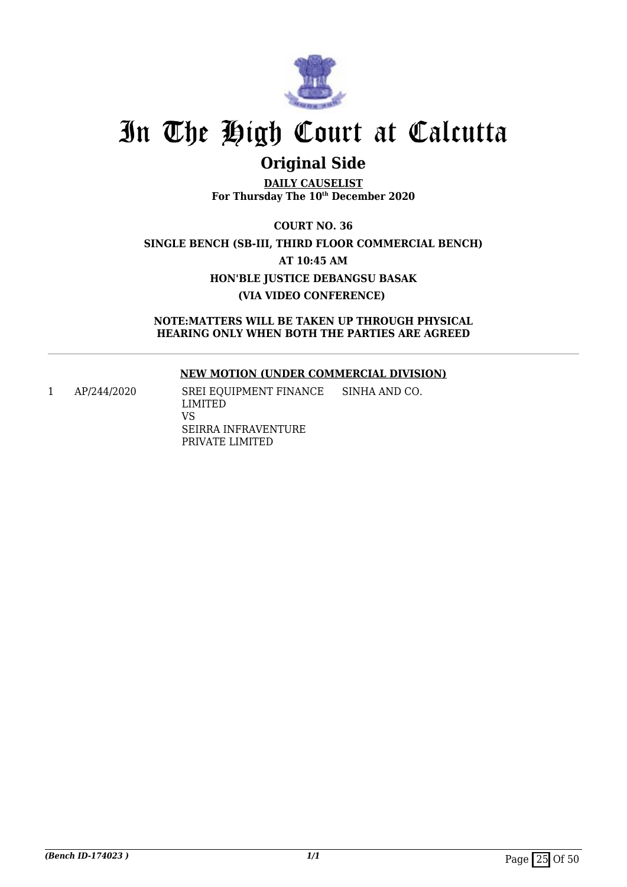# In The High Court at Calcutta

## Original Side

**DAILY CAUSELIST**
**For Thursday The 10th December 2020**

**COURT NO. 36**

**SINGLE BENCH (SB-III, THIRD FLOOR COMMERCIAL BENCH)**

**AT 10:45 AM**

**HON'BLE JUSTICE DEBANGSU BASAK**

**(VIA VIDEO CONFERENCE)**

**NOTE:MATTERS WILL BE TAKEN UP THROUGH PHYSICAL HEARING ONLY WHEN BOTH THE PARTIES ARE AGREED**

**NEW MOTION (UNDER COMMERCIAL DIVISION)**

| | | | |
|---|---|---|---|
| 1 | AP/244/2020 | SREI EQUIPMENT FINANCE LIMITED<br>VS<br>SEIRRA INFRAVENTURE PRIVATE LIMITED | SINHA AND CO. |

*(Bench ID-174023 )*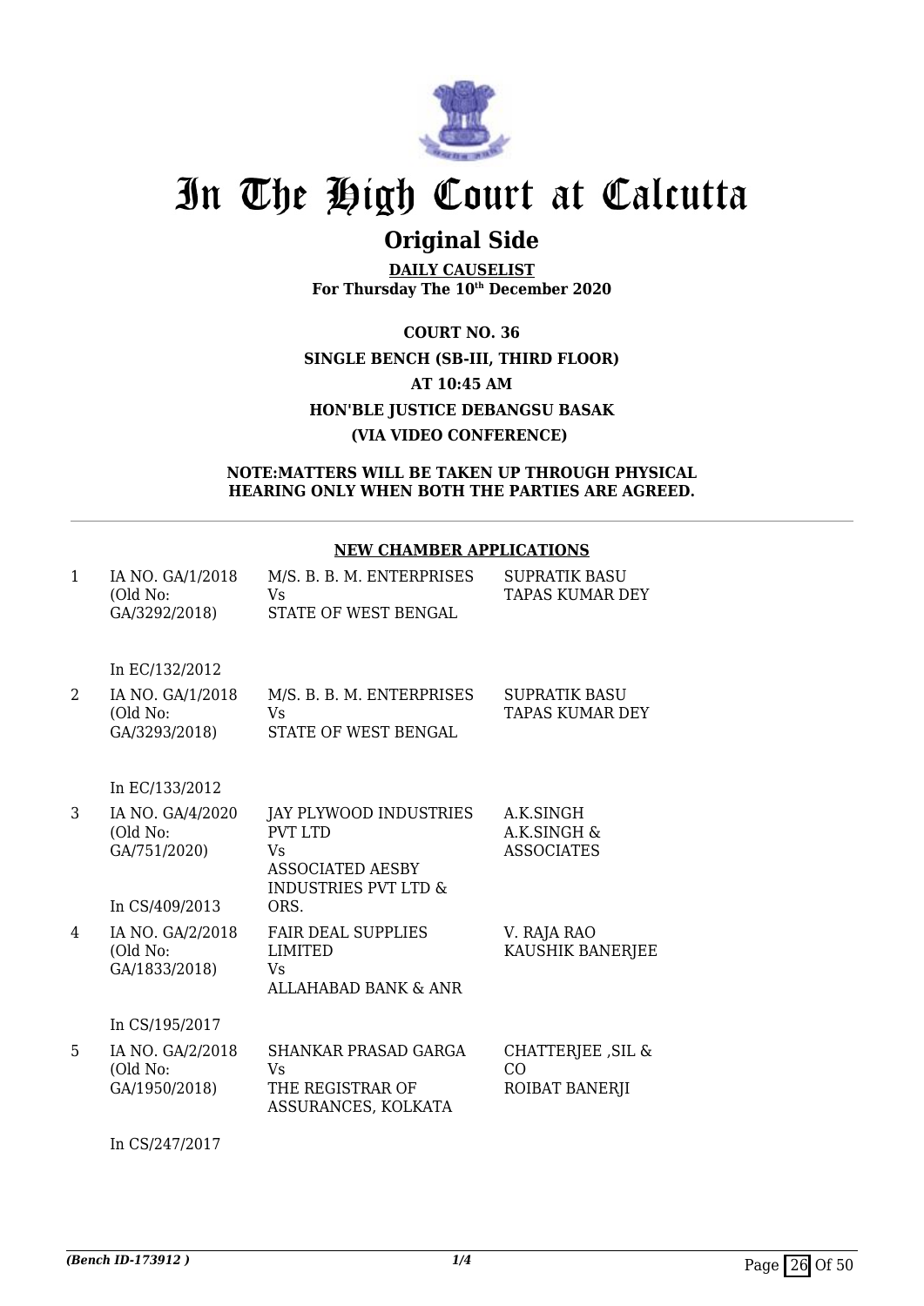# In The High Court at Calcutta

## Original Side

**DAILY CAUSELIST**
**For Thursday The 10th December 2020**

**COURT NO. 36**
**SINGLE BENCH (SB-III, THIRD FLOOR)**
**AT 10:45 AM**
**HON'BLE JUSTICE DEBANGSU BASAK**
**(VIA VIDEO CONFERENCE)**

**NOTE:MATTERS WILL BE TAKEN UP THROUGH PHYSICAL HEARING ONLY WHEN BOTH THE PARTIES ARE AGREED.**

**NEW CHAMBER APPLICATIONS**

| | | | |
|---|---|---|---|
| 1 | IA NO. GA/1/2018 (Old No: GA/3292/2018)<br><br>In EC/132/2012 | M/S. B. B. M. ENTERPRISES<br>Vs<br>STATE OF WEST BENGAL | SUPRATIK BASU<br>TAPAS KUMAR DEY |
| 2 | IA NO. GA/1/2018 (Old No: GA/3293/2018)<br><br>In EC/133/2012 | M/S. B. B. M. ENTERPRISES<br>Vs<br>STATE OF WEST BENGAL | SUPRATIK BASU<br>TAPAS KUMAR DEY |
| 3 | IA NO. GA/4/2020 (Old No: GA/751/2020)<br><br>In CS/409/2013 | JAY PLYWOOD INDUSTRIES PVT LTD<br>Vs<br>ASSOCIATED AESBY INDUSTRIES PVT LTD & ORS. | A.K.SINGH<br>A.K.SINGH & ASSOCIATES |
| 4 | IA NO. GA/2/2018 (Old No: GA/1833/2018)<br><br>In CS/195/2017 | FAIR DEAL SUPPLIES LIMITED<br>Vs<br>ALLAHABAD BANK & ANR | V. RAJA RAO<br>KAUSHIK BANERJEE |
| 5 | IA NO. GA/2/2018 (Old No: GA/1950/2018)<br><br>In CS/247/2017 | SHANKAR PRASAD GARGA<br>Vs<br>THE REGISTRAR OF ASSURANCES, KOLKATA | CHATTERJEE ,SIL & CO<br>ROIBAT BANERJI |

*(Bench ID-173912 )*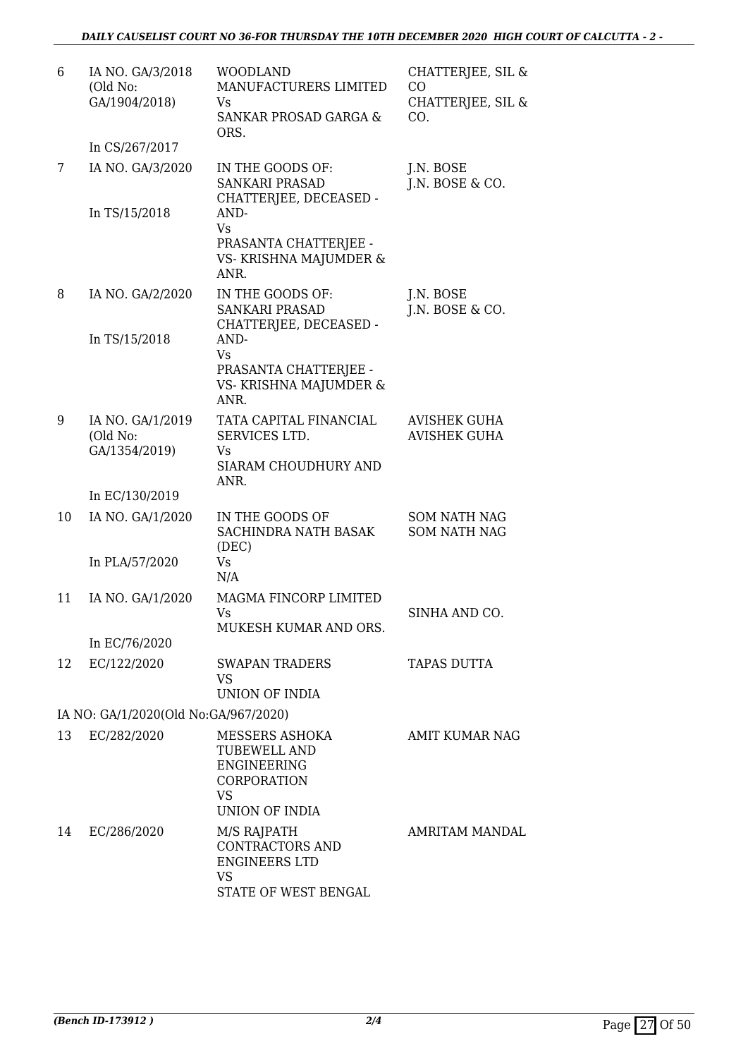| | | | |
|---|---|---|---|
| 6 | IA NO. GA/3/2018 (Old No: GA/1904/2018)<br><br>In CS/267/2017 | WOODLAND MANUFACTURERS LIMITED<br>Vs<br>SANKAR PROSAD GARGA & ORS. | CHATTERJEE, SIL & CO<br>CHATTERJEE, SIL & CO. |
| 7 | IA NO. GA/3/2020<br><br>In TS/15/2018 | IN THE GOODS OF: SANKARI PRASAD CHATTERJEE, DECEASED -AND-<br>Vs<br>PRASANTA CHATTERJEE -VS- KRISHNA MAJUMDER & ANR. | J.N. BOSE<br>J.N. BOSE & CO. |
| 8 | IA NO. GA/2/2020<br><br>In TS/15/2018 | IN THE GOODS OF: SANKARI PRASAD CHATTERJEE, DECEASED -AND-<br>Vs<br>PRASANTA CHATTERJEE -VS- KRISHNA MAJUMDER & ANR. | J.N. BOSE<br>J.N. BOSE & CO. |
| 9 | IA NO. GA/1/2019 (Old No: GA/1354/2019)<br><br>In EC/130/2019 | TATA CAPITAL FINANCIAL SERVICES LTD.<br>Vs<br>SIARAM CHOUDHURY AND ANR. | AVISHEK GUHA<br>AVISHEK GUHA |
| 10 | IA NO. GA/1/2020<br><br>In PLA/57/2020 | IN THE GOODS OF SACHINDRA NATH BASAK (DEC)<br>Vs<br>N/A | SOM NATH NAG<br>SOM NATH NAG |
| 11 | IA NO. GA/1/2020<br><br>In EC/76/2020 | MAGMA FINCORP LIMITED<br>Vs<br>MUKESH KUMAR AND ORS. | SINHA AND CO. |
| 12 | EC/122/2020 | SWAPAN TRADERS<br>VS<br>UNION OF INDIA | TAPAS DUTTA |
| | IA NO: GA/1/2020(Old No:GA/967/2020) | | |
| 13 | EC/282/2020 | MESSERS ASHOKA TUBEWELL AND ENGINEERING CORPORATION<br>VS<br>UNION OF INDIA | AMIT KUMAR NAG |
| 14 | EC/286/2020 | M/S RAJPATH CONTRACTORS AND ENGINEERS LTD<br>VS<br>STATE OF WEST BENGAL | AMRITAM MANDAL |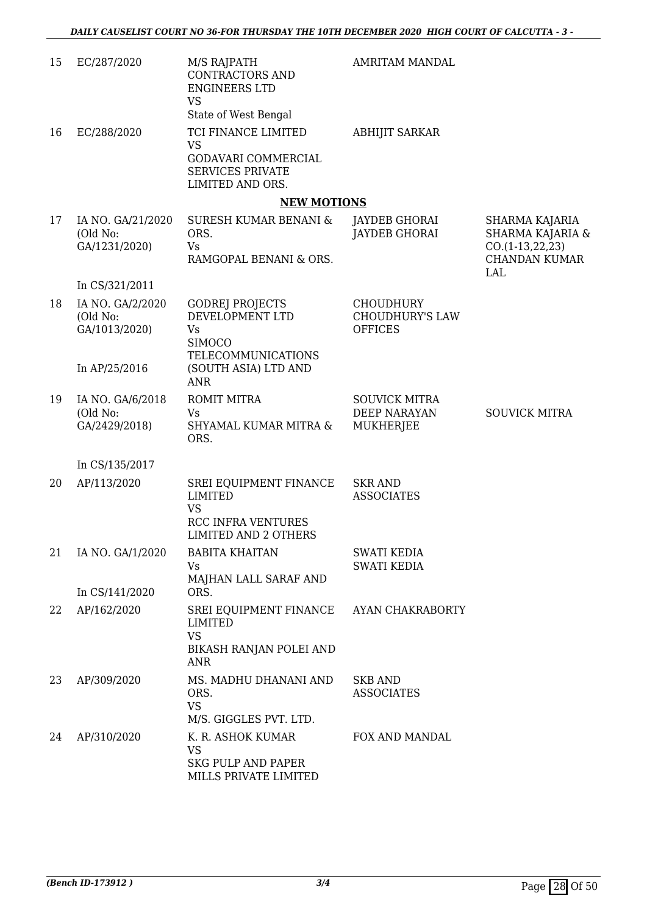| 15 | EC/287/2020 | M/S RAJPATH CONTRACTORS AND ENGINEERS LTD VS State of West Bengal | AMRITAM MANDAL | |
|---|---|---|---|---|
| 16 | EC/288/2020 | TCI FINANCE LIMITED VS GODAVARI COMMERCIAL SERVICES PRIVATE LIMITED AND ORS. | ABHIJIT SARKAR | |

## NEW MOTIONS

| | | | | |
|---|---|---|---|---|
| 17 | IA NO. GA/21/2020 (Old No: GA/1231/2020) In CS/321/2011 | SURESH KUMAR BENANI & ORS. Vs RAMGOPAL BENANI & ORS. | JAYDEB GHORAI JAYDEB GHORAI | SHARMA KAJARIA SHARMA KAJARIA & CO.(1-13,22,23) CHANDAN KUMAR LAL |
| 18 | IA NO. GA/2/2020 (Old No: GA/1013/2020) In AP/25/2016 | GODREJ PROJECTS DEVELOPMENT LTD Vs SIMOCO TELECOMMUNICATIONS (SOUTH ASIA) LTD AND ANR | CHOUDHURY CHOUDHURY'S LAW OFFICES | |
| 19 | IA NO. GA/6/2018 (Old No: GA/2429/2018) In CS/135/2017 | ROMIT MITRA Vs SHYAMAL KUMAR MITRA & ORS. | SOUVICK MITRA DEEP NARAYAN MUKHERJEE | SOUVICK MITRA |
| 20 | AP/113/2020 | SREI EQUIPMENT FINANCE LIMITED VS RCC INFRA VENTURES LIMITED AND 2 OTHERS | SKR AND ASSOCIATES | |
| 21 | IA NO. GA/1/2020 In CS/141/2020 | BABITA KHAITAN Vs MAJHAN LALL SARAF AND ORS. | SWATI KEDIA SWATI KEDIA | |
| 22 | AP/162/2020 | SREI EQUIPMENT FINANCE LIMITED VS BIKASH RANJAN POLEI AND ANR | AYAN CHAKRABORTY | |
| 23 | AP/309/2020 | MS. MADHU DHANANI AND ORS. VS M/S. GIGGLES PVT. LTD. | SKB AND ASSOCIATES | |
| 24 | AP/310/2020 | K. R. ASHOK KUMAR VS SKG PULP AND PAPER MILLS PRIVATE LIMITED | FOX AND MANDAL | |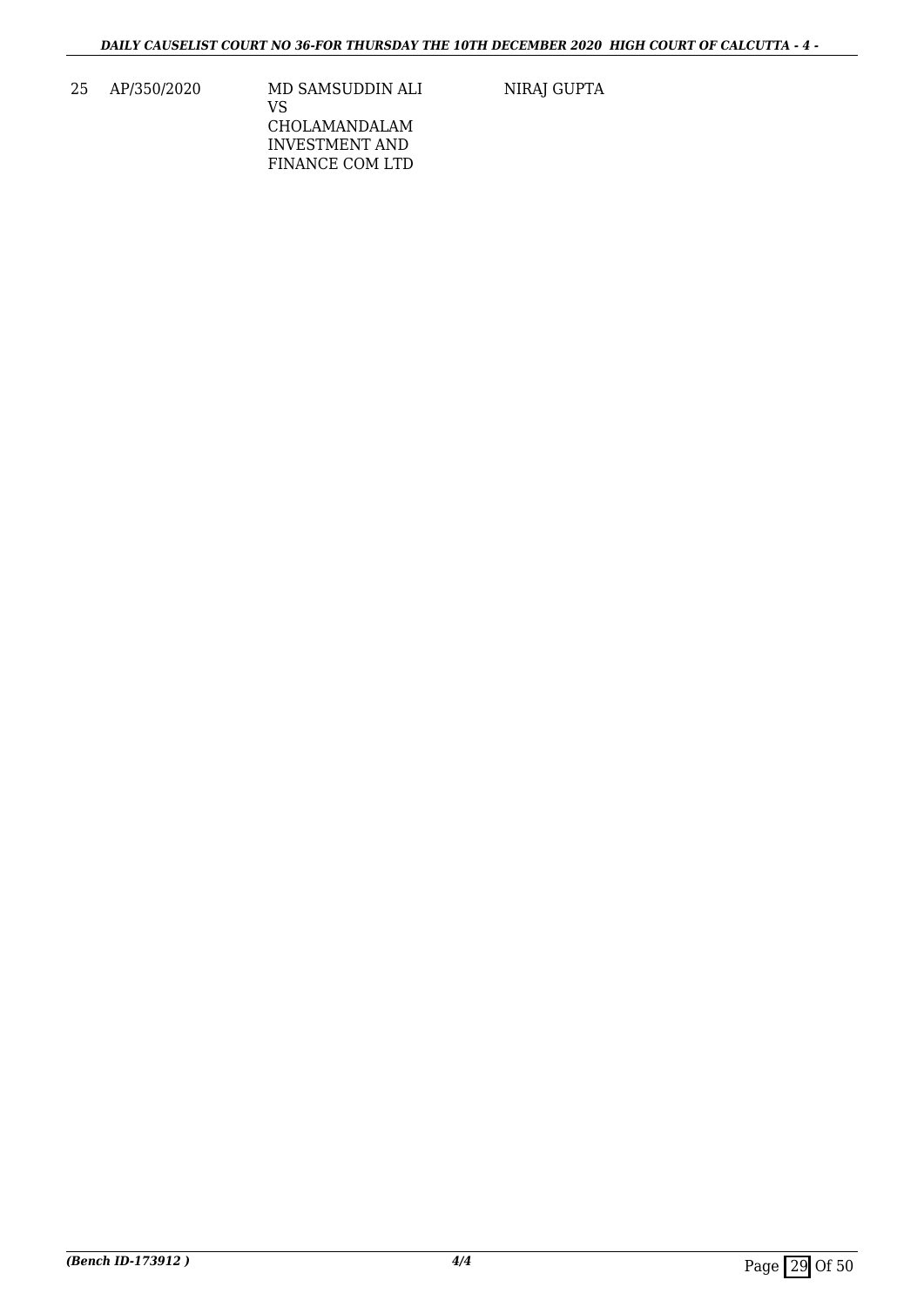| 25 | AP/350/2020 | MD SAMSUDDIN ALI<br>VS<br>CHOLAMANDALAM<br>INVESTMENT AND<br>FINANCE COM LTD | NIRAJ GUPTA |
|---|---|---|---|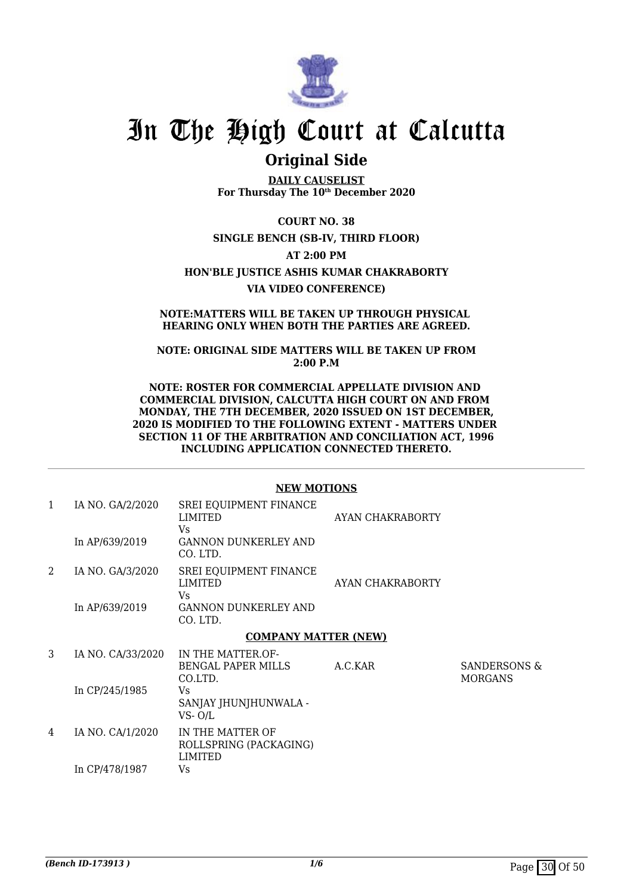# In The High Court at Calcutta

## Original Side

**DAILY CAUSELIST**
**For Thursday The 10th December 2020**

**COURT NO. 38**

**SINGLE BENCH (SB-IV, THIRD FLOOR)**

**AT 2:00 PM**

**HON'BLE JUSTICE ASHIS KUMAR CHAKRABORTY**

**VIA VIDEO CONFERENCE)**

**NOTE:MATTERS WILL BE TAKEN UP THROUGH PHYSICAL HEARING ONLY WHEN BOTH THE PARTIES ARE AGREED.**

**NOTE: ORIGINAL SIDE MATTERS WILL BE TAKEN UP FROM 2:00 P.M**

**NOTE: ROSTER FOR COMMERCIAL APPELLATE DIVISION AND COMMERCIAL DIVISION, CALCUTTA HIGH COURT ON AND FROM MONDAY, THE 7TH DECEMBER, 2020 ISSUED ON 1ST DECEMBER, 2020 IS MODIFIED TO THE FOLLOWING EXTENT - MATTERS UNDER SECTION 11 OF THE ARBITRATION AND CONCILIATION ACT, 1996 INCLUDING APPLICATION CONNECTED THERETO.**

**NEW MOTIONS**

| | | | | |
|---|---|---|---|---|
| 1 | IA NO. GA/2/2020<br>In AP/639/2019 | SREI EQUIPMENT FINANCE LIMITED<br>Vs<br>GANNON DUNKERLEY AND CO. LTD. | AYAN CHAKRABORTY | |
| 2 | IA NO. GA/3/2020<br>In AP/639/2019 | SREI EQUIPMENT FINANCE LIMITED<br>Vs<br>GANNON DUNKERLEY AND CO. LTD. | AYAN CHAKRABORTY | |

**COMPANY MATTER (NEW)**

| | | | | |
|---|---|---|---|---|
| 3 | IA NO. CA/33/2020<br>In CP/245/1985 | IN THE MATTER.OF-BENGAL PAPER MILLS CO.LTD.<br>Vs<br>SANJAY JHUNJHUNWALA -VS- O/L | A.C.KAR | SANDERSONS & MORGANS |
| 4 | IA NO. CA/1/2020<br>In CP/478/1987 | IN THE MATTER OF ROLLSPRING (PACKAGING) LIMITED<br>Vs | | |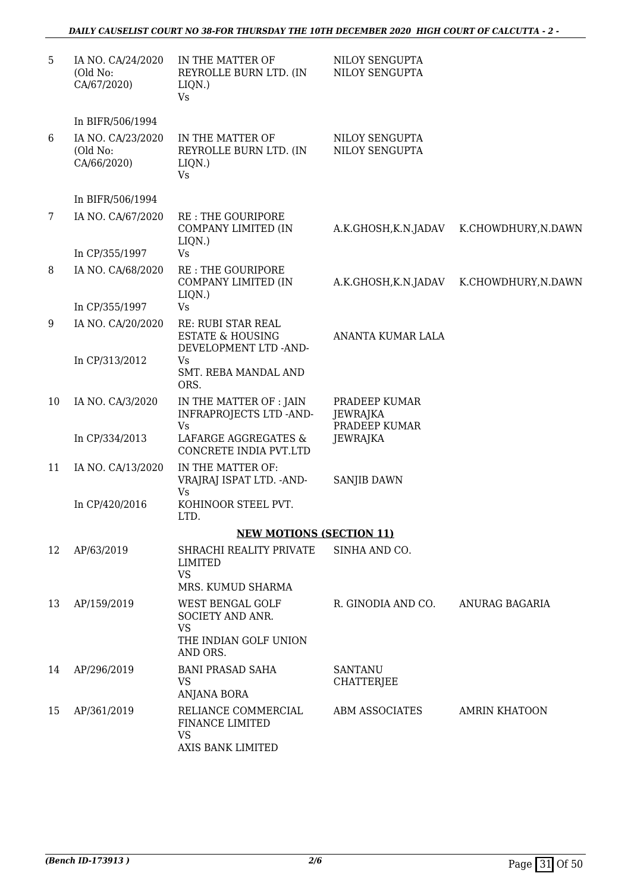| 5 | IA NO. CA/24/2020 (Old No: CA/67/2020) | IN THE MATTER OF REYROLLE BURN LTD. (IN LIQN.) Vs | NILOY SENGUPTA NILOY SENGUPTA | |
|---|---|---|---|---|
| | In BIFR/506/1994 | | | |
| 6 | IA NO. CA/23/2020 (Old No: CA/66/2020) | IN THE MATTER OF REYROLLE BURN LTD. (IN LIQN.) Vs | NILOY SENGUPTA NILOY SENGUPTA | |
| | In BIFR/506/1994 | | | |
| 7 | IA NO. CA/67/2020 | RE : THE GOURIPORE COMPANY LIMITED (IN LIQN.) | A.K.GHOSH,K.N.JADAV | K.CHOWDHURY,N.DAWN |
| | In CP/355/1997 | Vs | | |
| 8 | IA NO. CA/68/2020 | RE : THE GOURIPORE COMPANY LIMITED (IN LIQN.) | A.K.GHOSH,K.N.JADAV | K.CHOWDHURY,N.DAWN |
| | In CP/355/1997 | Vs | | |
| 9 | IA NO. CA/20/2020 | RE: RUBI STAR REAL ESTATE & HOUSING DEVELOPMENT LTD -AND- | ANANTA KUMAR LALA | |
| | In CP/313/2012 | Vs SMT. REBA MANDAL AND ORS. | | |
| 10 | IA NO. CA/3/2020 | IN THE MATTER OF : JAIN INFRAPROJECTS LTD -AND- Vs | PRADEEP KUMAR JEWRAJKA PRADEEP KUMAR | |
| | In CP/334/2013 | LAFARGE AGGREGATES & CONCRETE INDIA PVT.LTD | JEWRAJKA | |
| 11 | IA NO. CA/13/2020 | IN THE MATTER OF: VRAJRAJ ISPAT LTD. -AND- Vs | SANJIB DAWN | |
| | In CP/420/2016 | KOHINOOR STEEL PVT. LTD. | | |

**NEW MOTIONS (SECTION 11)**

| 12 | AP/63/2019 | SHRACHI REALITY PRIVATE LIMITED VS MRS. KUMUD SHARMA | SINHA AND CO. | |
|---|---|---|---|---|
| 13 | AP/159/2019 | WEST BENGAL GOLF SOCIETY AND ANR. VS THE INDIAN GOLF UNION AND ORS. | R. GINODIA AND CO. | ANURAG BAGARIA |
| 14 | AP/296/2019 | BANI PRASAD SAHA VS ANJANA BORA | SANTANU CHATTERJEE | |
| 15 | AP/361/2019 | RELIANCE COMMERCIAL FINANCE LIMITED VS AXIS BANK LIMITED | ABM ASSOCIATES | AMRIN KHATOON |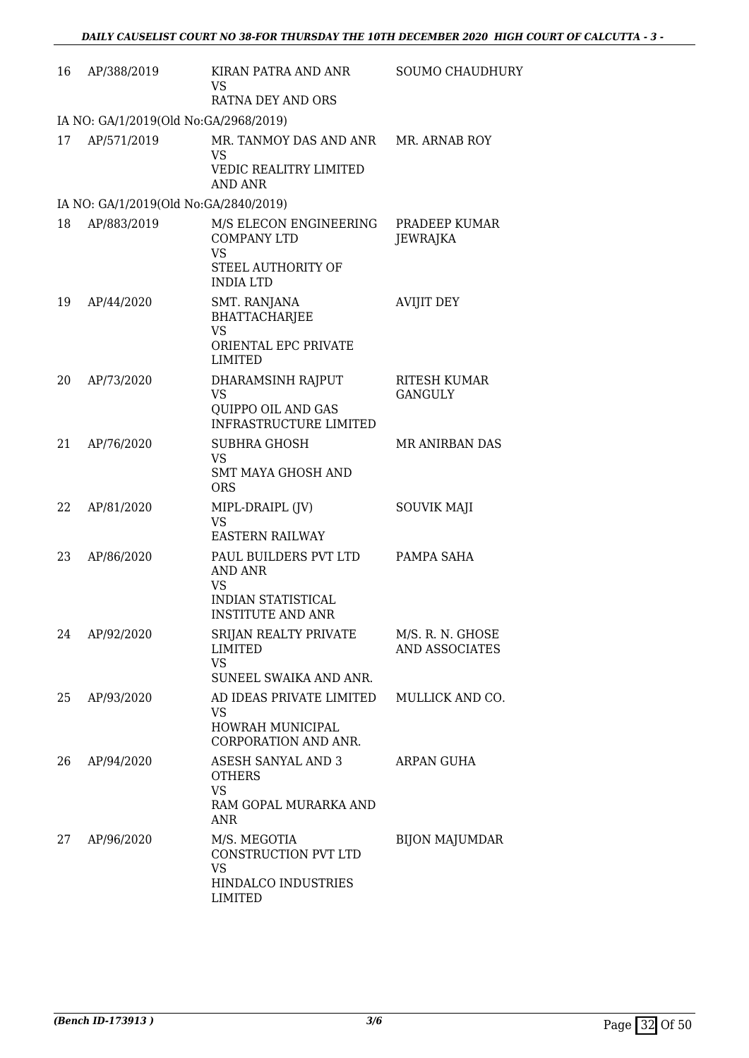| | | | |
|---|---|---|---|
| 16 | AP/388/2019 | KIRAN PATRA AND ANR<br>VS<br>RATNA DEY AND ORS | SOUMO CHAUDHURY |
| IA NO: GA/1/2019(Old No:GA/2968/2019) | | | |
| 17 | AP/571/2019 | MR. TANMOY DAS AND ANR<br>VS<br>VEDIC REALITRY LIMITED AND ANR | MR. ARNAB ROY |
| IA NO: GA/1/2019(Old No:GA/2840/2019) | | | |
| 18 | AP/883/2019 | M/S ELECON ENGINEERING COMPANY LTD<br>VS<br>STEEL AUTHORITY OF INDIA LTD | PRADEEP KUMAR JEWRAJKA |
| 19 | AP/44/2020 | SMT. RANJANA BHATTACHARJEE<br>VS<br>ORIENTAL EPC PRIVATE LIMITED | AVIJIT DEY |
| 20 | AP/73/2020 | DHARAMSINH RAJPUT<br>VS<br>QUIPPO OIL AND GAS INFRASTRUCTURE LIMITED | RITESH KUMAR GANGULY |
| 21 | AP/76/2020 | SUBHRA GHOSH<br>VS<br>SMT MAYA GHOSH AND ORS | MR ANIRBAN DAS |
| 22 | AP/81/2020 | MIPL-DRAIPL (JV)<br>VS<br>EASTERN RAILWAY | SOUVIK MAJI |
| 23 | AP/86/2020 | PAUL BUILDERS PVT LTD AND ANR<br>VS<br>INDIAN STATISTICAL INSTITUTE AND ANR | PAMPA SAHA |
| 24 | AP/92/2020 | SRIJAN REALTY PRIVATE LIMITED<br>VS<br>SUNEEL SWAIKA AND ANR. | M/S. R. N. GHOSE AND ASSOCIATES |
| 25 | AP/93/2020 | AD IDEAS PRIVATE LIMITED<br>VS<br>HOWRAH MUNICIPAL CORPORATION AND ANR. | MULLICK AND CO. |
| 26 | AP/94/2020 | ASESH SANYAL AND 3 OTHERS<br>VS<br>RAM GOPAL MURARKA AND ANR | ARPAN GUHA |
| 27 | AP/96/2020 | M/S. MEGOTIA CONSTRUCTION PVT LTD<br>VS<br>HINDALCO INDUSTRIES LIMITED | BIJON MAJUMDAR |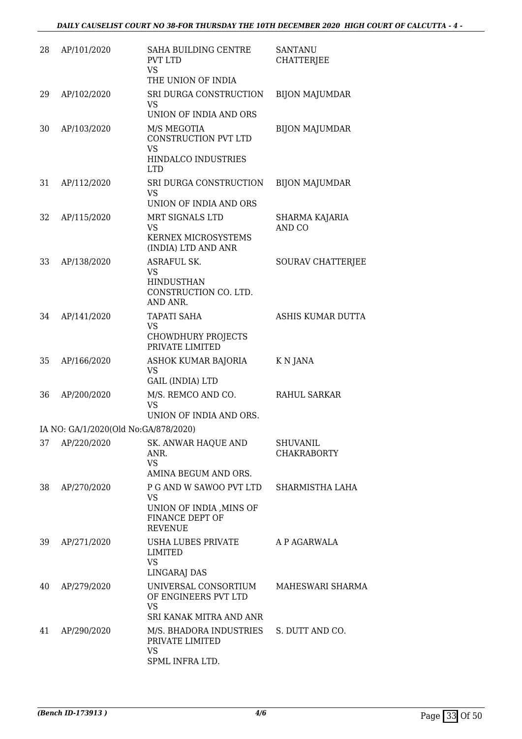| 28 | AP/101/2020 | SAHA BUILDING CENTRE PVT LTD VS THE UNION OF INDIA | SANTANU CHATTERJEE |
|---|---|---|---|
| 29 | AP/102/2020 | SRI DURGA CONSTRUCTION VS UNION OF INDIA AND ORS | BIJON MAJUMDAR |
| 30 | AP/103/2020 | M/S MEGOTIA CONSTRUCTION PVT LTD VS HINDALCO INDUSTRIES LTD | BIJON MAJUMDAR |
| 31 | AP/112/2020 | SRI DURGA CONSTRUCTION VS UNION OF INDIA AND ORS | BIJON MAJUMDAR |
| 32 | AP/115/2020 | MRT SIGNALS LTD VS KERNEX MICROSYSTEMS (INDIA) LTD AND ANR | SHARMA KAJARIA AND CO |
| 33 | AP/138/2020 | ASRAFUL SK. VS HINDUSTHAN CONSTRUCTION CO. LTD. AND ANR. | SOURAV CHATTERJEE |
| 34 | AP/141/2020 | TAPATI SAHA VS CHOWDHURY PROJECTS PRIVATE LIMITED | ASHIS KUMAR DUTTA |
| 35 | AP/166/2020 | ASHOK KUMAR BAJORIA VS GAIL (INDIA) LTD | K N JANA |
| 36 | AP/200/2020 | M/S. REMCO AND CO. VS UNION OF INDIA AND ORS. | RAHUL SARKAR |

IA NO: GA/1/2020(Old No:GA/878/2020)

| 37 | AP/220/2020 | SK. ANWAR HAQUE AND ANR. VS AMINA BEGUM AND ORS. | SHUVANIL CHAKRABORTY |
|---|---|---|---|
| 38 | AP/270/2020 | P G AND W SAWOO PVT LTD VS UNION OF INDIA ,MINS OF FINANCE DEPT OF REVENUE | SHARMISTHA LAHA |
| 39 | AP/271/2020 | USHA LUBES PRIVATE LIMITED VS LINGARAJ DAS | A P AGARWALA |
| 40 | AP/279/2020 | UNIVERSAL CONSORTIUM OF ENGINEERS PVT LTD VS SRI KANAK MITRA AND ANR | MAHESWARI SHARMA |
| 41 | AP/290/2020 | M/S. BHADORA INDUSTRIES PRIVATE LIMITED VS SPML INFRA LTD. | S. DUTT AND CO. |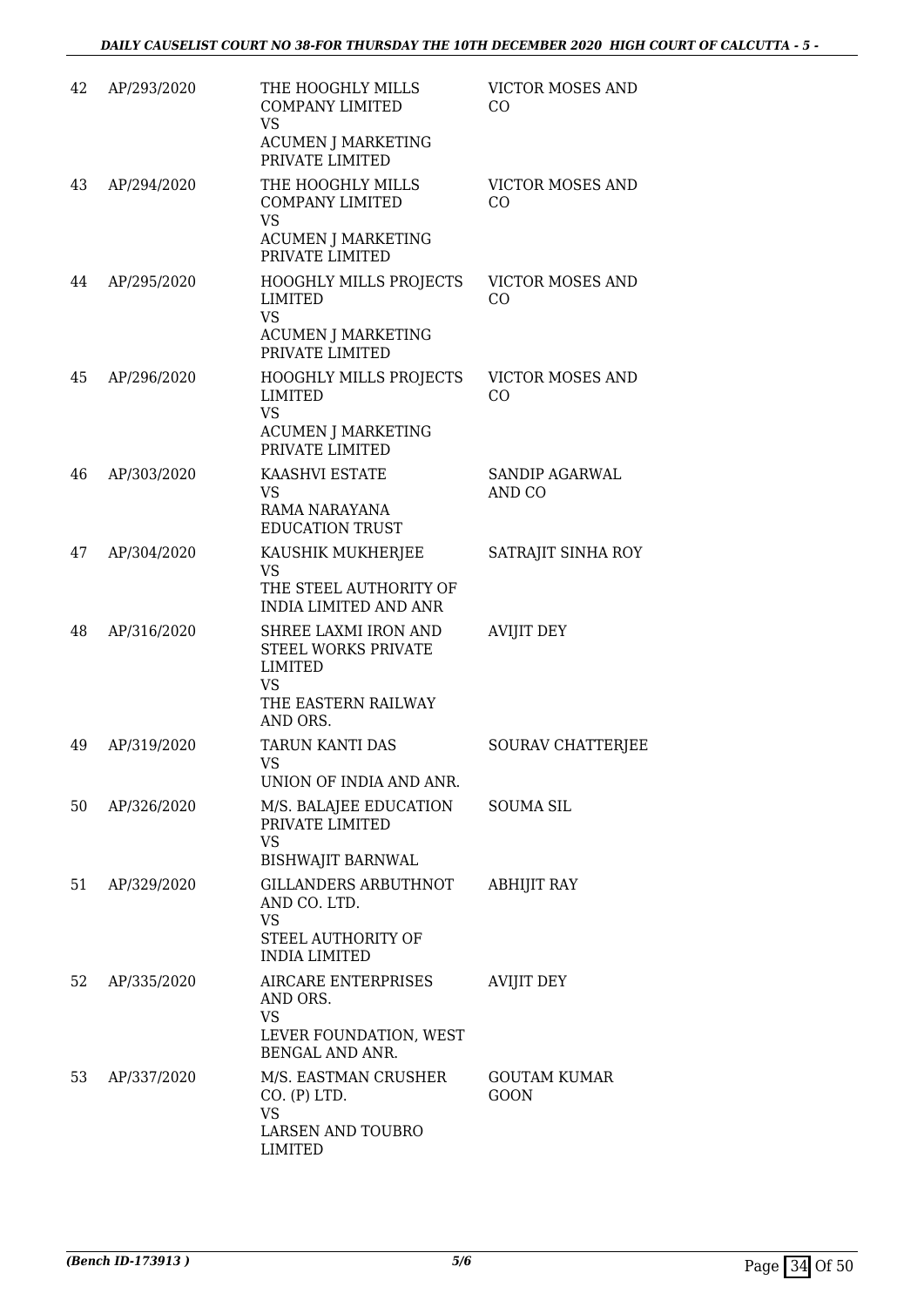| | | | |
|---|---|---|---|
| 42 | AP/293/2020 | THE HOOGHLY MILLS COMPANY LIMITED<br>VS<br>ACUMEN J MARKETING PRIVATE LIMITED | VICTOR MOSES AND CO |
| 43 | AP/294/2020 | THE HOOGHLY MILLS COMPANY LIMITED<br>VS<br>ACUMEN J MARKETING PRIVATE LIMITED | VICTOR MOSES AND CO |
| 44 | AP/295/2020 | HOOGHLY MILLS PROJECTS LIMITED<br>VS<br>ACUMEN J MARKETING PRIVATE LIMITED | VICTOR MOSES AND CO |
| 45 | AP/296/2020 | HOOGHLY MILLS PROJECTS LIMITED<br>VS<br>ACUMEN J MARKETING PRIVATE LIMITED | VICTOR MOSES AND CO |
| 46 | AP/303/2020 | KAASHVI ESTATE<br>VS<br>RAMA NARAYANA EDUCATION TRUST | SANDIP AGARWAL AND CO |
| 47 | AP/304/2020 | KAUSHIK MUKHERJEE<br>VS<br>THE STEEL AUTHORITY OF INDIA LIMITED AND ANR | SATRAJIT SINHA ROY |
| 48 | AP/316/2020 | SHREE LAXMI IRON AND STEEL WORKS PRIVATE LIMITED<br>VS<br>THE EASTERN RAILWAY AND ORS. | AVIJIT DEY |
| 49 | AP/319/2020 | TARUN KANTI DAS<br>VS<br>UNION OF INDIA AND ANR. | SOURAV CHATTERJEE |
| 50 | AP/326/2020 | M/S. BALAJEE EDUCATION PRIVATE LIMITED<br>VS<br>BISHWAJIT BARNWAL | SOUMA SIL |
| 51 | AP/329/2020 | GILLANDERS ARBUTHNOT AND CO. LTD.<br>VS<br>STEEL AUTHORITY OF INDIA LIMITED | ABHIJIT RAY |
| 52 | AP/335/2020 | AIRCARE ENTERPRISES AND ORS.<br>VS<br>LEVER FOUNDATION, WEST BENGAL AND ANR. | AVIJIT DEY |
| 53 | AP/337/2020 | M/S. EASTMAN CRUSHER CO. (P) LTD.<br>VS<br>LARSEN AND TOUBRO LIMITED | GOUTAM KUMAR GOON |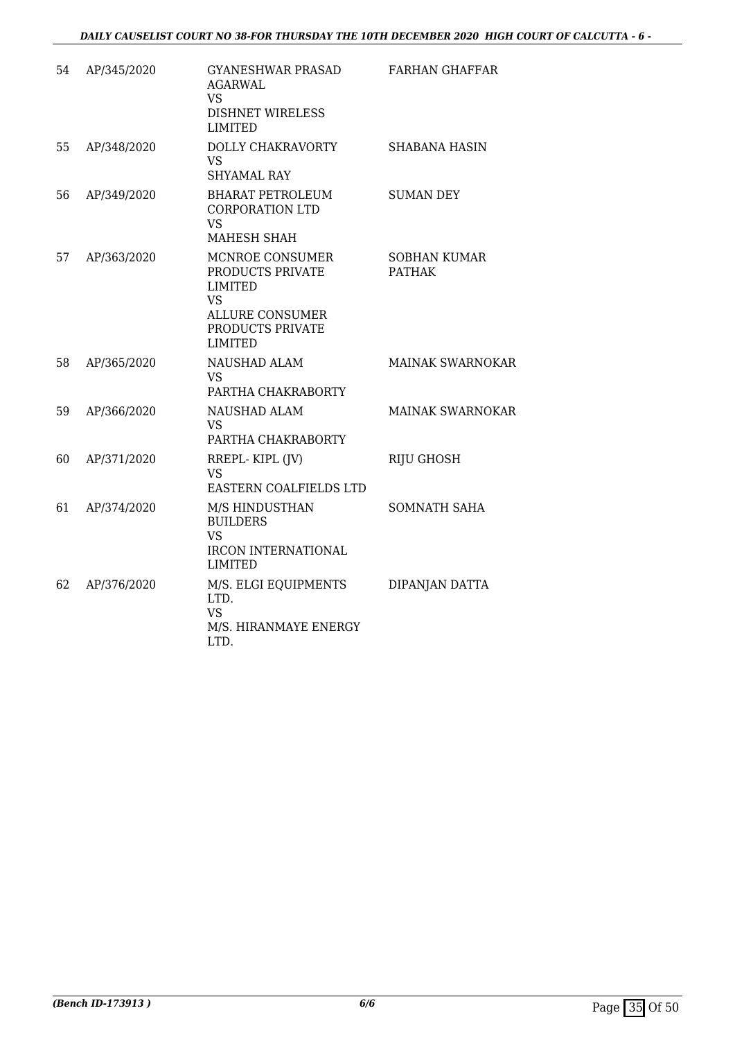| | | | |
|---|---|---|---|
| 54 | AP/345/2020 | GYANESHWAR PRASAD AGARWAL VS DISHNET WIRELESS LIMITED | FARHAN GHAFFAR |
| 55 | AP/348/2020 | DOLLY CHAKRAVORTY VS SHYAMAL RAY | SHABANA HASIN |
| 56 | AP/349/2020 | BHARAT PETROLEUM CORPORATION LTD VS MAHESH SHAH | SUMAN DEY |
| 57 | AP/363/2020 | MCNROE CONSUMER PRODUCTS PRIVATE LIMITED VS ALLURE CONSUMER PRODUCTS PRIVATE LIMITED | SOBHAN KUMAR PATHAK |
| 58 | AP/365/2020 | NAUSHAD ALAM VS PARTHA CHAKRABORTY | MAINAK SWARNOKAR |
| 59 | AP/366/2020 | NAUSHAD ALAM VS PARTHA CHAKRABORTY | MAINAK SWARNOKAR |
| 60 | AP/371/2020 | RREPL- KIPL (JV) VS EASTERN COALFIELDS LTD | RIJU GHOSH |
| 61 | AP/374/2020 | M/S HINDUSTHAN BUILDERS VS IRCON INTERNATIONAL LIMITED | SOMNATH SAHA |
| 62 | AP/376/2020 | M/S. ELGI EQUIPMENTS LTD. VS M/S. HIRANMAYE ENERGY LTD. | DIPANJAN DATTA |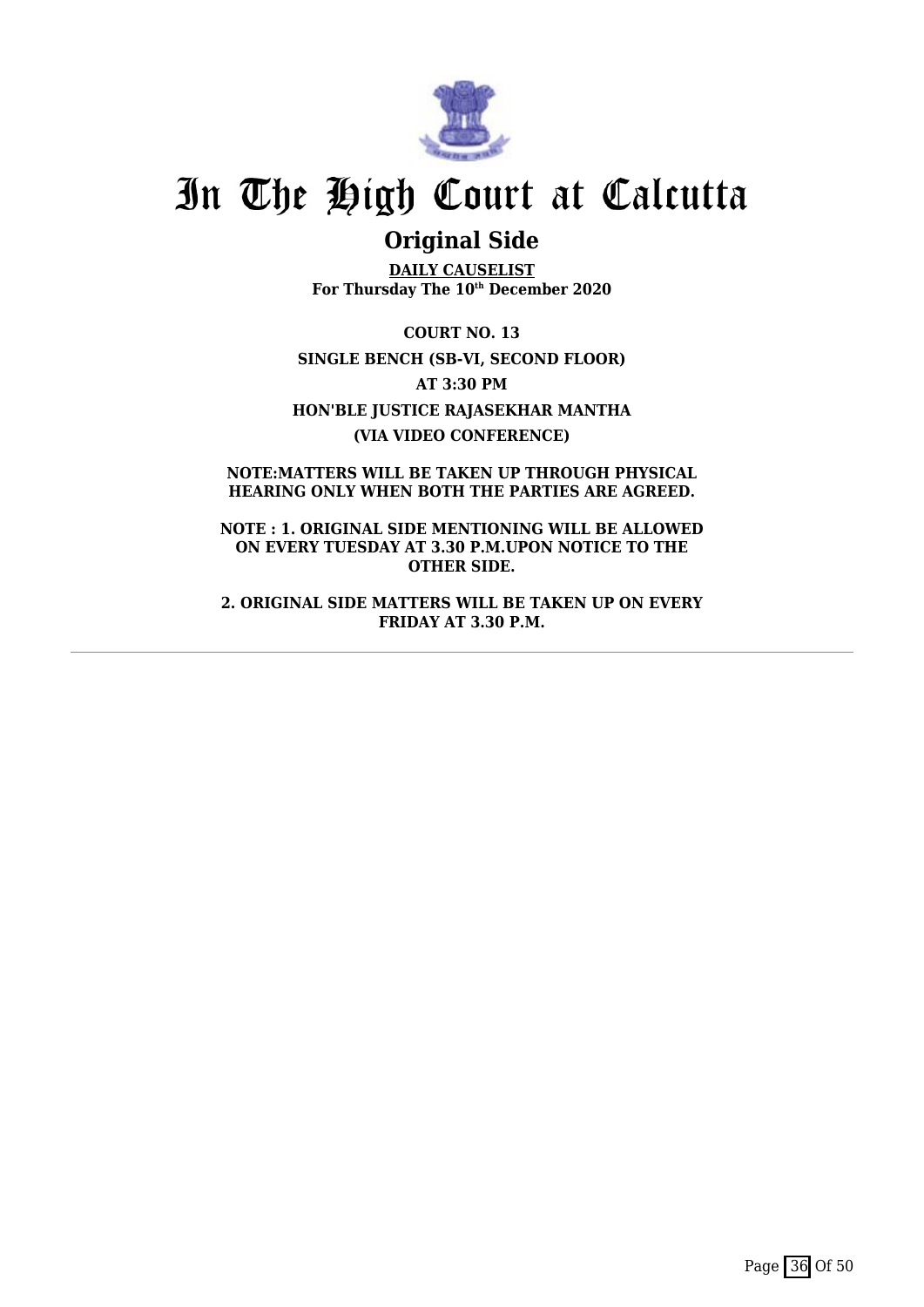# In The High Court at Calcutta

## Original Side

**DAILY CAUSELIST**
**For Thursday The 10th December 2020**

**COURT NO. 13**

**SINGLE BENCH (SB-VI, SECOND FLOOR)**

**AT 3:30 PM**

**HON'BLE JUSTICE RAJASEKHAR MANTHA**

**(VIA VIDEO CONFERENCE)**

**NOTE:MATTERS WILL BE TAKEN UP THROUGH PHYSICAL HEARING ONLY WHEN BOTH THE PARTIES ARE AGREED.**

**NOTE : 1. ORIGINAL SIDE MENTIONING WILL BE ALLOWED ON EVERY TUESDAY AT 3.30 P.M.UPON NOTICE TO THE OTHER SIDE.**

**2. ORIGINAL SIDE MATTERS WILL BE TAKEN UP ON EVERY FRIDAY AT 3.30 P.M.**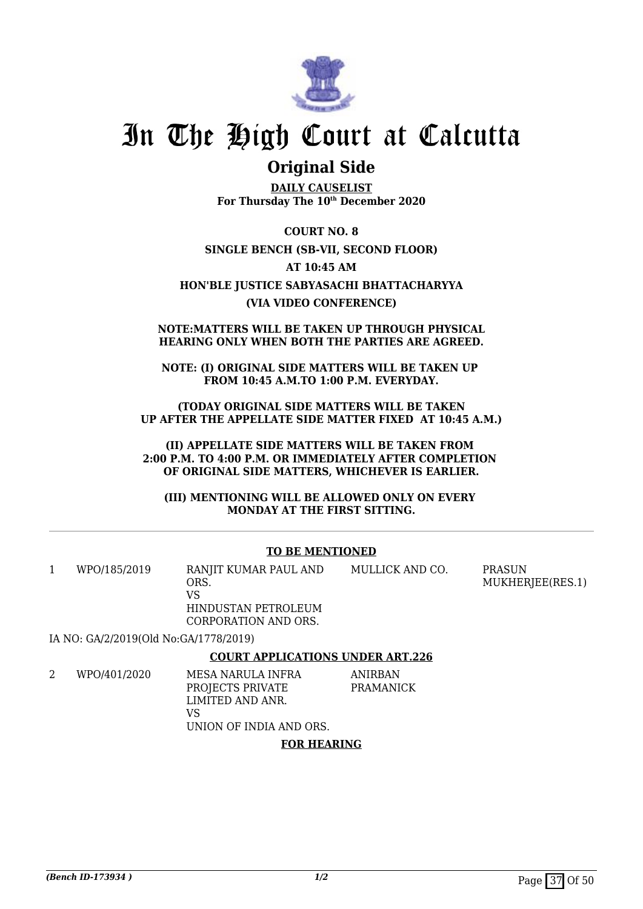# In The High Court at Calcutta

## Original Side

**DAILY CAUSELIST**
**For Thursday The 10th December 2020**

**COURT NO. 8**

**SINGLE BENCH (SB-VII, SECOND FLOOR)**

**AT 10:45 AM**

**HON'BLE JUSTICE SABYASACHI BHATTACHARYYA**

**(VIA VIDEO CONFERENCE)**

**NOTE:MATTERS WILL BE TAKEN UP THROUGH PHYSICAL HEARING ONLY WHEN BOTH THE PARTIES ARE AGREED.**

**NOTE: (I) ORIGINAL SIDE MATTERS WILL BE TAKEN UP FROM 10:45 A.M.TO 1:00 P.M. EVERYDAY.**

**(TODAY ORIGINAL SIDE MATTERS WILL BE TAKEN UP AFTER THE APPELLATE SIDE MATTER FIXED AT 10:45 A.M.)**

**(II) APPELLATE SIDE MATTERS WILL BE TAKEN FROM 2:00 P.M. TO 4:00 P.M. OR IMMEDIATELY AFTER COMPLETION OF ORIGINAL SIDE MATTERS, WHICHEVER IS EARLIER.**

**(III) MENTIONING WILL BE ALLOWED ONLY ON EVERY MONDAY AT THE FIRST SITTING.**

---

**TO BE MENTIONED**

| | | | | |
|---|---|---|---|---|
| 1 | WPO/185/2019 | RANJIT KUMAR PAUL AND ORS.<br>VS<br>HINDUSTAN PETROLEUM CORPORATION AND ORS. | MULLICK AND CO. | PRASUN MUKHERJEE(RES.1) |

IA NO: GA/2/2019(Old No:GA/1778/2019)

**COURT APPLICATIONS UNDER ART.226**

| | | | |
|---|---|---|---|
| 2 | WPO/401/2020 | MESA NARULA INFRA PROJECTS PRIVATE LIMITED AND ANR.<br>VS<br>UNION OF INDIA AND ORS. | ANIRBAN PRAMANICK |

**FOR HEARING**

*(Bench ID-173934 )* *1/2*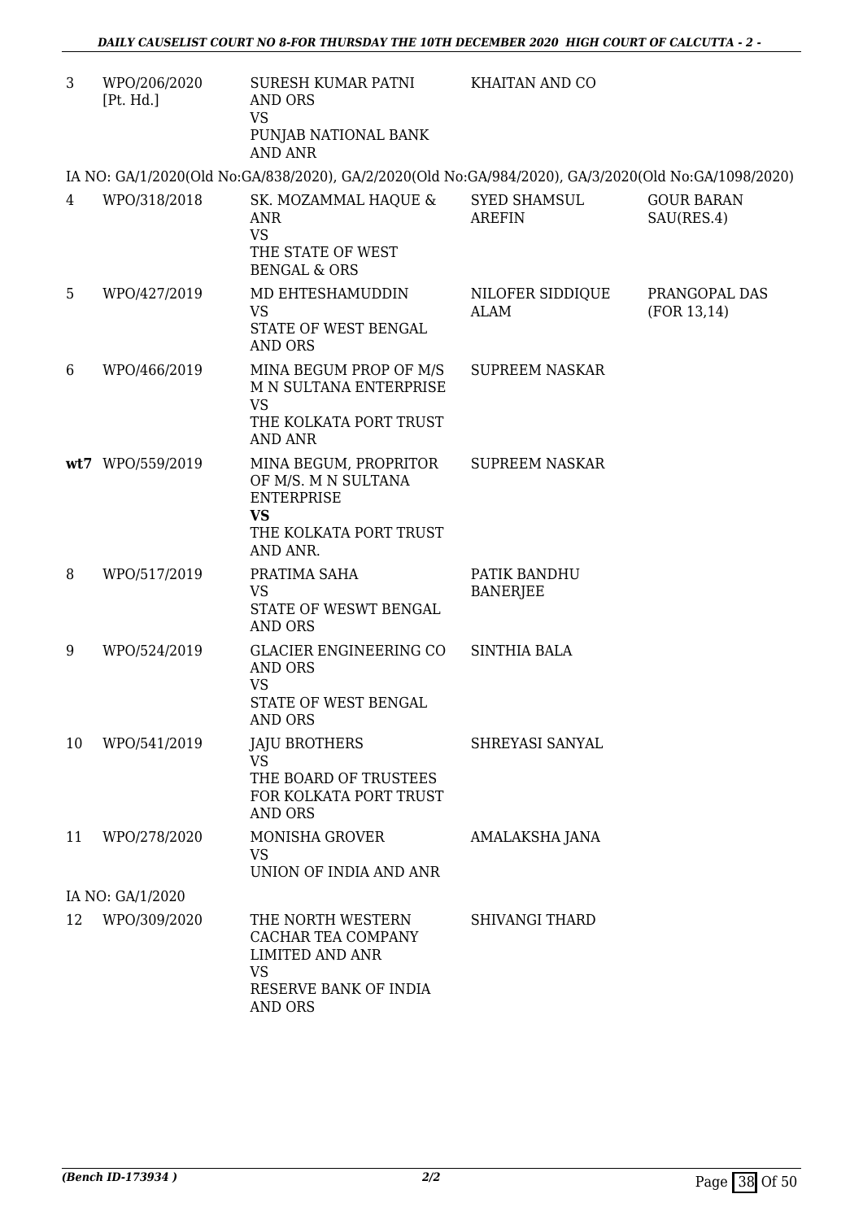| | | | | |
|---|---|---|---|---|
| 3 | WPO/206/2020 [Pt. Hd.] | SURESH KUMAR PATNI AND ORS VS PUNJAB NATIONAL BANK AND ANR | KHAITAN AND CO | |

IA NO: GA/1/2020(Old No:GA/838/2020), GA/2/2020(Old No:GA/984/2020), GA/3/2020(Old No:GA/1098/2020)

| | | | | |
|---|---|---|---|---|
| 4 | WPO/318/2018 | SK. MOZAMMAL HAQUE & ANR VS THE STATE OF WEST BENGAL & ORS | SYED SHAMSUL AREFIN | GOUR BARAN SAU(RES.4) |
| 5 | WPO/427/2019 | MD EHTESHAMUDDIN VS STATE OF WEST BENGAL AND ORS | NILOFER SIDDIQUE ALAM | PRANGOPAL DAS (FOR 13,14) |
| 6 | WPO/466/2019 | MINA BEGUM PROP OF M/S M N SULTANA ENTERPRISE VS THE KOLKATA PORT TRUST AND ANR | SUPREEM NASKAR | |
| **wt**7 | WPO/559/2019 | MINA BEGUM, PROPRITOR OF M/S. M N SULTANA ENTERPRISE **VS** THE KOLKATA PORT TRUST AND ANR. | SUPREEM NASKAR | |
| 8 | WPO/517/2019 | PRATIMA SAHA VS STATE OF WESWT BENGAL AND ORS | PATIK BANDHU BANERJEE | |
| 9 | WPO/524/2019 | GLACIER ENGINEERING CO AND ORS VS STATE OF WEST BENGAL AND ORS | SINTHIA BALA | |
| 10 | WPO/541/2019 | JAJU BROTHERS VS THE BOARD OF TRUSTEES FOR KOLKATA PORT TRUST AND ORS | SHREYASI SANYAL | |
| 11 | WPO/278/2020 | MONISHA GROVER VS UNION OF INDIA AND ANR | AMALAKSHA JANA | |

IA NO: GA/1/2020

| | | | | |
|---|---|---|---|---|
| 12 | WPO/309/2020 | THE NORTH WESTERN CACHAR TEA COMPANY LIMITED AND ANR VS RESERVE BANK OF INDIA AND ORS | SHIVANGI THARD | |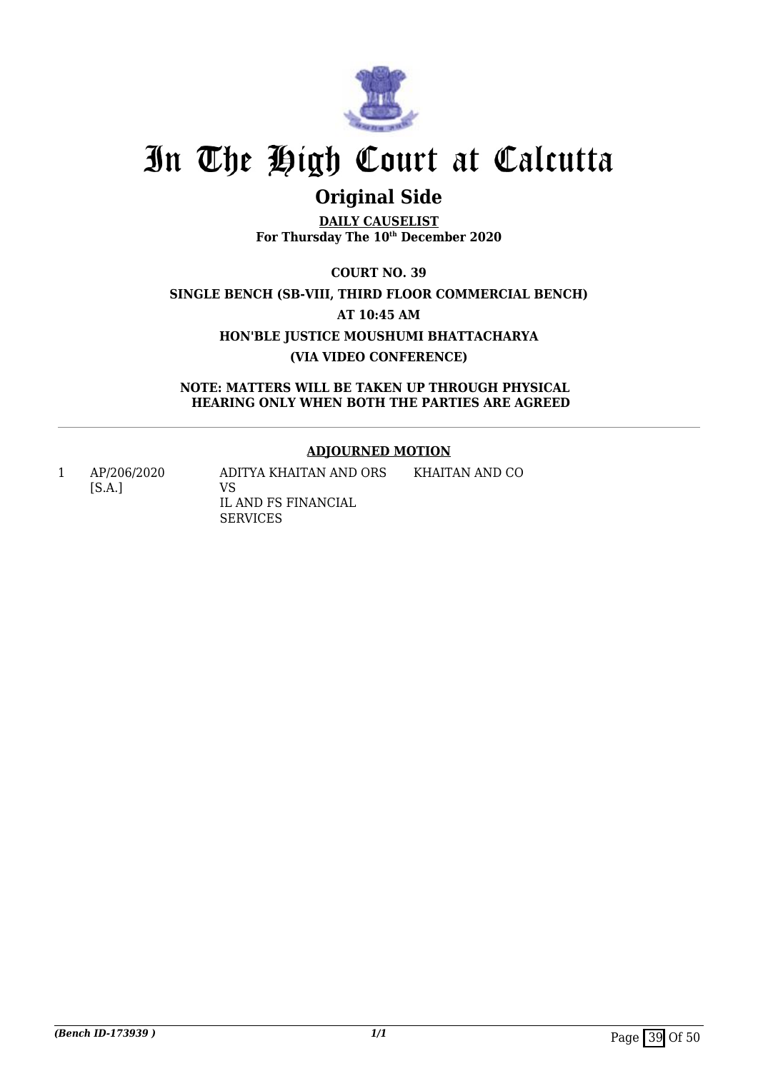# In The High Court at Calcutta

## Original Side

**DAILY CAUSELIST**
**For Thursday The 10th December 2020**

**COURT NO. 39**

**SINGLE BENCH (SB-VIII, THIRD FLOOR COMMERCIAL BENCH)**

**AT 10:45 AM**

**HON'BLE JUSTICE MOUSHUMI BHATTACHARYA**

**(VIA VIDEO CONFERENCE)**

**NOTE: MATTERS WILL BE TAKEN UP THROUGH PHYSICAL HEARING ONLY WHEN BOTH THE PARTIES ARE AGREED**

### ADJOURNED MOTION

| | | | |
|---|---|---|---|
| 1 | AP/206/2020 [S.A.] | ADITYA KHAITAN AND ORS VS IL AND FS FINANCIAL SERVICES | KHAITAN AND CO |

*(Bench ID-173939 )*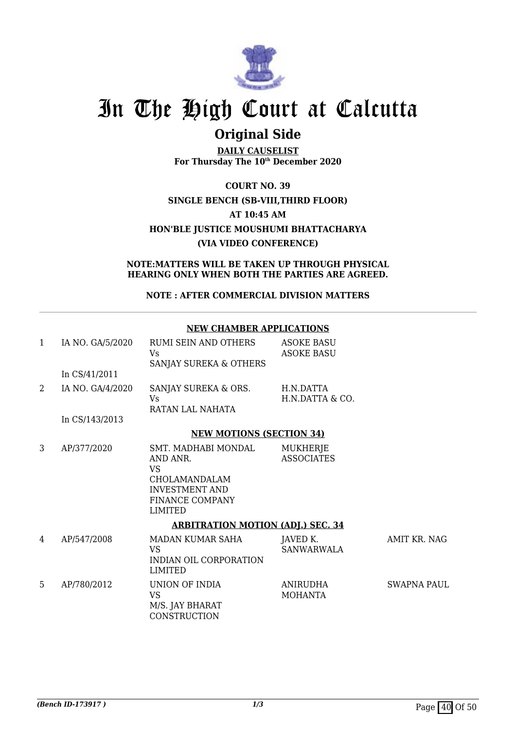# In The High Court at Calcutta

## Original Side

**DAILY CAUSELIST**
**For Thursday The 10th December 2020**

**COURT NO. 39**
**SINGLE BENCH (SB-VIII,THIRD FLOOR)**
**AT 10:45 AM**
**HON'BLE JUSTICE MOUSHUMI BHATTACHARYA**
**(VIA VIDEO CONFERENCE)**

**NOTE:MATTERS WILL BE TAKEN UP THROUGH PHYSICAL HEARING ONLY WHEN BOTH THE PARTIES ARE AGREED.**

**NOTE : AFTER COMMERCIAL DIVISION MATTERS**

**NEW CHAMBER APPLICATIONS**

| | | | | |
|---|---|---|---|---|
| 1 | IA NO. GA/5/2020<br>In CS/41/2011 | RUMI SEIN AND OTHERS<br>Vs<br>SANJAY SUREKA & OTHERS | ASOKE BASU<br>ASOKE BASU | |
| 2 | IA NO. GA/4/2020<br>In CS/143/2013 | SANJAY SUREKA & ORS.<br>Vs<br>RATAN LAL NAHATA | H.N.DATTA<br>H.N.DATTA & CO. | |

**NEW MOTIONS (SECTION 34)**

| | | | | |
|---|---|---|---|---|
| 3 | AP/377/2020 | SMT. MADHABI MONDAL AND ANR.<br>VS<br>CHOLAMANDALAM INVESTMENT AND FINANCE COMPANY LIMITED | MUKHERJE ASSOCIATES | |

**ARBITRATION MOTION (ADJ.) SEC. 34**

| | | | | |
|---|---|---|---|---|
| 4 | AP/547/2008 | MADAN KUMAR SAHA<br>VS<br>INDIAN OIL CORPORATION LIMITED | JAVED K. SANWARWALA | AMIT KR. NAG |
| 5 | AP/780/2012 | UNION OF INDIA<br>VS<br>M/S. JAY BHARAT CONSTRUCTION | ANIRUDHA MOHANTA | SWAPNA PAUL |

*(Bench ID-173917 )*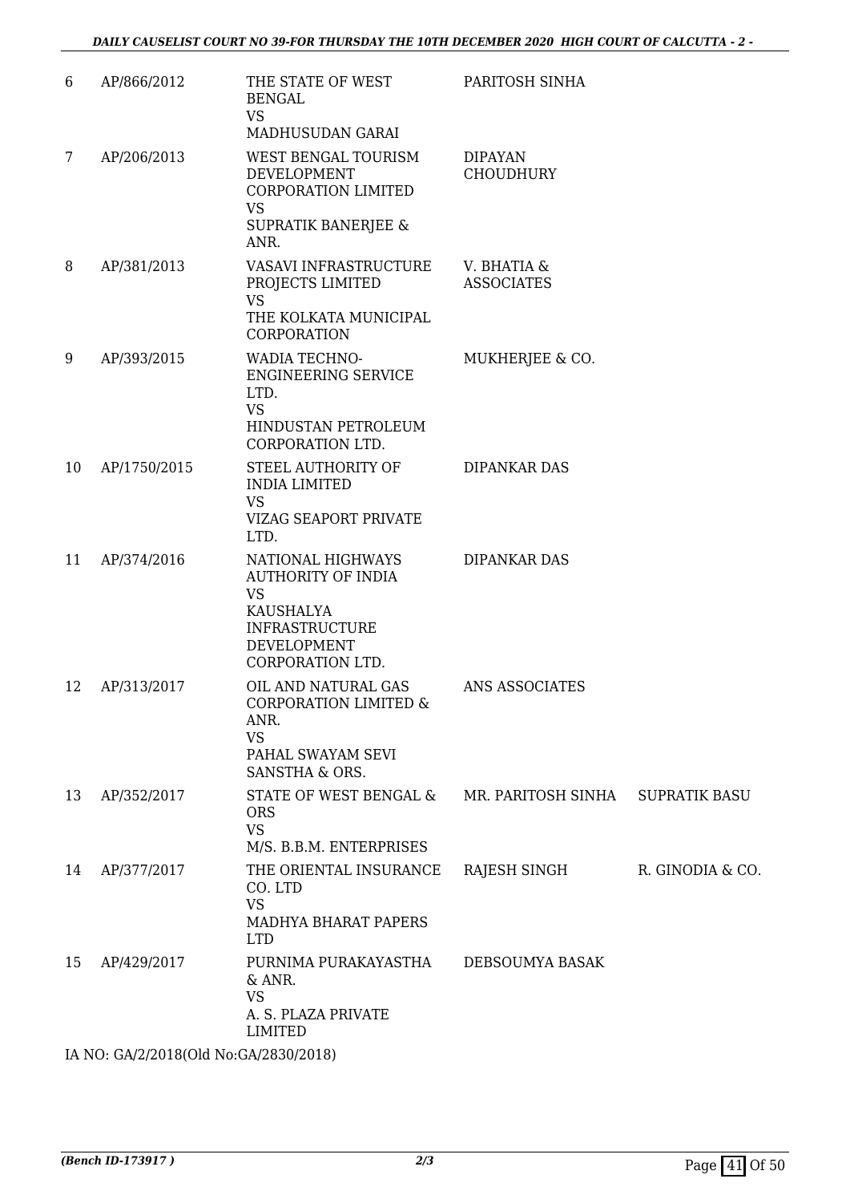| 6 | AP/866/2012 | THE STATE OF WEST BENGAL VS MADHUSUDAN GARAI | PARITOSH SINHA | |
|---|---|---|---|---|
| 7 | AP/206/2013 | WEST BENGAL TOURISM DEVELOPMENT CORPORATION LIMITED VS SUPRATIK BANERJEE & ANR. | DIPAYAN CHOUDHURY | |
| 8 | AP/381/2013 | VASAVI INFRASTRUCTURE PROJECTS LIMITED VS THE KOLKATA MUNICIPAL CORPORATION | V. BHATIA & ASSOCIATES | |
| 9 | AP/393/2015 | WADIA TECHNO-ENGINEERING SERVICE LTD. VS HINDUSTAN PETROLEUM CORPORATION LTD. | MUKHERJEE & CO. | |
| 10 | AP/1750/2015 | STEEL AUTHORITY OF INDIA LIMITED VS VIZAG SEAPORT PRIVATE LTD. | DIPANKAR DAS | |
| 11 | AP/374/2016 | NATIONAL HIGHWAYS AUTHORITY OF INDIA VS KAUSHALYA INFRASTRUCTURE DEVELOPMENT CORPORATION LTD. | DIPANKAR DAS | |
| 12 | AP/313/2017 | OIL AND NATURAL GAS CORPORATION LIMITED & ANR. VS PAHAL SWAYAM SEVI SANSTHA & ORS. | ANS ASSOCIATES | |
| 13 | AP/352/2017 | STATE OF WEST BENGAL & ORS VS M/S. B.B.M. ENTERPRISES | MR. PARITOSH SINHA | SUPRATIK BASU |
| 14 | AP/377/2017 | THE ORIENTAL INSURANCE CO. LTD VS MADHYA BHARAT PAPERS LTD | RAJESH SINGH | R. GINODIA & CO. |
| 15 | AP/429/2017 | PURNIMA PURAKAYASTHA & ANR. VS A. S. PLAZA PRIVATE LIMITED | DEBSOUMYA BASAK | |

IA NO: GA/2/2018(Old No:GA/2830/2018)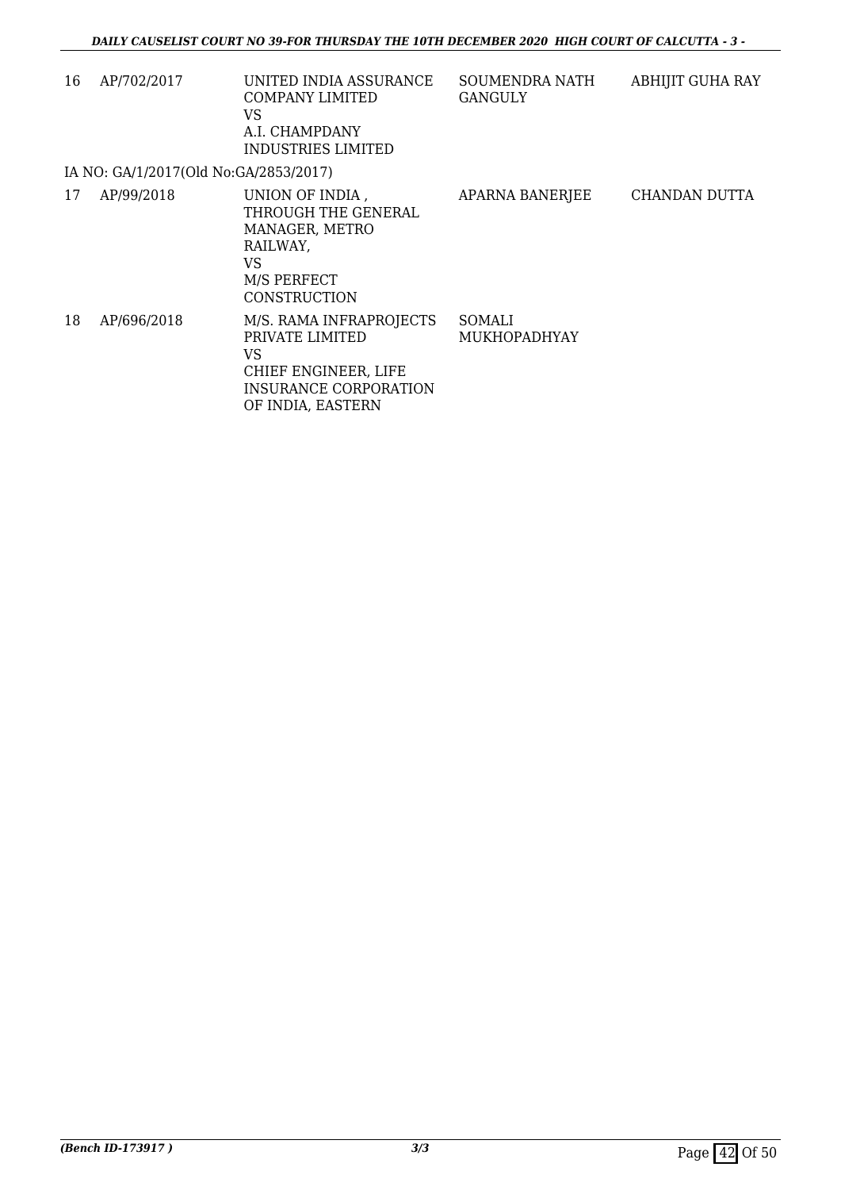| 16 | AP/702/2017 | UNITED INDIA ASSURANCE COMPANY LIMITED VS A.I. CHAMPDANY INDUSTRIES LIMITED | SOUMENDRA NATH GANGULY | ABHIJIT GUHA RAY |
|---|---|---|---|---|
| IA NO: GA/1/2017(Old No:GA/2853/2017) | | | | |
| 17 | AP/99/2018 | UNION OF INDIA , THROUGH THE GENERAL MANAGER, METRO RAILWAY, VS M/S PERFECT CONSTRUCTION | APARNA BANERJEE | CHANDAN DUTTA |
| 18 | AP/696/2018 | M/S. RAMA INFRAPROJECTS PRIVATE LIMITED VS CHIEF ENGINEER, LIFE INSURANCE CORPORATION OF INDIA, EASTERN | SOMALI MUKHOPADHYAY | |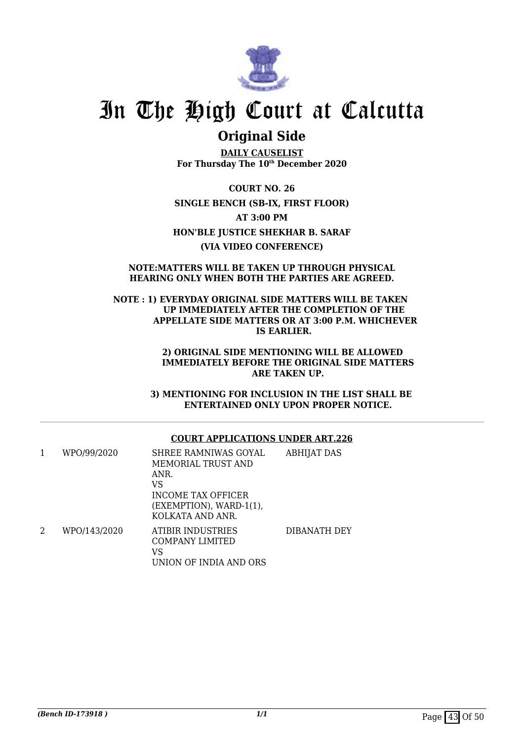# In The High Court at Calcutta

## Original Side

**DAILY CAUSELIST**
**For Thursday The 10th December 2020**

**COURT NO. 26**

**SINGLE BENCH (SB-IX, FIRST FLOOR)**

**AT 3:00 PM**

**HON'BLE JUSTICE SHEKHAR B. SARAF**

**(VIA VIDEO CONFERENCE)**

**NOTE:MATTERS WILL BE TAKEN UP THROUGH PHYSICAL HEARING ONLY WHEN BOTH THE PARTIES ARE AGREED.**

**NOTE : 1) EVERYDAY ORIGINAL SIDE MATTERS WILL BE TAKEN UP IMMEDIATELY AFTER THE COMPLETION OF THE APPELLATE SIDE MATTERS OR AT 3:00 P.M. WHICHEVER IS EARLIER.**

**2) ORIGINAL SIDE MENTIONING WILL BE ALLOWED IMMEDIATELY BEFORE THE ORIGINAL SIDE MATTERS ARE TAKEN UP.**

**3) MENTIONING FOR INCLUSION IN THE LIST SHALL BE ENTERTAINED ONLY UPON PROPER NOTICE.**

---

**COURT APPLICATIONS UNDER ART.226**

| | | | |
|---|---|---|---|
| 1 | WPO/99/2020 | SHREE RAMNIWAS GOYAL MEMORIAL TRUST AND ANR.<br>VS<br>INCOME TAX OFFICER (EXEMPTION), WARD-1(1), KOLKATA AND ANR. | ABHIJAT DAS |
| 2 | WPO/143/2020 | ATIBIR INDUSTRIES COMPANY LIMITED<br>VS<br>UNION OF INDIA AND ORS | DIBANATH DEY |

*(Bench ID-173918 )*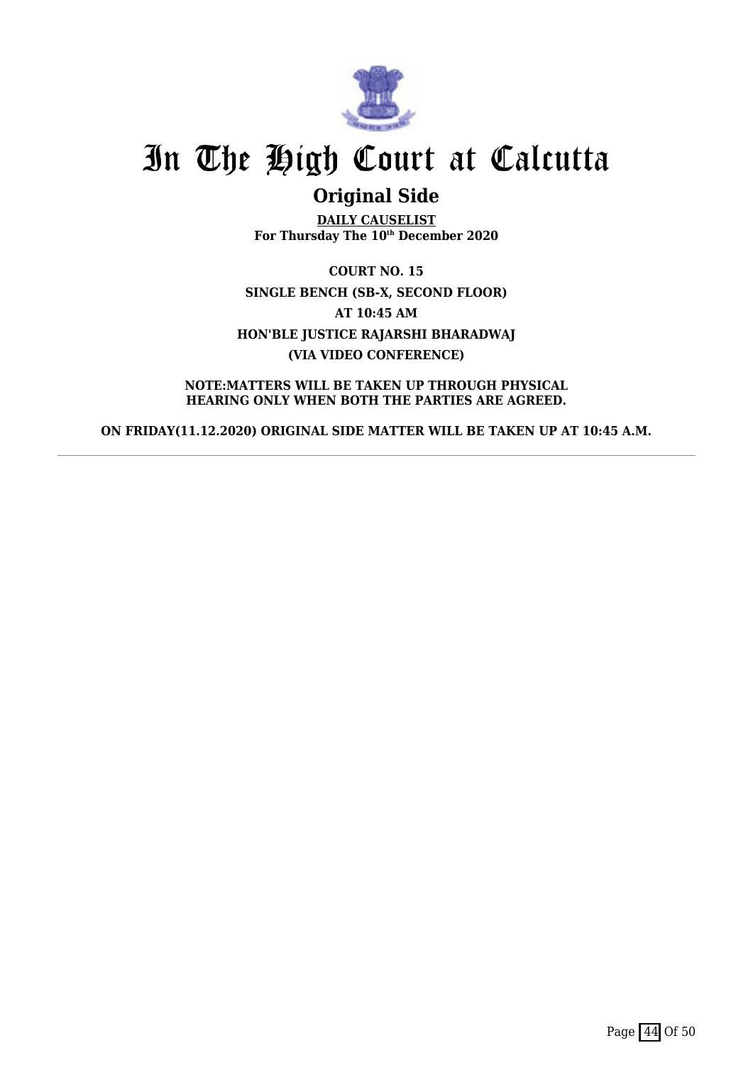# In The High Court at Calcutta

## Original Side

**DAILY CAUSELIST**
**For Thursday The 10th December 2020**

**COURT NO. 15**

**SINGLE BENCH (SB-X, SECOND FLOOR)**

**AT 10:45 AM**

**HON'BLE JUSTICE RAJARSHI BHARADWAJ**

**(VIA VIDEO CONFERENCE)**

**NOTE:MATTERS WILL BE TAKEN UP THROUGH PHYSICAL HEARING ONLY WHEN BOTH THE PARTIES ARE AGREED.**

**ON FRIDAY(11.12.2020) ORIGINAL SIDE MATTER WILL BE TAKEN UP AT 10:45 A.M.**

---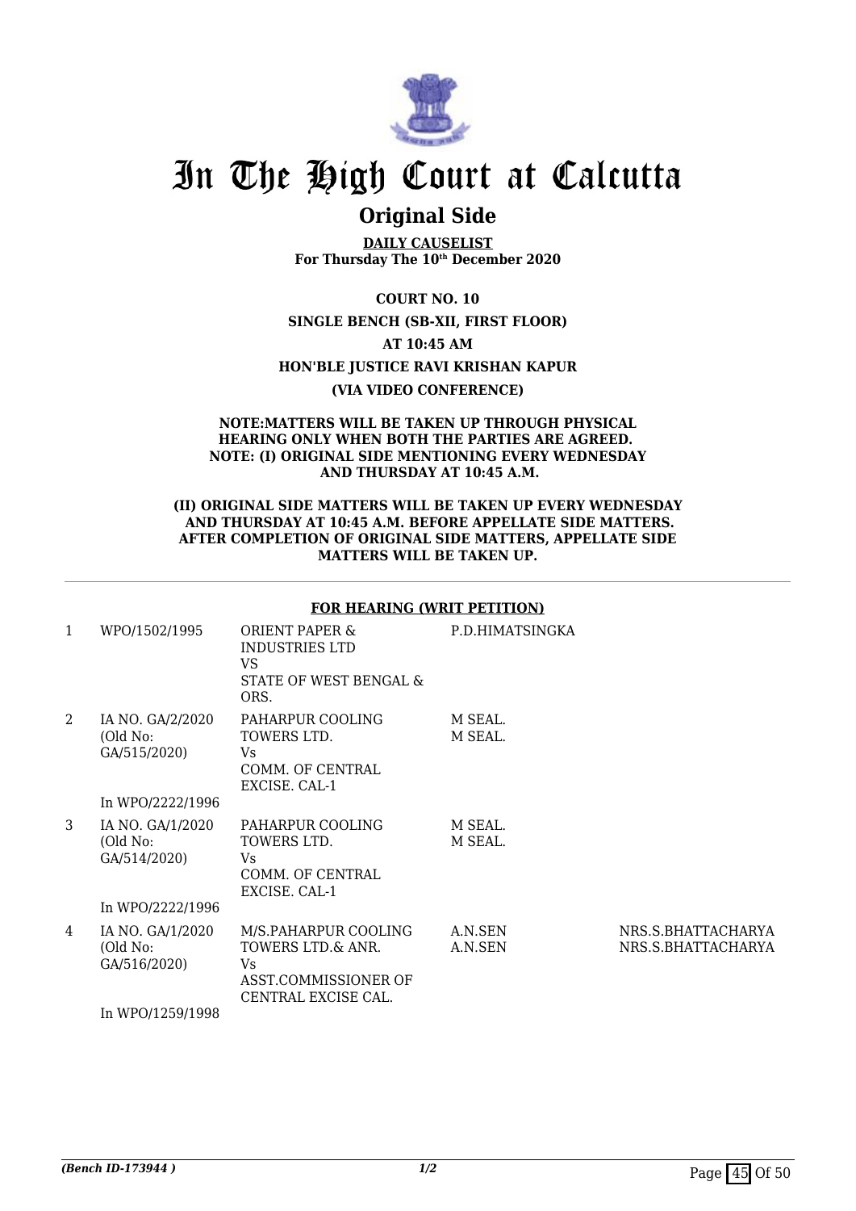# In The High Court at Calcutta

## Original Side

**DAILY CAUSELIST**
**For Thursday The 10th December 2020**

**COURT NO. 10**

**SINGLE BENCH (SB-XII, FIRST FLOOR)**

**AT 10:45 AM**

**HON'BLE JUSTICE RAVI KRISHAN KAPUR**

**(VIA VIDEO CONFERENCE)**

**NOTE:MATTERS WILL BE TAKEN UP THROUGH PHYSICAL HEARING ONLY WHEN BOTH THE PARTIES ARE AGREED.**
**NOTE: (I) ORIGINAL SIDE MENTIONING EVERY WEDNESDAY AND THURSDAY AT 10:45 A.M.**

**(II) ORIGINAL SIDE MATTERS WILL BE TAKEN UP EVERY WEDNESDAY AND THURSDAY AT 10:45 A.M. BEFORE APPELLATE SIDE MATTERS. AFTER COMPLETION OF ORIGINAL SIDE MATTERS, APPELLATE SIDE MATTERS WILL BE TAKEN UP.**

### FOR HEARING (WRIT PETITION)

| | | | | |
|---|---|---|---|---|
| 1 | WPO/1502/1995 | ORIENT PAPER & INDUSTRIES LTD VS STATE OF WEST BENGAL & ORS. | P.D.HIMATSINGKA | |
| 2 | IA NO. GA/2/2020 (Old No: GA/515/2020) In WPO/2222/1996 | PAHARPUR COOLING TOWERS LTD. Vs COMM. OF CENTRAL EXCISE. CAL-1 | M SEAL. M SEAL. | |
| 3 | IA NO. GA/1/2020 (Old No: GA/514/2020) In WPO/2222/1996 | PAHARPUR COOLING TOWERS LTD. Vs COMM. OF CENTRAL EXCISE. CAL-1 | M SEAL. M SEAL. | |
| 4 | IA NO. GA/1/2020 (Old No: GA/516/2020) In WPO/1259/1998 | M/S.PAHARPUR COOLING TOWERS LTD.& ANR. Vs ASST.COMMISSIONER OF CENTRAL EXCISE CAL. | A.N.SEN A.N.SEN | NRS.S.BHATTACHARYA NRS.S.BHATTACHARYA |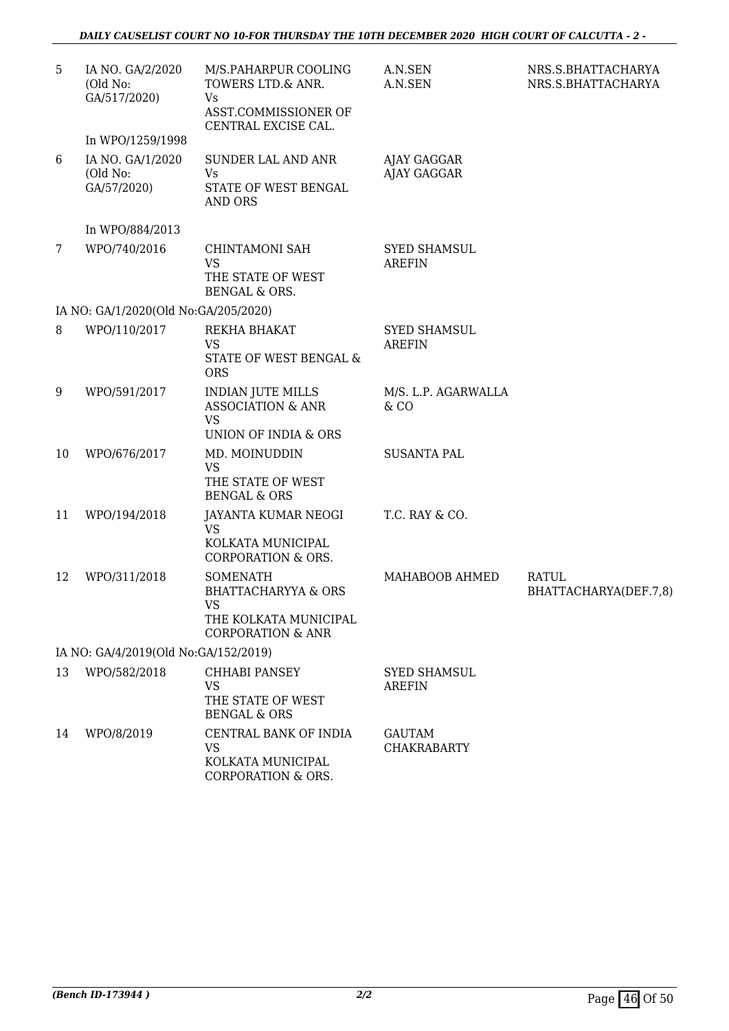| | | | | |
|---|---|---|---|---|
| 5 | IA NO. GA/2/2020 (Old No: GA/517/2020) | M/S.PAHARPUR COOLING TOWERS LTD.& ANR. Vs ASST.COMMISSIONER OF CENTRAL EXCISE CAL. | A.N.SEN A.N.SEN | NRS.S.BHATTACHARYA NRS.S.BHATTACHARYA |
| | In WPO/1259/1998 | | | |
| 6 | IA NO. GA/1/2020 (Old No: GA/57/2020) | SUNDER LAL AND ANR Vs STATE OF WEST BENGAL AND ORS | AJAY GAGGAR AJAY GAGGAR | |
| | In WPO/884/2013 | | | |
| 7 | WPO/740/2016 | CHINTAMONI SAH VS THE STATE OF WEST BENGAL & ORS. | SYED SHAMSUL AREFIN | |
| | IA NO: GA/1/2020(Old No:GA/205/2020) | | | |
| 8 | WPO/110/2017 | REKHA BHAKAT VS STATE OF WEST BENGAL & ORS | SYED SHAMSUL AREFIN | |
| 9 | WPO/591/2017 | INDIAN JUTE MILLS ASSOCIATION & ANR VS UNION OF INDIA & ORS | M/S. L.P. AGARWALLA & CO | |
| 10 | WPO/676/2017 | MD. MOINUDDIN VS THE STATE OF WEST BENGAL & ORS | SUSANTA PAL | |
| 11 | WPO/194/2018 | JAYANTA KUMAR NEOGI VS KOLKATA MUNICIPAL CORPORATION & ORS. | T.C. RAY & CO. | |
| 12 | WPO/311/2018 | SOMENATH BHATTACHARYYA & ORS VS THE KOLKATA MUNICIPAL CORPORATION & ANR | MAHABOOB AHMED | RATUL BHATTACHARYA(DEF.7,8) |
| | IA NO: GA/4/2019(Old No:GA/152/2019) | | | |
| 13 | WPO/582/2018 | CHHABI PANSEY VS THE STATE OF WEST BENGAL & ORS | SYED SHAMSUL AREFIN | |
| 14 | WPO/8/2019 | CENTRAL BANK OF INDIA VS KOLKATA MUNICIPAL CORPORATION & ORS. | GAUTAM CHAKRABARTY | |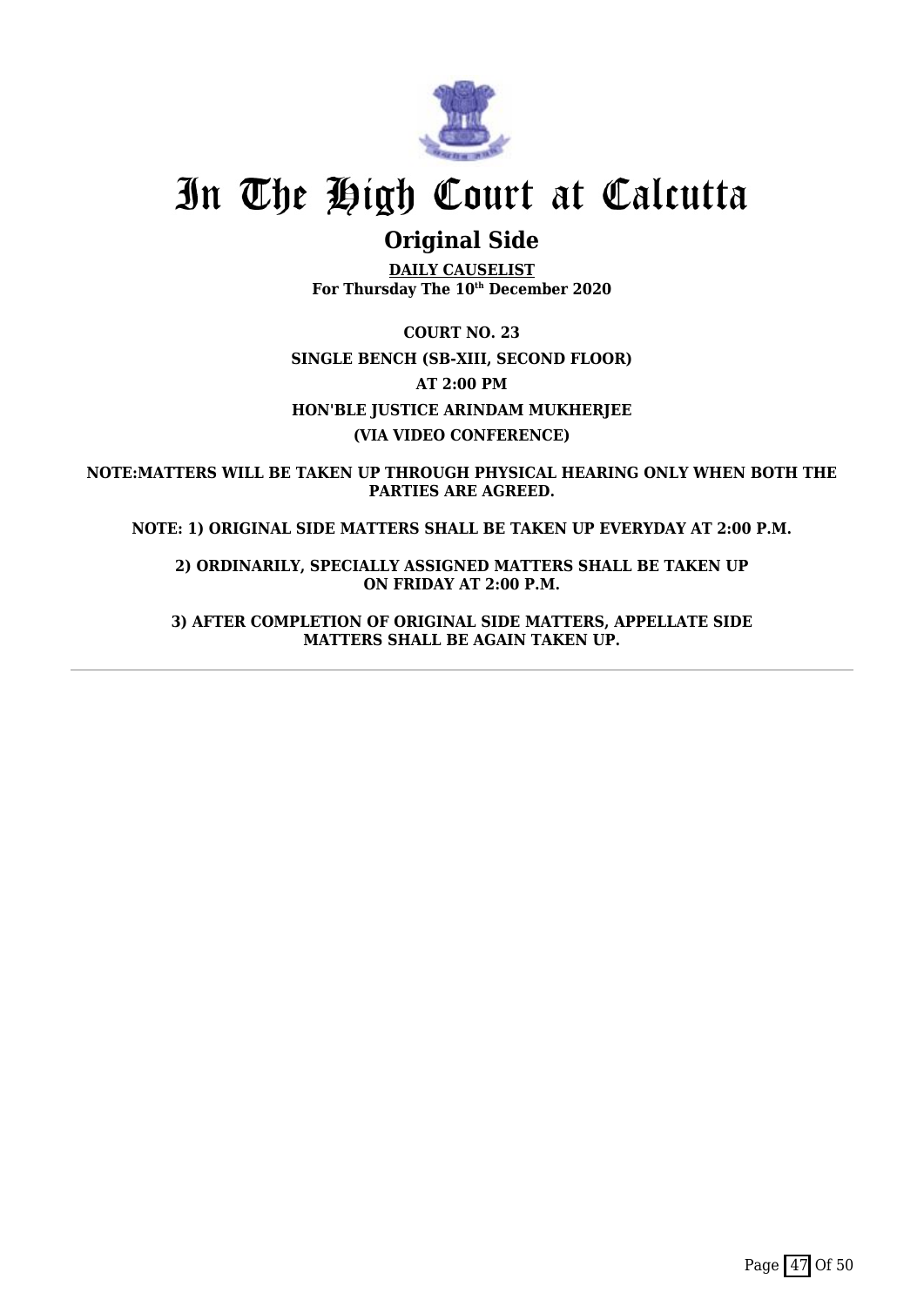# In The High Court at Calcutta

## Original Side

**DAILY CAUSELIST**
**For Thursday The 10th December 2020**

**COURT NO. 23**

**SINGLE BENCH (SB-XIII, SECOND FLOOR)**

**AT 2:00 PM**

**HON'BLE JUSTICE ARINDAM MUKHERJEE**

**(VIA VIDEO CONFERENCE)**

**NOTE:MATTERS WILL BE TAKEN UP THROUGH PHYSICAL HEARING ONLY WHEN BOTH THE PARTIES ARE AGREED.**

**NOTE: 1) ORIGINAL SIDE MATTERS SHALL BE TAKEN UP EVERYDAY AT 2:00 P.M.**

**2) ORDINARILY, SPECIALLY ASSIGNED MATTERS SHALL BE TAKEN UP ON FRIDAY AT 2:00 P.M.**

**3) AFTER COMPLETION OF ORIGINAL SIDE MATTERS, APPELLATE SIDE MATTERS SHALL BE AGAIN TAKEN UP.**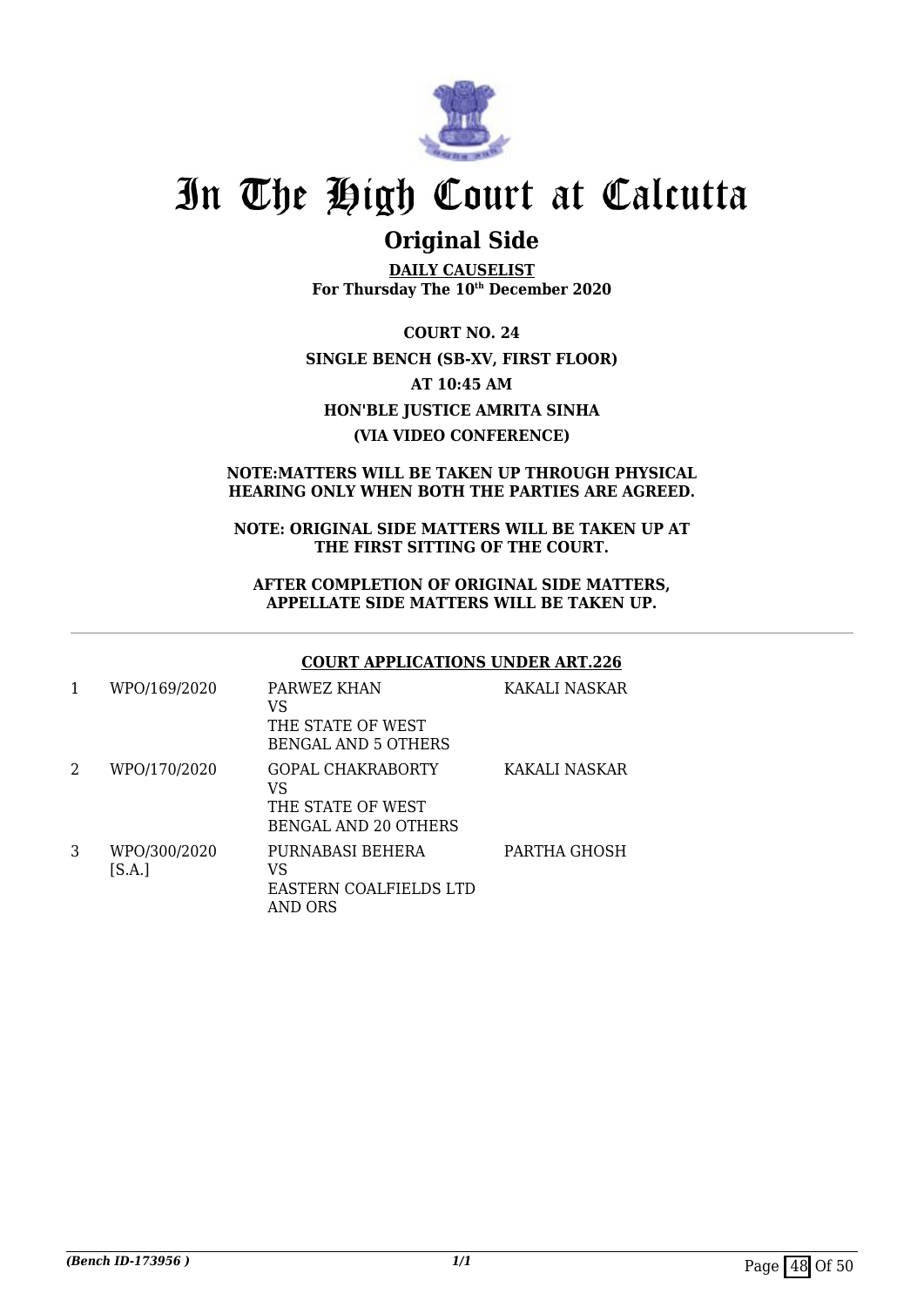# In The High Court at Calcutta

## Original Side

**DAILY CAUSELIST**
**For Thursday The 10th December 2020**

**COURT NO. 24**
**SINGLE BENCH (SB-XV, FIRST FLOOR)**
**AT 10:45 AM**
**HON'BLE JUSTICE AMRITA SINHA**
**(VIA VIDEO CONFERENCE)**

**NOTE:MATTERS WILL BE TAKEN UP THROUGH PHYSICAL HEARING ONLY WHEN BOTH THE PARTIES ARE AGREED.**

**NOTE: ORIGINAL SIDE MATTERS WILL BE TAKEN UP AT THE FIRST SITTING OF THE COURT.**

**AFTER COMPLETION OF ORIGINAL SIDE MATTERS, APPELLATE SIDE MATTERS WILL BE TAKEN UP.**

**COURT APPLICATIONS UNDER ART.226**

| | | | |
|---|---|---|---|
| 1 | WPO/169/2020 | PARWEZ KHAN<br>VS<br>THE STATE OF WEST BENGAL AND 5 OTHERS | KAKALI NASKAR |
| 2 | WPO/170/2020 | GOPAL CHAKRABORTY<br>VS<br>THE STATE OF WEST BENGAL AND 20 OTHERS | KAKALI NASKAR |
| 3 | WPO/300/2020 [S.A.] | PURNABASI BEHERA<br>VS<br>EASTERN COALFIELDS LTD AND ORS | PARTHA GHOSH |

*(Bench ID-173956 )*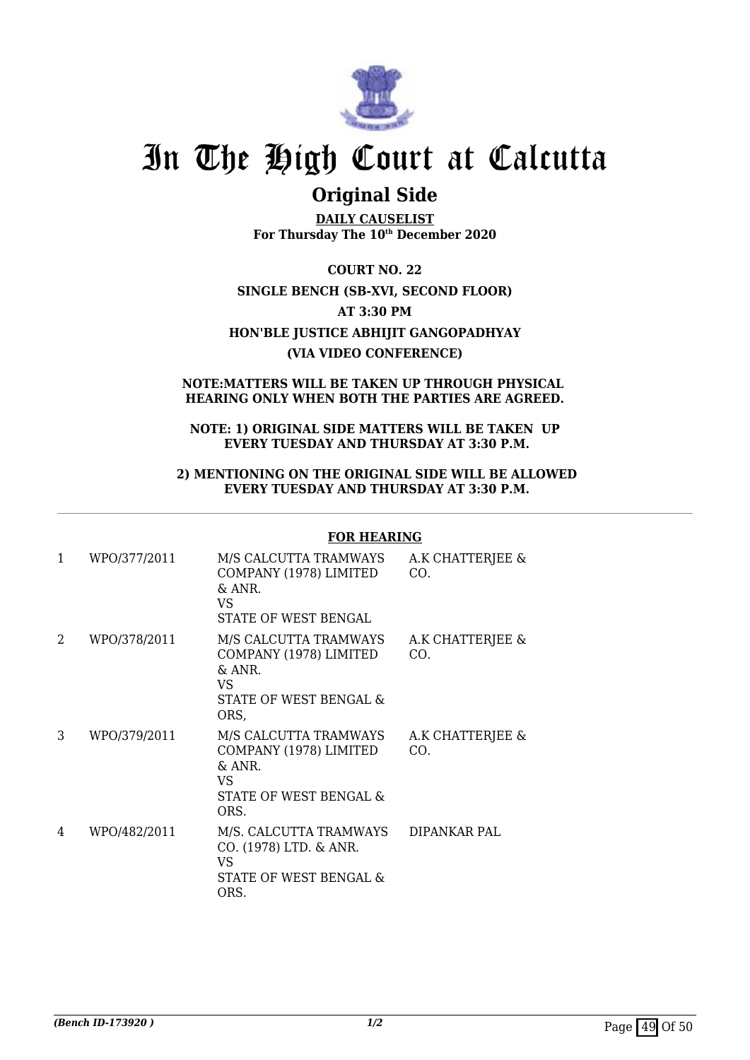# In The High Court at Calcutta

## Original Side

**DAILY CAUSELIST**
**For Thursday The 10th December 2020**

**COURT NO. 22**

**SINGLE BENCH (SB-XVI, SECOND FLOOR)**

**AT 3:30 PM**

**HON'BLE JUSTICE ABHIJIT GANGOPADHYAY**

**(VIA VIDEO CONFERENCE)**

**NOTE:MATTERS WILL BE TAKEN UP THROUGH PHYSICAL HEARING ONLY WHEN BOTH THE PARTIES ARE AGREED.**

**NOTE: 1) ORIGINAL SIDE MATTERS WILL BE TAKEN UP EVERY TUESDAY AND THURSDAY AT 3:30 P.M.**

**2) MENTIONING ON THE ORIGINAL SIDE WILL BE ALLOWED EVERY TUESDAY AND THURSDAY AT 3:30 P.M.**

### FOR HEARING

| | | | |
|---|---|---|---|
| 1 | WPO/377/2011 | M/S CALCUTTA TRAMWAYS COMPANY (1978) LIMITED & ANR. VS STATE OF WEST BENGAL | A.K CHATTERJEE & CO. |
| 2 | WPO/378/2011 | M/S CALCUTTA TRAMWAYS COMPANY (1978) LIMITED & ANR. VS STATE OF WEST BENGAL & ORS, | A.K CHATTERJEE & CO. |
| 3 | WPO/379/2011 | M/S CALCUTTA TRAMWAYS COMPANY (1978) LIMITED & ANR. VS STATE OF WEST BENGAL & ORS. | A.K CHATTERJEE & CO. |
| 4 | WPO/482/2011 | M/S. CALCUTTA TRAMWAYS CO. (1978) LTD. & ANR. VS STATE OF WEST BENGAL & ORS. | DIPANKAR PAL |

*(Bench ID-173920 )*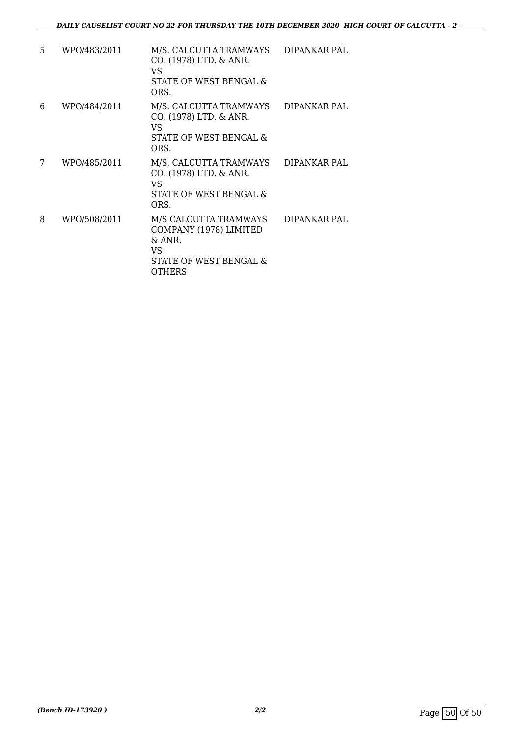| | | | |
|---|---|---|---|
| 5 | WPO/483/2011 | M/S. CALCUTTA TRAMWAYS CO. (1978) LTD. & ANR.<br>VS<br>STATE OF WEST BENGAL & ORS. | DIPANKAR PAL |
| 6 | WPO/484/2011 | M/S. CALCUTTA TRAMWAYS CO. (1978) LTD. & ANR.<br>VS<br>STATE OF WEST BENGAL & ORS. | DIPANKAR PAL |
| 7 | WPO/485/2011 | M/S. CALCUTTA TRAMWAYS CO. (1978) LTD. & ANR.<br>VS<br>STATE OF WEST BENGAL & ORS. | DIPANKAR PAL |
| 8 | WPO/508/2011 | M/S CALCUTTA TRAMWAYS COMPANY (1978) LIMITED & ANR.<br>VS<br>STATE OF WEST BENGAL & OTHERS | DIPANKAR PAL |